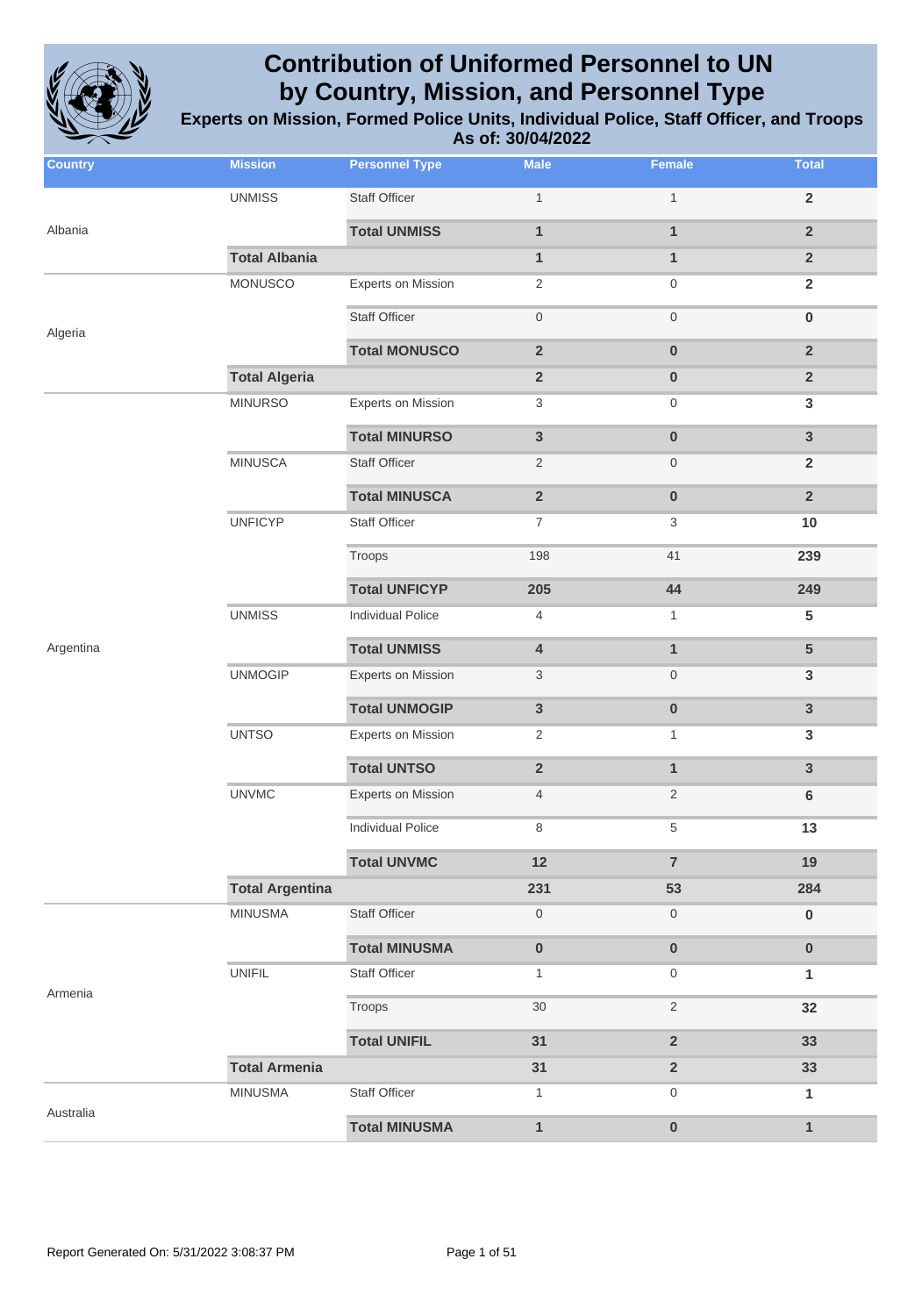# Contribution of Uniformed Personnel to UN by Country, Mission, and Personnel Type

## Experts on Mission, Formed Police Units, Individual Police, Staff Officer, and Troops

**As of: 30/04/2022**

| Country | Mission | Personnel Type | Male | Female | Total |
|---|---|---|---|---|---|
| Albania | UNMISS | Staff Officer | 1 | 1 | **2** |
| | | **Total UNMISS** | **1** | **1** | **2** |
| | **Total Albania** | | **1** | **1** | **2** |
| Algeria | MONUSCO | Experts on Mission | 2 | 0 | **2** |
| | | Staff Officer | 0 | 0 | **0** |
| | | **Total MONUSCO** | **2** | **0** | **2** |
| | **Total Algeria** | | **2** | **0** | **2** |
| Argentina | MINURSO | Experts on Mission | 3 | 0 | **3** |
| | | **Total MINURSO** | **3** | **0** | **3** |
| | MINUSCA | Staff Officer | 2 | 0 | **2** |
| | | **Total MINUSCA** | **2** | **0** | **2** |
| | UNFICYP | Staff Officer | 7 | 3 | **10** |
| | | Troops | 198 | 41 | **239** |
| | | **Total UNFICYP** | **205** | **44** | **249** |
| | UNMISS | Individual Police | 4 | 1 | **5** |
| | | **Total UNMISS** | **4** | **1** | **5** |
| | UNMOGIP | Experts on Mission | 3 | 0 | **3** |
| | | **Total UNMOGIP** | **3** | **0** | **3** |
| | UNTSO | Experts on Mission | 2 | 1 | **3** |
| | | **Total UNTSO** | **2** | **1** | **3** |
| | UNVMC | Experts on Mission | 4 | 2 | **6** |
| | | Individual Police | 8 | 5 | **13** |
| | | **Total UNVMC** | **12** | **7** | **19** |
| | **Total Argentina** | | **231** | **53** | **284** |
| Armenia | MINUSMA | Staff Officer | 0 | 0 | **0** |
| | | **Total MINUSMA** | **0** | **0** | **0** |
| | UNIFIL | Staff Officer | 1 | 0 | **1** |
| | | Troops | 30 | 2 | **32** |
| | | **Total UNIFIL** | **31** | **2** | **33** |
| | **Total Armenia** | | **31** | **2** | **33** |
| Australia | MINUSMA | Staff Officer | 1 | 0 | **1** |
| | | **Total MINUSMA** | **1** | **0** | **1** |

Report Generated On: 5/31/2022 3:08:37 PM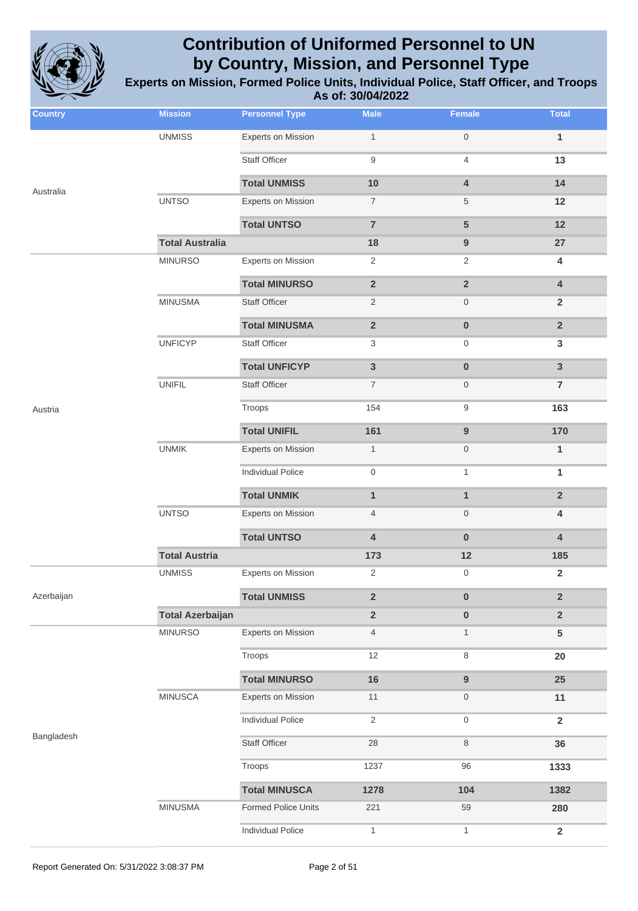# Contribution of Uniformed Personnel to UN by Country, Mission, and Personnel Type

**Experts on Mission, Formed Police Units, Individual Police, Staff Officer, and Troops**

**As of: 30/04/2022**

| Country | Mission | Personnel Type | Male | Female | Total |
|---|---|---|---|---|---|
| Australia | UNMISS | Experts on Mission | 1 | 0 | 1 |
| | | Staff Officer | 9 | 4 | 13 |
| | | **Total UNMISS** | **10** | **4** | **14** |
| | UNTSO | Experts on Mission | 7 | 5 | 12 |
| | | **Total UNTSO** | **7** | **5** | **12** |
| | **Total Australia** | | **18** | **9** | **27** |
| Austria | MINURSO | Experts on Mission | 2 | 2 | 4 |
| | | **Total MINURSO** | **2** | **2** | **4** |
| | MINUSMA | Staff Officer | 2 | 0 | 2 |
| | | **Total MINUSMA** | **2** | **0** | **2** |
| | UNFICYP | Staff Officer | 3 | 0 | 3 |
| | | **Total UNFICYP** | **3** | **0** | **3** |
| | UNIFIL | Staff Officer | 7 | 0 | 7 |
| | | Troops | 154 | 9 | 163 |
| | | **Total UNIFIL** | **161** | **9** | **170** |
| | UNMIK | Experts on Mission | 1 | 0 | 1 |
| | | Individual Police | 0 | 1 | 1 |
| | | **Total UNMIK** | **1** | **1** | **2** |
| | UNTSO | Experts on Mission | 4 | 0 | 4 |
| | | **Total UNTSO** | **4** | **0** | **4** |
| | **Total Austria** | | **173** | **12** | **185** |
| Azerbaijan | UNMISS | Experts on Mission | 2 | 0 | 2 |
| | | **Total UNMISS** | **2** | **0** | **2** |
| | **Total Azerbaijan** | | **2** | **0** | **2** |
| Bangladesh | MINURSO | Experts on Mission | 4 | 1 | 5 |
| | | Troops | 12 | 8 | 20 |
| | | **Total MINURSO** | **16** | **9** | **25** |
| | MINUSCA | Experts on Mission | 11 | 0 | 11 |
| | | Individual Police | 2 | 0 | 2 |
| | | Staff Officer | 28 | 8 | 36 |
| | | Troops | 1237 | 96 | 1333 |
| | | **Total MINUSCA** | **1278** | **104** | **1382** |
| | MINUSMA | Formed Police Units | 221 | 59 | 280 |
| | | Individual Police | 1 | 1 | 2 |

Report Generated On: 5/31/2022 3:08:37 PM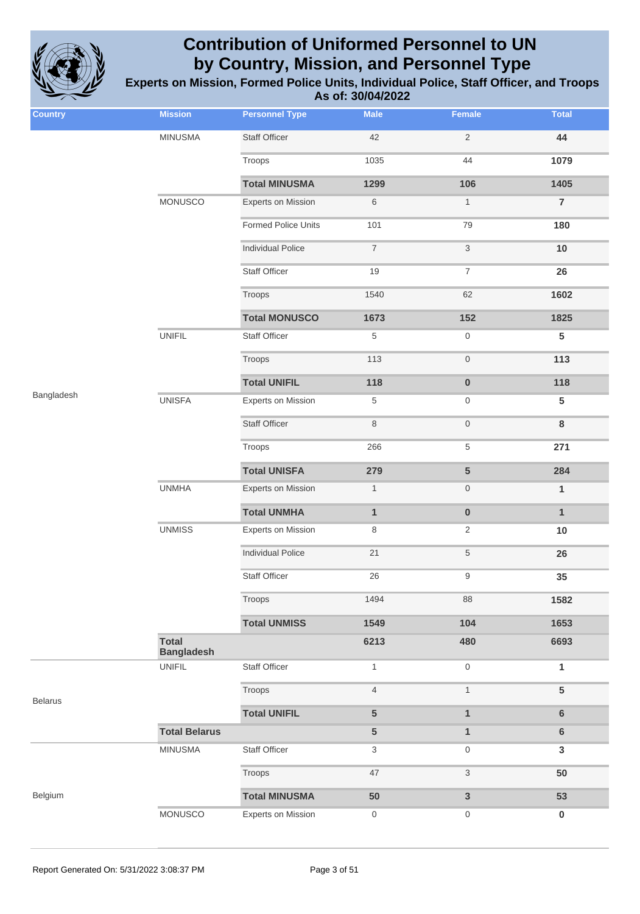# Contribution of Uniformed Personnel to UN by Country, Mission, and Personnel Type

## Experts on Mission, Formed Police Units, Individual Police, Staff Officer, and Troops

### As of: 30/04/2022

| Country | Mission | Personnel Type | Male | Female | Total |
|---|---|---|---|---|---|
| Bangladesh | MINUSMA | Staff Officer | 42 | 2 | **44** |
| | | Troops | 1035 | 44 | **1079** |
| | | **Total MINUSMA** | **1299** | **106** | **1405** |
| | MONUSCO | Experts on Mission | 6 | 1 | **7** |
| | | Formed Police Units | 101 | 79 | **180** |
| | | Individual Police | 7 | 3 | **10** |
| | | Staff Officer | 19 | 7 | **26** |
| | | Troops | 1540 | 62 | **1602** |
| | | **Total MONUSCO** | **1673** | **152** | **1825** |
| | UNIFIL | Staff Officer | 5 | 0 | **5** |
| | | Troops | 113 | 0 | **113** |
| | | **Total UNIFIL** | **118** | **0** | **118** |
| | UNISFA | Experts on Mission | 5 | 0 | **5** |
| | | Staff Officer | 8 | 0 | **8** |
| | | Troops | 266 | 5 | **271** |
| | | **Total UNISFA** | **279** | **5** | **284** |
| | UNMHA | Experts on Mission | 1 | 0 | **1** |
| | | **Total UNMHA** | **1** | **0** | **1** |
| | UNMISS | Experts on Mission | 8 | 2 | **10** |
| | | Individual Police | 21 | 5 | **26** |
| | | Staff Officer | 26 | 9 | **35** |
| | | Troops | 1494 | 88 | **1582** |
| | | **Total UNMISS** | **1549** | **104** | **1653** |
| | **Total Bangladesh** | | **6213** | **480** | **6693** |
| Belarus | UNIFIL | Staff Officer | 1 | 0 | **1** |
| | | Troops | 4 | 1 | **5** |
| | | **Total UNIFIL** | **5** | **1** | **6** |
| | **Total Belarus** | | **5** | **1** | **6** |
| Belgium | MINUSMA | Staff Officer | 3 | 0 | **3** |
| | | Troops | 47 | 3 | **50** |
| | | **Total MINUSMA** | **50** | **3** | **53** |
| | MONUSCO | Experts on Mission | 0 | 0 | **0** |

Report Generated On: 5/31/2022 3:08:37 PM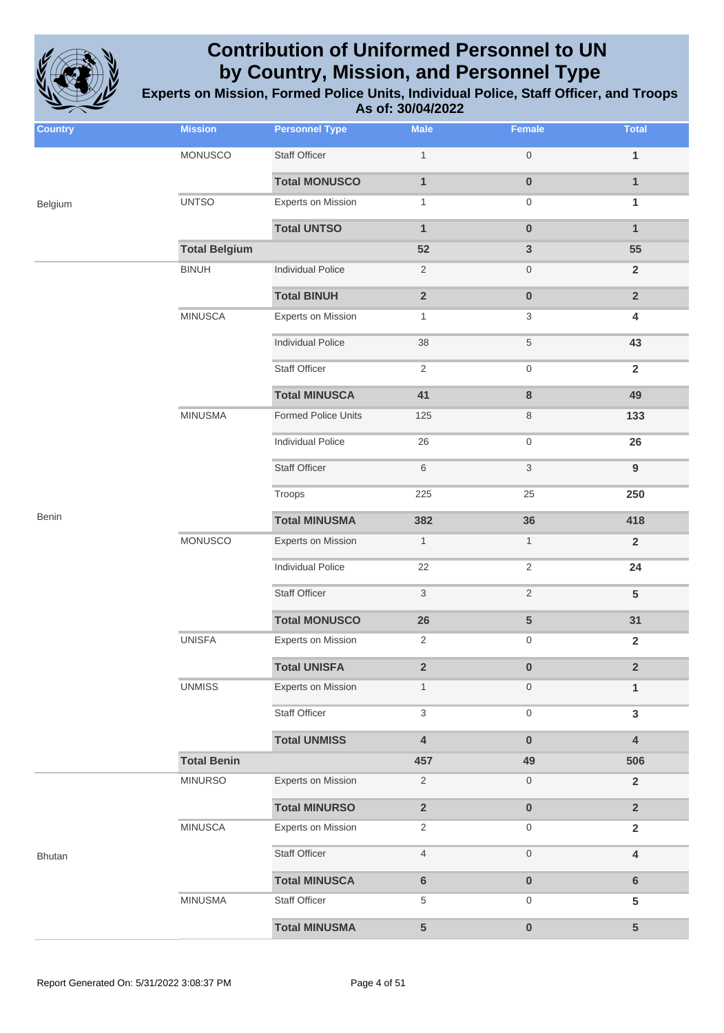# Contribution of Uniformed Personnel to UN by Country, Mission, and Personnel Type

## Experts on Mission, Formed Police Units, Individual Police, Staff Officer, and Troops

### As of: 30/04/2022

| Country | Mission | Personnel Type | Male | Female | Total |
|---|---|---|---|---|---|
| Belgium | MONUSCO | Staff Officer | 1 | 0 | **1** |
| | | **Total MONUSCO** | **1** | **0** | **1** |
| | UNTSO | Experts on Mission | 1 | 0 | **1** |
| | | **Total UNTSO** | **1** | **0** | **1** |
| | **Total Belgium** | | **52** | **3** | **55** |
| Benin | BINUH | Individual Police | 2 | 0 | **2** |
| | | **Total BINUH** | **2** | **0** | **2** |
| | MINUSCA | Experts on Mission | 1 | 3 | **4** |
| | | Individual Police | 38 | 5 | **43** |
| | | Staff Officer | 2 | 0 | **2** |
| | | **Total MINUSCA** | **41** | **8** | **49** |
| | MINUSMA | Formed Police Units | 125 | 8 | **133** |
| | | Individual Police | 26 | 0 | **26** |
| | | Staff Officer | 6 | 3 | **9** |
| | | Troops | 225 | 25 | **250** |
| | | **Total MINUSMA** | **382** | **36** | **418** |
| | MONUSCO | Experts on Mission | 1 | 1 | **2** |
| | | Individual Police | 22 | 2 | **24** |
| | | Staff Officer | 3 | 2 | **5** |
| | | **Total MONUSCO** | **26** | **5** | **31** |
| | UNISFA | Experts on Mission | 2 | 0 | **2** |
| | | **Total UNISFA** | **2** | **0** | **2** |
| | UNMISS | Experts on Mission | 1 | 0 | **1** |
| | | Staff Officer | 3 | 0 | **3** |
| | | **Total UNMISS** | **4** | **0** | **4** |
| | **Total Benin** | | **457** | **49** | **506** |
| Bhutan | MINURSO | Experts on Mission | 2 | 0 | **2** |
| | | **Total MINURSO** | **2** | **0** | **2** |
| | MINUSCA | Experts on Mission | 2 | 0 | **2** |
| | | Staff Officer | 4 | 0 | **4** |
| | | **Total MINUSCA** | **6** | **0** | **6** |
| | MINUSMA | Staff Officer | 5 | 0 | **5** |
| | | **Total MINUSMA** | **5** | **0** | **5** |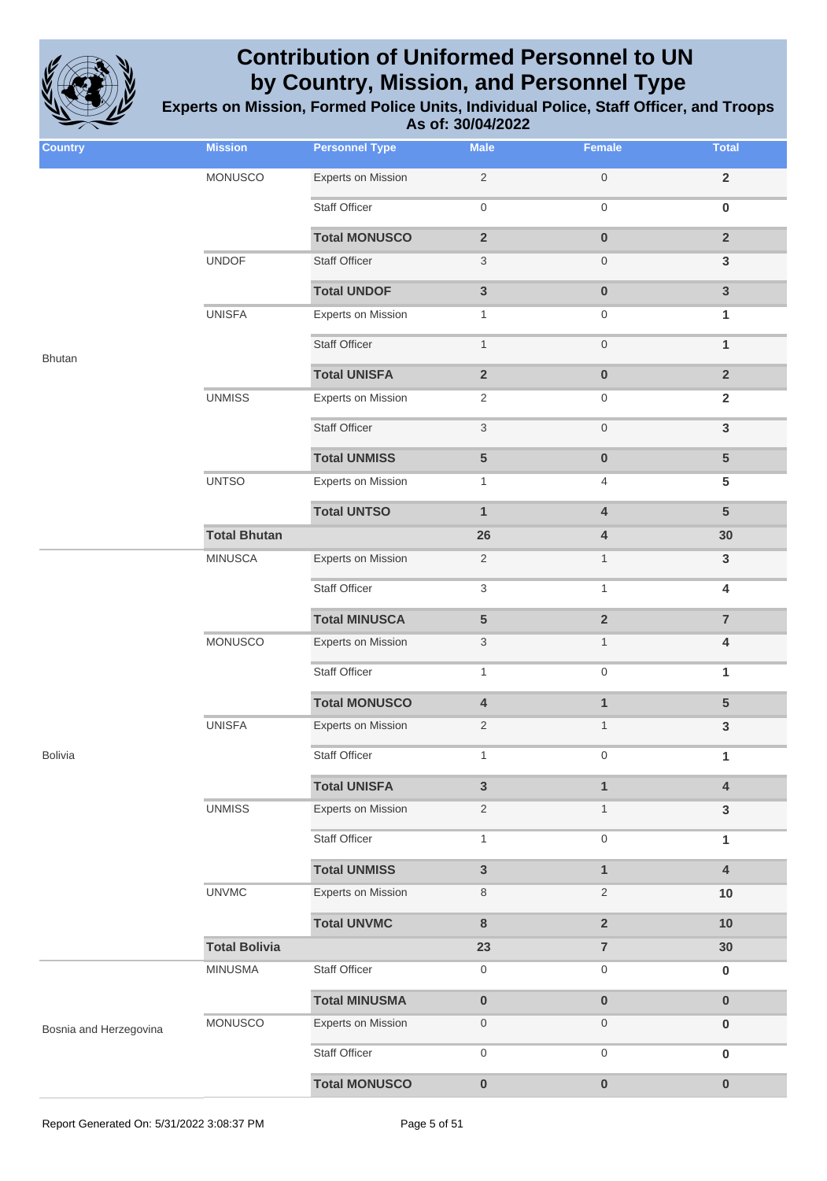# Contribution of Uniformed Personnel to UN by Country, Mission, and Personnel Type

## Experts on Mission, Formed Police Units, Individual Police, Staff Officer, and Troops

### As of: 30/04/2022

| Country | Mission | Personnel Type | Male | Female | Total |
|---|---|---|---|---|---|
| Bhutan | MONUSCO | Experts on Mission | 2 | 0 | **2** |
| | | Staff Officer | 0 | 0 | **0** |
| | | **Total MONUSCO** | **2** | **0** | **2** |
| | UNDOF | Staff Officer | 3 | 0 | **3** |
| | | **Total UNDOF** | **3** | **0** | **3** |
| | UNISFA | Experts on Mission | 1 | 0 | **1** |
| | | Staff Officer | 1 | 0 | **1** |
| | | **Total UNISFA** | **2** | **0** | **2** |
| | UNMISS | Experts on Mission | 2 | 0 | **2** |
| | | Staff Officer | 3 | 0 | **3** |
| | | **Total UNMISS** | **5** | **0** | **5** |
| | UNTSO | Experts on Mission | 1 | 4 | **5** |
| | | **Total UNTSO** | **1** | **4** | **5** |
| | **Total Bhutan** | | **26** | **4** | **30** |
| Bolivia | MINUSCA | Experts on Mission | 2 | 1 | **3** |
| | | Staff Officer | 3 | 1 | **4** |
| | | **Total MINUSCA** | **5** | **2** | **7** |
| | MONUSCO | Experts on Mission | 3 | 1 | **4** |
| | | Staff Officer | 1 | 0 | **1** |
| | | **Total MONUSCO** | **4** | **1** | **5** |
| | UNISFA | Experts on Mission | 2 | 1 | **3** |
| | | Staff Officer | 1 | 0 | **1** |
| | | **Total UNISFA** | **3** | **1** | **4** |
| | UNMISS | Experts on Mission | 2 | 1 | **3** |
| | | Staff Officer | 1 | 0 | **1** |
| | | **Total UNMISS** | **3** | **1** | **4** |
| | UNVMC | Experts on Mission | 8 | 2 | **10** |
| | | **Total UNVMC** | **8** | **2** | **10** |
| | **Total Bolivia** | | **23** | **7** | **30** |
| Bosnia and Herzegovina | MINUSMA | Staff Officer | 0 | 0 | **0** |
| | | **Total MINUSMA** | **0** | **0** | **0** |
| | MONUSCO | Experts on Mission | 0 | 0 | **0** |
| | | Staff Officer | 0 | 0 | **0** |
| | | **Total MONUSCO** | **0** | **0** | **0** |

Report Generated On: 5/31/2022 3:08:37 PM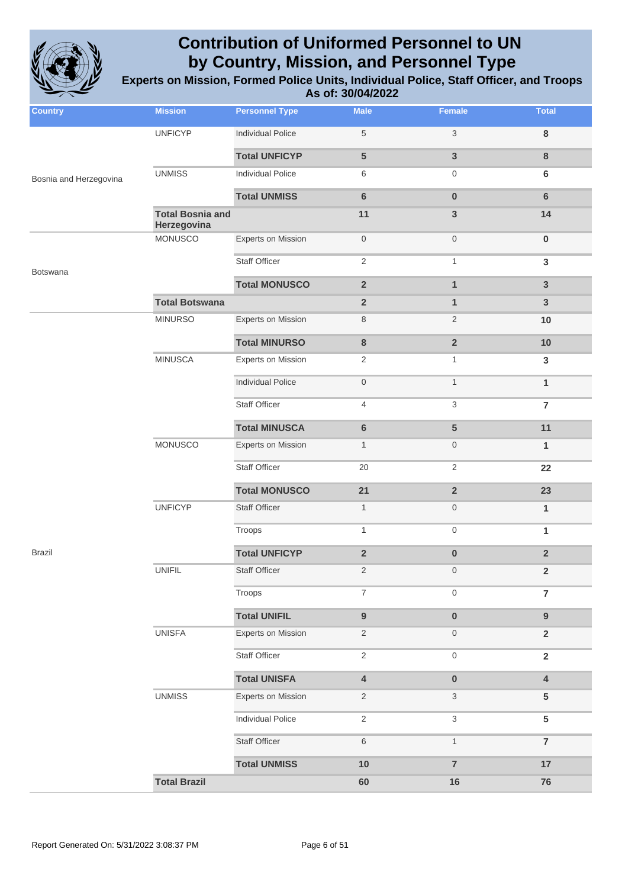# Contribution of Uniformed Personnel to UN by Country, Mission, and Personnel Type

## Experts on Mission, Formed Police Units, Individual Police, Staff Officer, and Troops

### As of: 30/04/2022

| Country | Mission | Personnel Type | Male | Female | Total |
|---|---|---|---|---|---|
| Bosnia and Herzegovina | UNFICYP | Individual Police | 5 | 3 | 8 |
| | | **Total UNFICYP** | **5** | **3** | **8** |
| | UNMISS | Individual Police | 6 | 0 | 6 |
| | | **Total UNMISS** | **6** | **0** | **6** |
| | **Total Bosnia and Herzegovina** | | **11** | **3** | **14** |
| Botswana | MONUSCO | Experts on Mission | 0 | 0 | 0 |
| | | Staff Officer | 2 | 1 | 3 |
| | | **Total MONUSCO** | **2** | **1** | **3** |
| | **Total Botswana** | | **2** | **1** | **3** |
| Brazil | MINURSO | Experts on Mission | 8 | 2 | 10 |
| | | **Total MINURSO** | **8** | **2** | **10** |
| | MINUSCA | Experts on Mission | 2 | 1 | 3 |
| | | Individual Police | 0 | 1 | 1 |
| | | Staff Officer | 4 | 3 | 7 |
| | | **Total MINUSCA** | **6** | **5** | **11** |
| | MONUSCO | Experts on Mission | 1 | 0 | 1 |
| | | Staff Officer | 20 | 2 | 22 |
| | | **Total MONUSCO** | **21** | **2** | **23** |
| | UNFICYP | Staff Officer | 1 | 0 | 1 |
| | | Troops | 1 | 0 | 1 |
| | | **Total UNFICYP** | **2** | **0** | **2** |
| | UNIFIL | Staff Officer | 2 | 0 | 2 |
| | | Troops | 7 | 0 | 7 |
| | | **Total UNIFIL** | **9** | **0** | **9** |
| | UNISFA | Experts on Mission | 2 | 0 | 2 |
| | | Staff Officer | 2 | 0 | 2 |
| | | **Total UNISFA** | **4** | **0** | **4** |
| | UNMISS | Experts on Mission | 2 | 3 | 5 |
| | | Individual Police | 2 | 3 | 5 |
| | | Staff Officer | 6 | 1 | 7 |
| | | **Total UNMISS** | **10** | **7** | **17** |
| | **Total Brazil** | | **60** | **16** | **76** |

Report Generated On: 5/31/2022 3:08:37 PM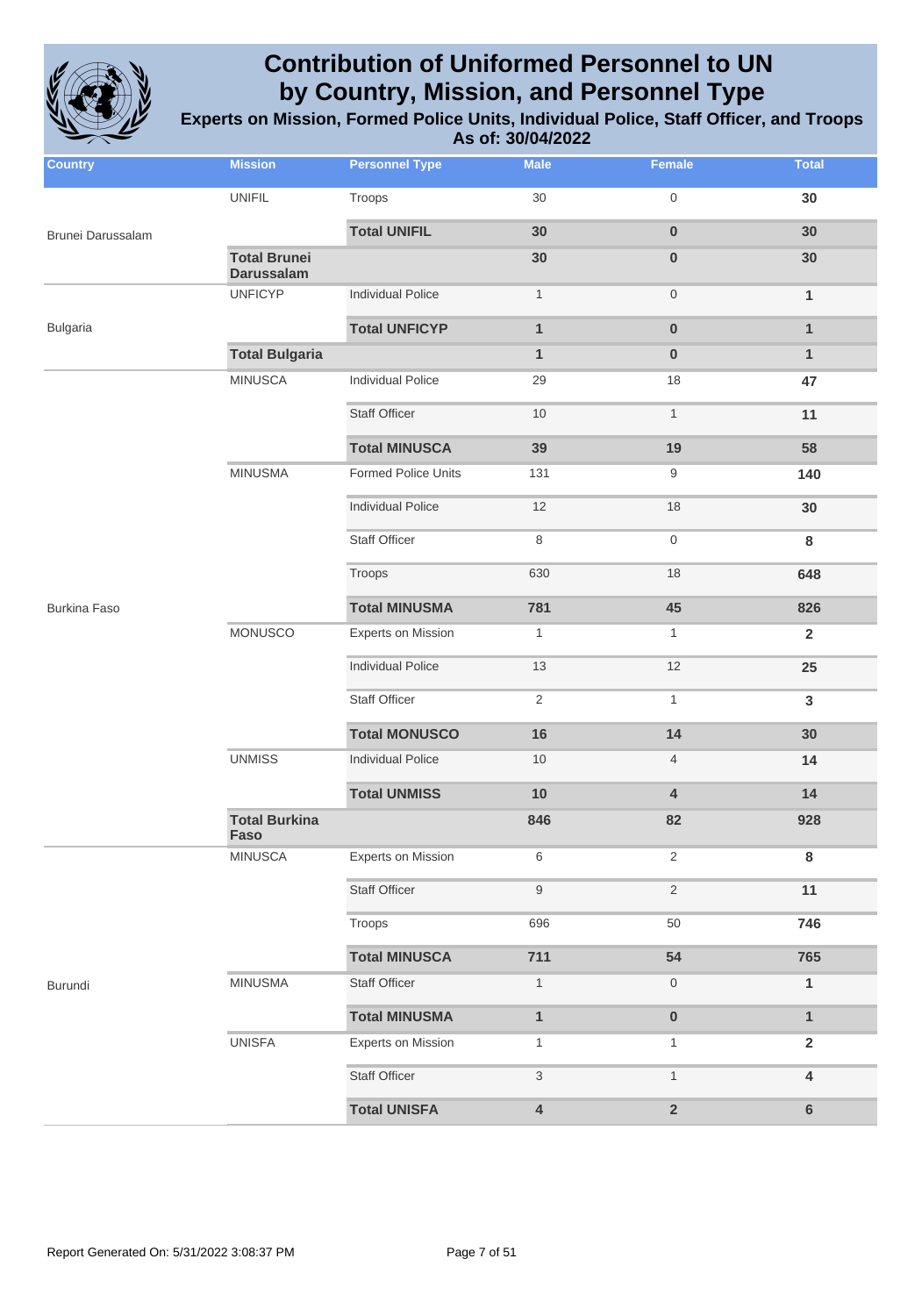# Contribution of Uniformed Personnel to UN by Country, Mission, and Personnel Type

## Experts on Mission, Formed Police Units, Individual Police, Staff Officer, and Troops

### As of: 30/04/2022

| Country | Mission | Personnel Type | Male | Female | Total |
|---|---|---|---|---|---|
| Brunei Darussalam | UNIFIL | Troops | 30 | 0 | 30 |
| | | **Total UNIFIL** | **30** | **0** | **30** |
| | **Total Brunei Darussalam** | | **30** | **0** | **30** |
| Bulgaria | UNFICYP | Individual Police | 1 | 0 | 1 |
| | | **Total UNFICYP** | **1** | **0** | **1** |
| | **Total Bulgaria** | | **1** | **0** | **1** |
| Burkina Faso | MINUSCA | Individual Police | 29 | 18 | 47 |
| | | Staff Officer | 10 | 1 | 11 |
| | | **Total MINUSCA** | **39** | **19** | **58** |
| | MINUSMA | Formed Police Units | 131 | 9 | 140 |
| | | Individual Police | 12 | 18 | 30 |
| | | Staff Officer | 8 | 0 | 8 |
| | | Troops | 630 | 18 | 648 |
| | | **Total MINUSMA** | **781** | **45** | **826** |
| | MONUSCO | Experts on Mission | 1 | 1 | 2 |
| | | Individual Police | 13 | 12 | 25 |
| | | Staff Officer | 2 | 1 | 3 |
| | | **Total MONUSCO** | **16** | **14** | **30** |
| | UNMISS | Individual Police | 10 | 4 | 14 |
| | | **Total UNMISS** | **10** | **4** | **14** |
| | **Total Burkina Faso** | | **846** | **82** | **928** |
| Burundi | MINUSCA | Experts on Mission | 6 | 2 | 8 |
| | | Staff Officer | 9 | 2 | 11 |
| | | Troops | 696 | 50 | 746 |
| | | **Total MINUSCA** | **711** | **54** | **765** |
| | MINUSMA | Staff Officer | 1 | 0 | 1 |
| | | **Total MINUSMA** | **1** | **0** | **1** |
| | UNISFA | Experts on Mission | 1 | 1 | 2 |
| | | Staff Officer | 3 | 1 | 4 |
| | | **Total UNISFA** | **4** | **2** | **6** |

Report Generated On: 5/31/2022 3:08:37 PM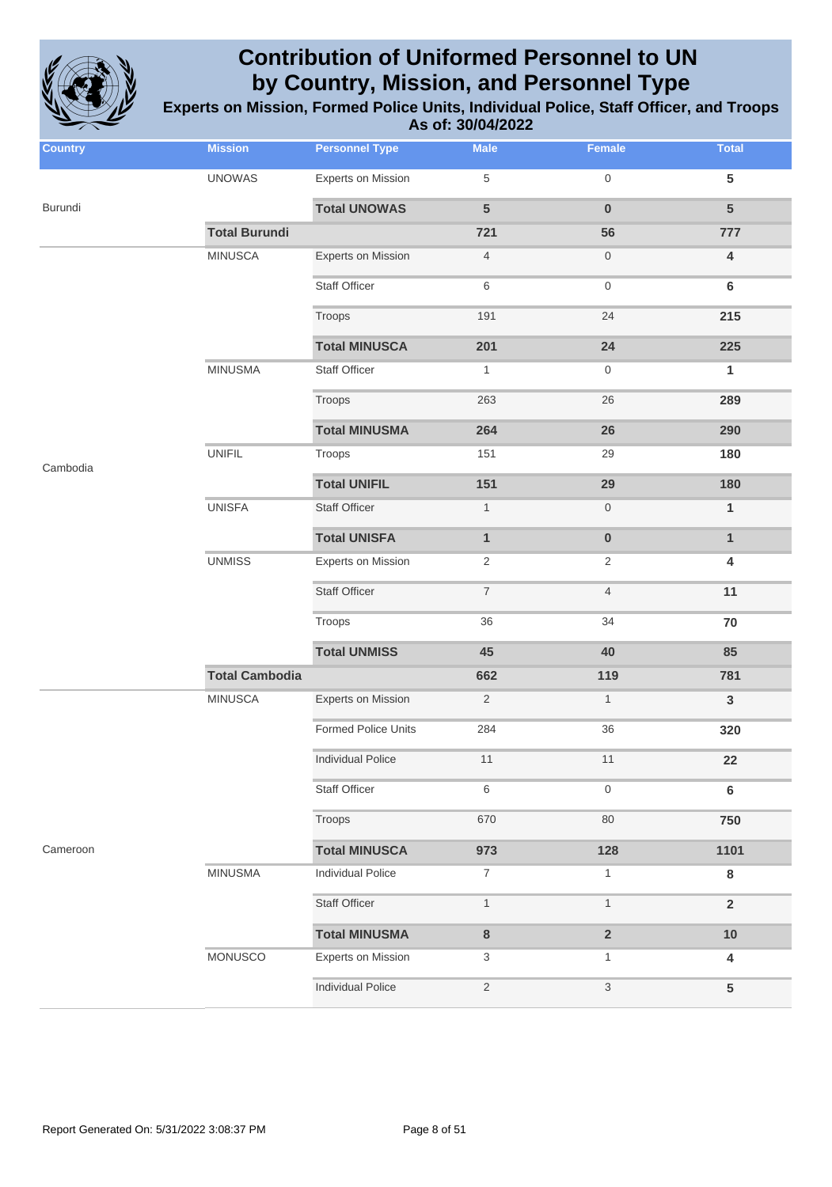# Contribution of Uniformed Personnel to UN by Country, Mission, and Personnel Type

**Experts on Mission, Formed Police Units, Individual Police, Staff Officer, and Troops**

**As of: 30/04/2022**

| Country | Mission | Personnel Type | Male | Female | Total |
|---|---|---|---|---|---|
| Burundi | UNOWAS | Experts on Mission | 5 | 0 | 5 |
| | | **Total UNOWAS** | **5** | **0** | **5** |
| | **Total Burundi** | | **721** | **56** | **777** |
| Cambodia | MINUSCA | Experts on Mission | 4 | 0 | 4 |
| | | Staff Officer | 6 | 0 | 6 |
| | | Troops | 191 | 24 | 215 |
| | | **Total MINUSCA** | **201** | **24** | **225** |
| | MINUSMA | Staff Officer | 1 | 0 | 1 |
| | | Troops | 263 | 26 | 289 |
| | | **Total MINUSMA** | **264** | **26** | **290** |
| | UNIFIL | Troops | 151 | 29 | 180 |
| | | **Total UNIFIL** | **151** | **29** | **180** |
| | UNISFA | Staff Officer | 1 | 0 | 1 |
| | | **Total UNISFA** | **1** | **0** | **1** |
| | UNMISS | Experts on Mission | 2 | 2 | 4 |
| | | Staff Officer | 7 | 4 | 11 |
| | | Troops | 36 | 34 | 70 |
| | | **Total UNMISS** | **45** | **40** | **85** |
| | **Total Cambodia** | | **662** | **119** | **781** |
| Cameroon | MINUSCA | Experts on Mission | 2 | 1 | 3 |
| | | Formed Police Units | 284 | 36 | 320 |
| | | Individual Police | 11 | 11 | 22 |
| | | Staff Officer | 6 | 0 | 6 |
| | | Troops | 670 | 80 | 750 |
| | | **Total MINUSCA** | **973** | **128** | **1101** |
| | MINUSMA | Individual Police | 7 | 1 | 8 |
| | | Staff Officer | 1 | 1 | 2 |
| | | **Total MINUSMA** | **8** | **2** | **10** |
| | MONUSCO | Experts on Mission | 3 | 1 | 4 |
| | | Individual Police | 2 | 3 | 5 |

Report Generated On: 5/31/2022 3:08:37 PM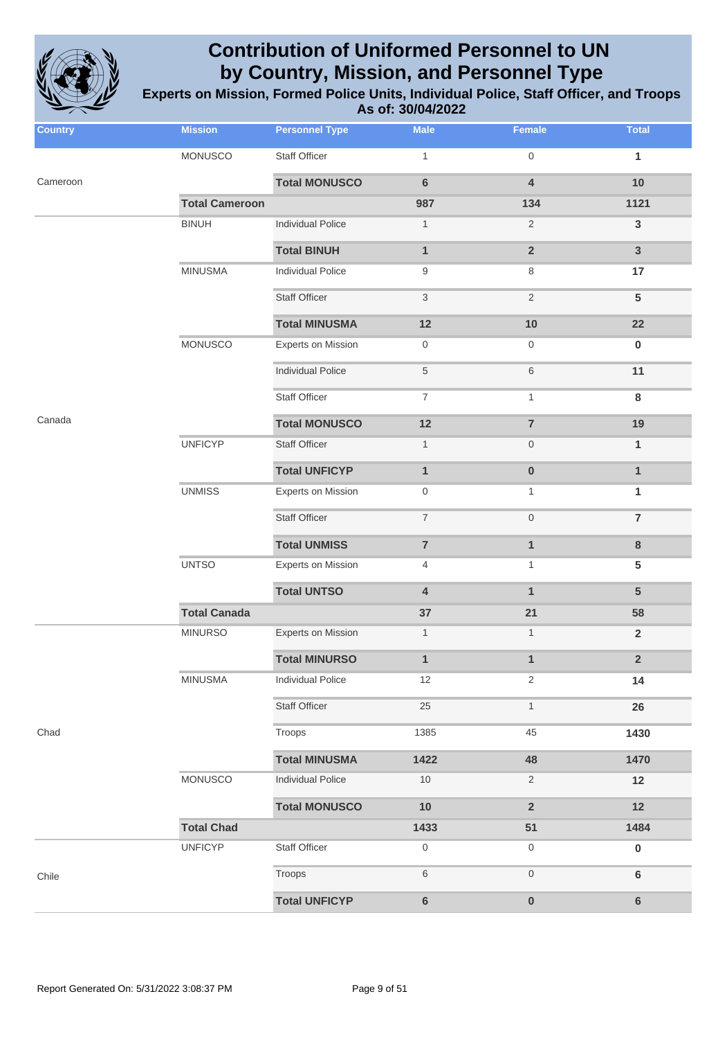# Contribution of Uniformed Personnel to UN by Country, Mission, and Personnel Type

**Experts on Mission, Formed Police Units, Individual Police, Staff Officer, and Troops**

**As of: 30/04/2022**

| Country | Mission | Personnel Type | Male | Female | Total |
|---|---|---|---|---|---|
| | MONUSCO | Staff Officer | 1 | 0 | 1 |
| Cameroon | | **Total MONUSCO** | **6** | **4** | **10** |
| | **Total Cameroon** | | **987** | **134** | **1121** |
| | BINUH | Individual Police | 1 | 2 | 3 |
| | | **Total BINUH** | **1** | **2** | **3** |
| | MINUSMA | Individual Police | 9 | 8 | 17 |
| | | Staff Officer | 3 | 2 | 5 |
| | | **Total MINUSMA** | **12** | **10** | **22** |
| | MONUSCO | Experts on Mission | 0 | 0 | 0 |
| | | Individual Police | 5 | 6 | 11 |
| | | Staff Officer | 7 | 1 | 8 |
| Canada | | **Total MONUSCO** | **12** | **7** | **19** |
| | UNFICYP | Staff Officer | 1 | 0 | 1 |
| | | **Total UNFICYP** | **1** | **0** | **1** |
| | UNMISS | Experts on Mission | 0 | 1 | 1 |
| | | Staff Officer | 7 | 0 | 7 |
| | | **Total UNMISS** | **7** | **1** | **8** |
| | UNTSO | Experts on Mission | 4 | 1 | 5 |
| | | **Total UNTSO** | **4** | **1** | **5** |
| | **Total Canada** | | **37** | **21** | **58** |
| | MINURSO | Experts on Mission | 1 | 1 | 2 |
| | | **Total MINURSO** | **1** | **1** | **2** |
| | MINUSMA | Individual Police | 12 | 2 | 14 |
| | | Staff Officer | 25 | 1 | 26 |
| Chad | | Troops | 1385 | 45 | 1430 |
| | | **Total MINUSMA** | **1422** | **48** | **1470** |
| | MONUSCO | Individual Police | 10 | 2 | 12 |
| | | **Total MONUSCO** | **10** | **2** | **12** |
| | **Total Chad** | | **1433** | **51** | **1484** |
| | UNFICYP | Staff Officer | 0 | 0 | 0 |
| Chile | | Troops | 6 | 0 | 6 |
| | | **Total UNFICYP** | **6** | **0** | **6** |

Report Generated On: 5/31/2022 3:08:37 PM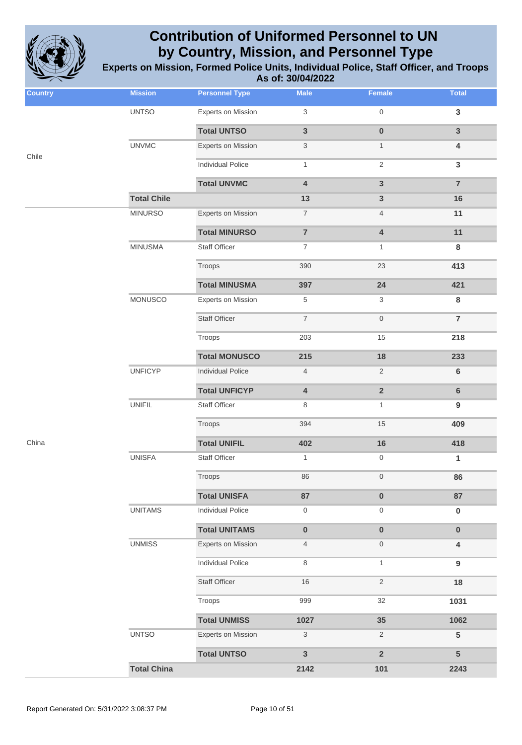# Contribution of Uniformed Personnel to UN by Country, Mission, and Personnel Type

## Experts on Mission, Formed Police Units, Individual Police, Staff Officer, and Troops

### As of: 30/04/2022

| Country | Mission | Personnel Type | Male | Female | Total |
|---|---|---|---|---|---|
| Chile | UNTSO | Experts on Mission | 3 | 0 | 3 |
| | | **Total UNTSO** | **3** | **0** | **3** |
| | UNVMC | Experts on Mission | 3 | 1 | 4 |
| | | Individual Police | 1 | 2 | 3 |
| | | **Total UNVMC** | **4** | **3** | **7** |
| | **Total Chile** | | **13** | **3** | **16** |
| China | MINURSO | Experts on Mission | 7 | 4 | 11 |
| | | **Total MINURSO** | **7** | **4** | **11** |
| | MINUSMA | Staff Officer | 7 | 1 | 8 |
| | | Troops | 390 | 23 | 413 |
| | | **Total MINUSMA** | **397** | **24** | **421** |
| | MONUSCO | Experts on Mission | 5 | 3 | 8 |
| | | Staff Officer | 7 | 0 | 7 |
| | | Troops | 203 | 15 | 218 |
| | | **Total MONUSCO** | **215** | **18** | **233** |
| | UNFICYP | Individual Police | 4 | 2 | 6 |
| | | **Total UNFICYP** | **4** | **2** | **6** |
| | UNIFIL | Staff Officer | 8 | 1 | 9 |
| | | Troops | 394 | 15 | 409 |
| | | **Total UNIFIL** | **402** | **16** | **418** |
| | UNISFA | Staff Officer | 1 | 0 | 1 |
| | | Troops | 86 | 0 | 86 |
| | | **Total UNISFA** | **87** | **0** | **87** |
| | UNITAMS | Individual Police | 0 | 0 | 0 |
| | | **Total UNITAMS** | **0** | **0** | **0** |
| | UNMISS | Experts on Mission | 4 | 0 | 4 |
| | | Individual Police | 8 | 1 | 9 |
| | | Staff Officer | 16 | 2 | 18 |
| | | Troops | 999 | 32 | 1031 |
| | | **Total UNMISS** | **1027** | **35** | **1062** |
| | UNTSO | Experts on Mission | 3 | 2 | 5 |
| | | **Total UNTSO** | **3** | **2** | **5** |
| | **Total China** | | **2142** | **101** | **2243** |

Report Generated On: 5/31/2022 3:08:37 PM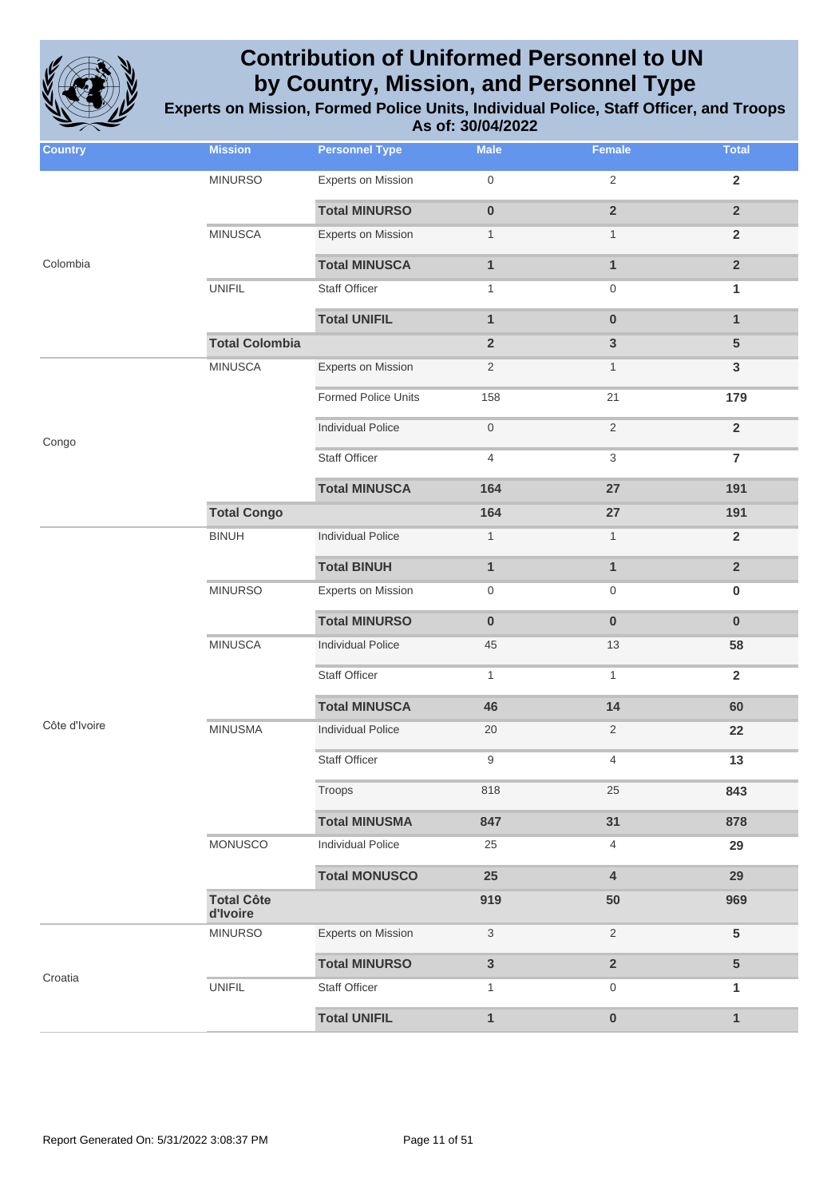# Contribution of Uniformed Personnel to UN by Country, Mission, and Personnel Type

**Experts on Mission, Formed Police Units, Individual Police, Staff Officer, and Troops**

**As of: 30/04/2022**

| Country | Mission | Personnel Type | Male | Female | Total |
|---|---|---|---|---|---|
| Colombia | MINURSO | Experts on Mission | 0 | 2 | **2** |
| | | **Total MINURSO** | **0** | **2** | **2** |
| | MINUSCA | Experts on Mission | 1 | 1 | **2** |
| | | **Total MINUSCA** | **1** | **1** | **2** |
| | UNIFIL | Staff Officer | 1 | 0 | **1** |
| | | **Total UNIFIL** | **1** | **0** | **1** |
| | **Total Colombia** | | **2** | **3** | **5** |
| Congo | MINUSCA | Experts on Mission | 2 | 1 | **3** |
| | | Formed Police Units | 158 | 21 | **179** |
| | | Individual Police | 0 | 2 | **2** |
| | | Staff Officer | 4 | 3 | **7** |
| | | **Total MINUSCA** | **164** | **27** | **191** |
| | **Total Congo** | | **164** | **27** | **191** |
| Côte d'Ivoire | BINUH | Individual Police | 1 | 1 | **2** |
| | | **Total BINUH** | **1** | **1** | **2** |
| | MINURSO | Experts on Mission | 0 | 0 | **0** |
| | | **Total MINURSO** | **0** | **0** | **0** |
| | MINUSCA | Individual Police | 45 | 13 | **58** |
| | | Staff Officer | 1 | 1 | **2** |
| | | **Total MINUSCA** | **46** | **14** | **60** |
| | MINUSMA | Individual Police | 20 | 2 | **22** |
| | | Staff Officer | 9 | 4 | **13** |
| | | Troops | 818 | 25 | **843** |
| | | **Total MINUSMA** | **847** | **31** | **878** |
| | MONUSCO | Individual Police | 25 | 4 | **29** |
| | | **Total MONUSCO** | **25** | **4** | **29** |
| | **Total Côte d'Ivoire** | | **919** | **50** | **969** |
| Croatia | MINURSO | Experts on Mission | 3 | 2 | **5** |
| | | **Total MINURSO** | **3** | **2** | **5** |
| | UNIFIL | Staff Officer | 1 | 0 | **1** |
| | | **Total UNIFIL** | **1** | **0** | **1** |

Report Generated On: 5/31/2022 3:08:37 PM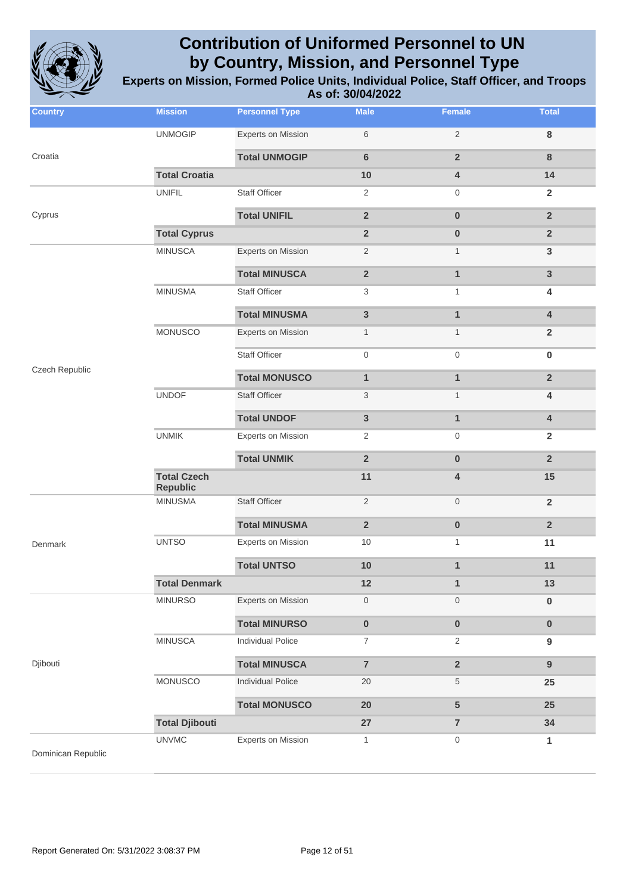# Contribution of Uniformed Personnel to UN by Country, Mission, and Personnel Type

## Experts on Mission, Formed Police Units, Individual Police, Staff Officer, and Troops

### As of: 30/04/2022

| Country | Mission | Personnel Type | Male | Female | Total |
|---|---|---|---|---|---|
| Croatia | UNMOGIP | Experts on Mission | 6 | 2 | **8** |
| | | **Total UNMOGIP** | **6** | **2** | **8** |
| | **Total Croatia** | | **10** | **4** | **14** |
| Cyprus | UNIFIL | Staff Officer | 2 | 0 | **2** |
| | | **Total UNIFIL** | **2** | **0** | **2** |
| | **Total Cyprus** | | **2** | **0** | **2** |
| Czech Republic | MINUSCA | Experts on Mission | 2 | 1 | **3** |
| | | **Total MINUSCA** | **2** | **1** | **3** |
| | MINUSMA | Staff Officer | 3 | 1 | **4** |
| | | **Total MINUSMA** | **3** | **1** | **4** |
| | MONUSCO | Experts on Mission | 1 | 1 | **2** |
| | | Staff Officer | 0 | 0 | **0** |
| | | **Total MONUSCO** | **1** | **1** | **2** |
| | UNDOF | Staff Officer | 3 | 1 | **4** |
| | | **Total UNDOF** | **3** | **1** | **4** |
| | UNMIK | Experts on Mission | 2 | 0 | **2** |
| | | **Total UNMIK** | **2** | **0** | **2** |
| | **Total Czech Republic** | | **11** | **4** | **15** |
| Denmark | MINUSMA | Staff Officer | 2 | 0 | **2** |
| | | **Total MINUSMA** | **2** | **0** | **2** |
| | UNTSO | Experts on Mission | 10 | 1 | **11** |
| | | **Total UNTSO** | **10** | **1** | **11** |
| | **Total Denmark** | | **12** | **1** | **13** |
| Djibouti | MINURSO | Experts on Mission | 0 | 0 | **0** |
| | | **Total MINURSO** | **0** | **0** | **0** |
| | MINUSCA | Individual Police | 7 | 2 | **9** |
| | | **Total MINUSCA** | **7** | **2** | **9** |
| | MONUSCO | Individual Police | 20 | 5 | **25** |
| | | **Total MONUSCO** | **20** | **5** | **25** |
| | **Total Djibouti** | | **27** | **7** | **34** |
| Dominican Republic | UNVMC | Experts on Mission | 1 | 0 | **1** |

Report Generated On: 5/31/2022 3:08:37 PM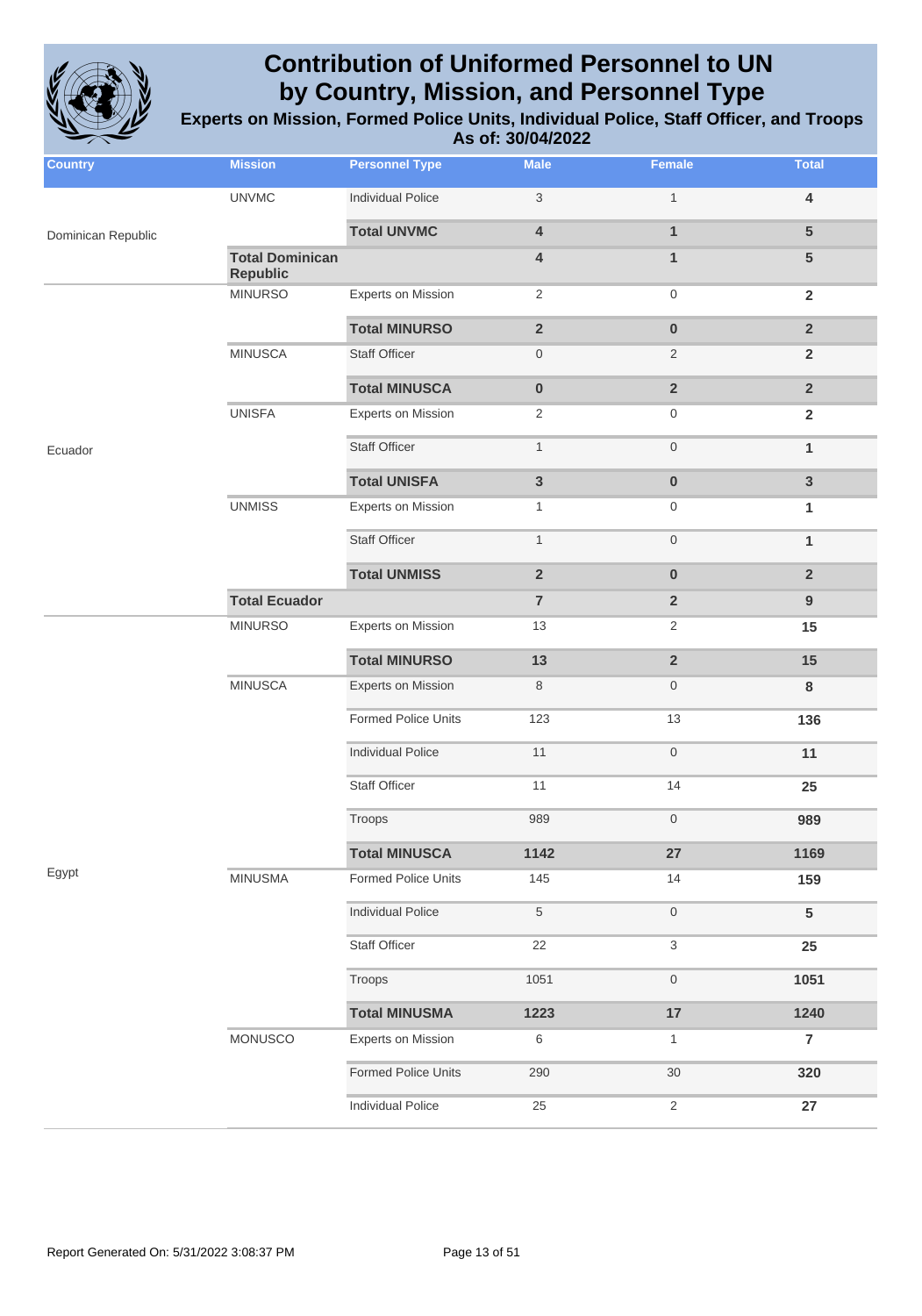# Contribution of Uniformed Personnel to UN by Country, Mission, and Personnel Type

## Experts on Mission, Formed Police Units, Individual Police, Staff Officer, and Troops

### As of: 30/04/2022

| Country | Mission | Personnel Type | Male | Female | Total |
|---|---|---|---|---|---|
| Dominican Republic | UNVMC | Individual Police | 3 | 1 | 4 |
| | | **Total UNVMC** | **4** | **1** | **5** |
| | **Total Dominican Republic** | | **4** | **1** | **5** |
| Ecuador | MINURSO | Experts on Mission | 2 | 0 | 2 |
| | | **Total MINURSO** | **2** | **0** | **2** |
| | MINUSCA | Staff Officer | 0 | 2 | 2 |
| | | **Total MINUSCA** | **0** | **2** | **2** |
| | UNISFA | Experts on Mission | 2 | 0 | 2 |
| | | Staff Officer | 1 | 0 | 1 |
| | | **Total UNISFA** | **3** | **0** | **3** |
| | UNMISS | Experts on Mission | 1 | 0 | 1 |
| | | Staff Officer | 1 | 0 | 1 |
| | | **Total UNMISS** | **2** | **0** | **2** |
| | **Total Ecuador** | | **7** | **2** | **9** |
| Egypt | MINURSO | Experts on Mission | 13 | 2 | 15 |
| | | **Total MINURSO** | **13** | **2** | **15** |
| | MINUSCA | Experts on Mission | 8 | 0 | 8 |
| | | Formed Police Units | 123 | 13 | 136 |
| | | Individual Police | 11 | 0 | 11 |
| | | Staff Officer | 11 | 14 | 25 |
| | | Troops | 989 | 0 | 989 |
| | | **Total MINUSCA** | **1142** | **27** | **1169** |
| | MINUSMA | Formed Police Units | 145 | 14 | 159 |
| | | Individual Police | 5 | 0 | 5 |
| | | Staff Officer | 22 | 3 | 25 |
| | | Troops | 1051 | 0 | 1051 |
| | | **Total MINUSMA** | **1223** | **17** | **1240** |
| | MONUSCO | Experts on Mission | 6 | 1 | 7 |
| | | Formed Police Units | 290 | 30 | 320 |
| | | Individual Police | 25 | 2 | 27 |

Report Generated On: 5/31/2022 3:08:37 PM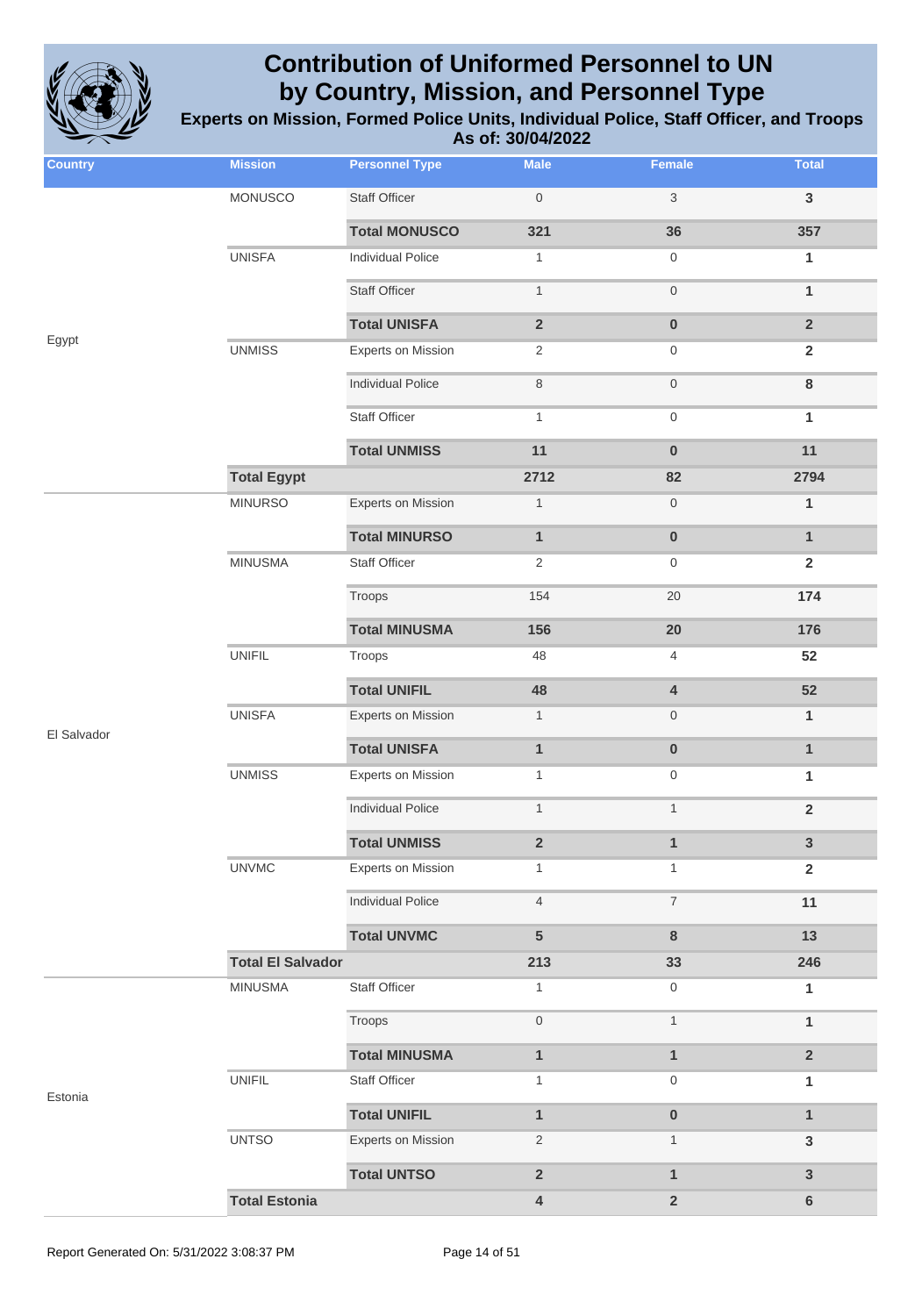# Contribution of Uniformed Personnel to UN by Country, Mission, and Personnel Type

**Experts on Mission, Formed Police Units, Individual Police, Staff Officer, and Troops**

**As of: 30/04/2022**

| Country | Mission | Personnel Type | Male | Female | Total |
|---|---|---|---|---|---|
| Egypt | MONUSCO | Staff Officer | 0 | 3 | 3 |
| | | **Total MONUSCO** | **321** | **36** | **357** |
| | UNISFA | Individual Police | 1 | 0 | 1 |
| | | Staff Officer | 1 | 0 | 1 |
| | | **Total UNISFA** | **2** | **0** | **2** |
| | UNMISS | Experts on Mission | 2 | 0 | 2 |
| | | Individual Police | 8 | 0 | 8 |
| | | Staff Officer | 1 | 0 | 1 |
| | | **Total UNMISS** | **11** | **0** | **11** |
| | **Total Egypt** | | **2712** | **82** | **2794** |
| El Salvador | MINURSO | Experts on Mission | 1 | 0 | 1 |
| | | **Total MINURSO** | **1** | **0** | **1** |
| | MINUSMA | Staff Officer | 2 | 0 | 2 |
| | | Troops | 154 | 20 | 174 |
| | | **Total MINUSMA** | **156** | **20** | **176** |
| | UNIFIL | Troops | 48 | 4 | 52 |
| | | **Total UNIFIL** | **48** | **4** | **52** |
| | UNISFA | Experts on Mission | 1 | 0 | 1 |
| | | **Total UNISFA** | **1** | **0** | **1** |
| | UNMISS | Experts on Mission | 1 | 0 | 1 |
| | | Individual Police | 1 | 1 | 2 |
| | | **Total UNMISS** | **2** | **1** | **3** |
| | UNVMC | Experts on Mission | 1 | 1 | 2 |
| | | Individual Police | 4 | 7 | 11 |
| | | **Total UNVMC** | **5** | **8** | **13** |
| | **Total El Salvador** | | **213** | **33** | **246** |
| Estonia | MINUSMA | Staff Officer | 1 | 0 | 1 |
| | | Troops | 0 | 1 | 1 |
| | | **Total MINUSMA** | **1** | **1** | **2** |
| | UNIFIL | Staff Officer | 1 | 0 | 1 |
| | | **Total UNIFIL** | **1** | **0** | **1** |
| | UNTSO | Experts on Mission | 2 | 1 | 3 |
| | | **Total UNTSO** | **2** | **1** | **3** |
| | **Total Estonia** | | **4** | **2** | **6** |

Report Generated On: 5/31/2022 3:08:37 PM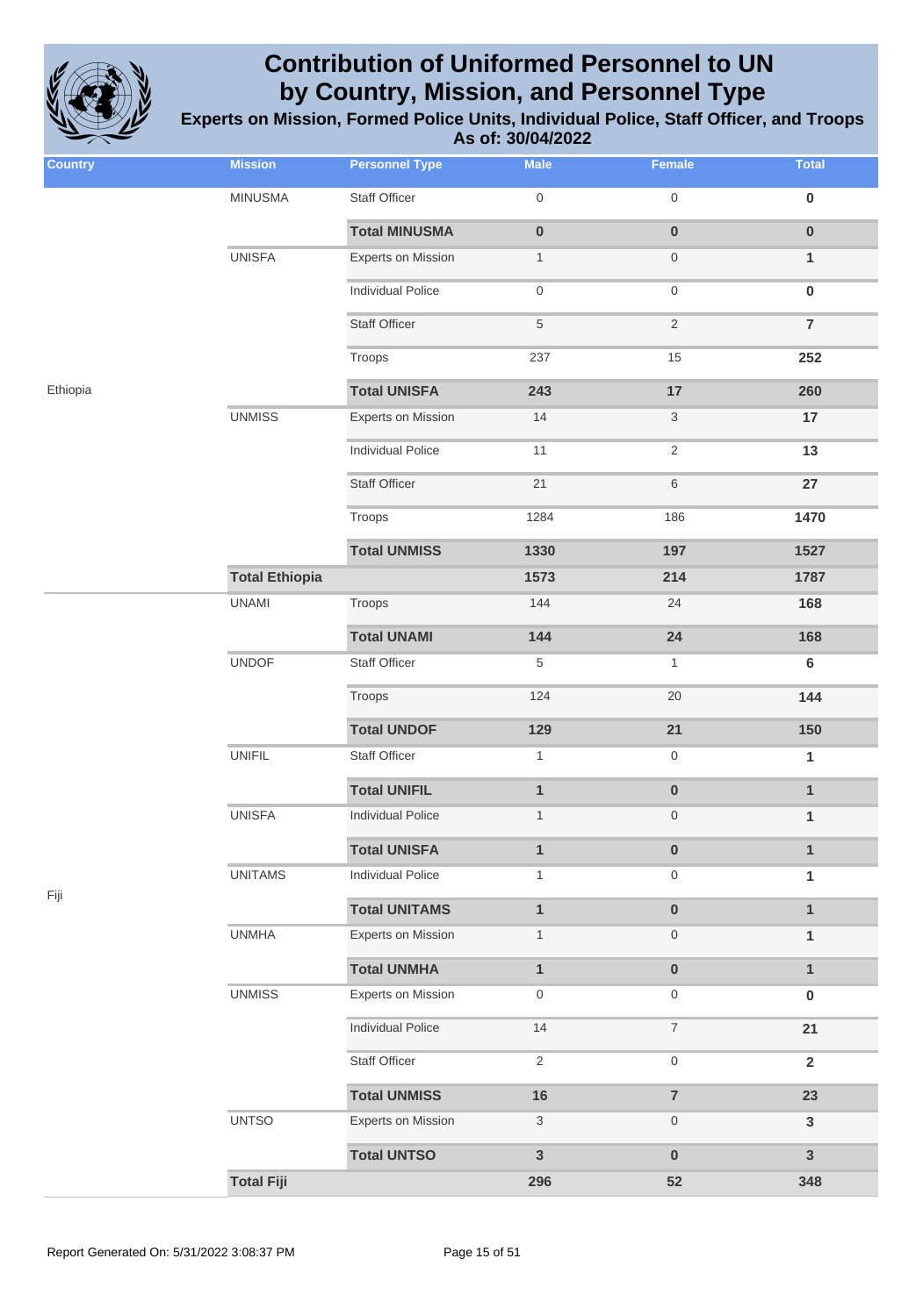# Contribution of Uniformed Personnel to UN by Country, Mission, and Personnel Type

## Experts on Mission, Formed Police Units, Individual Police, Staff Officer, and Troops

### As of: 30/04/2022

| Country | Mission | Personnel Type | Male | Female | Total |
|---|---|---|---|---|---|
| | MINUSMA | Staff Officer | 0 | 0 | **0** |
| | | **Total MINUSMA** | **0** | **0** | **0** |
| | UNISFA | Experts on Mission | 1 | 0 | **1** |
| | | Individual Police | 0 | 0 | **0** |
| | | Staff Officer | 5 | 2 | **7** |
| | | Troops | 237 | 15 | **252** |
| Ethiopia | | **Total UNISFA** | **243** | **17** | **260** |
| | UNMISS | Experts on Mission | 14 | 3 | **17** |
| | | Individual Police | 11 | 2 | **13** |
| | | Staff Officer | 21 | 6 | **27** |
| | | Troops | 1284 | 186 | **1470** |
| | | **Total UNMISS** | **1330** | **197** | **1527** |
| | **Total Ethiopia** | | **1573** | **214** | **1787** |
| | UNAMI | Troops | 144 | 24 | **168** |
| | | **Total UNAMI** | **144** | **24** | **168** |
| | UNDOF | Staff Officer | 5 | 1 | **6** |
| | | Troops | 124 | 20 | **144** |
| | | **Total UNDOF** | **129** | **21** | **150** |
| | UNIFIL | Staff Officer | 1 | 0 | **1** |
| | | **Total UNIFIL** | **1** | **0** | **1** |
| | UNISFA | Individual Police | 1 | 0 | **1** |
| | | **Total UNISFA** | **1** | **0** | **1** |
| | UNITAMS | Individual Police | 1 | 0 | **1** |
| Fiji | | **Total UNITAMS** | **1** | **0** | **1** |
| | UNMHA | Experts on Mission | 1 | 0 | **1** |
| | | **Total UNMHA** | **1** | **0** | **1** |
| | UNMISS | Experts on Mission | 0 | 0 | **0** |
| | | Individual Police | 14 | 7 | **21** |
| | | Staff Officer | 2 | 0 | **2** |
| | | **Total UNMISS** | **16** | **7** | **23** |
| | UNTSO | Experts on Mission | 3 | 0 | **3** |
| | | **Total UNTSO** | **3** | **0** | **3** |
| | **Total Fiji** | | **296** | **52** | **348** |

Report Generated On: 5/31/2022 3:08:37 PM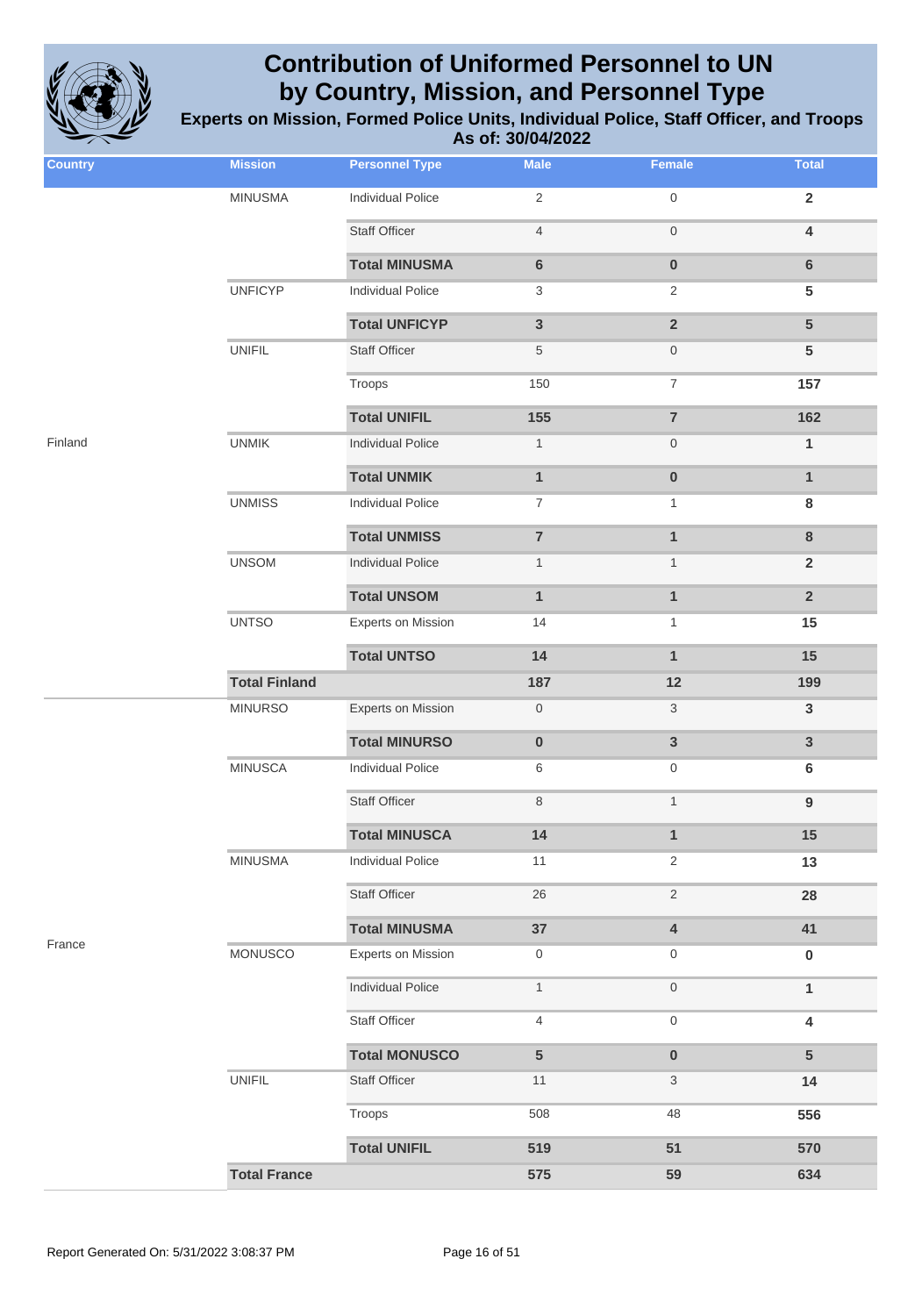# Contribution of Uniformed Personnel to UN by Country, Mission, and Personnel Type

## Experts on Mission, Formed Police Units, Individual Police, Staff Officer, and Troops

### As of: 30/04/2022

| Country | Mission | Personnel Type | Male | Female | Total |
|---|---|---|---|---|---|
| Finland | MINUSMA | Individual Police | 2 | 0 | **2** |
| | | Staff Officer | 4 | 0 | **4** |
| | | **Total MINUSMA** | **6** | **0** | **6** |
| | UNFICYP | Individual Police | 3 | 2 | **5** |
| | | **Total UNFICYP** | **3** | **2** | **5** |
| | UNIFIL | Staff Officer | 5 | 0 | **5** |
| | | Troops | 150 | 7 | **157** |
| | | **Total UNIFIL** | **155** | **7** | **162** |
| | UNMIK | Individual Police | 1 | 0 | **1** |
| | | **Total UNMIK** | **1** | **0** | **1** |
| | UNMISS | Individual Police | 7 | 1 | **8** |
| | | **Total UNMISS** | **7** | **1** | **8** |
| | UNSOM | Individual Police | 1 | 1 | **2** |
| | | **Total UNSOM** | **1** | **1** | **2** |
| | UNTSO | Experts on Mission | 14 | 1 | **15** |
| | | **Total UNTSO** | **14** | **1** | **15** |
| | **Total Finland** | | **187** | **12** | **199** |
| France | MINURSO | Experts on Mission | 0 | 3 | **3** |
| | | **Total MINURSO** | **0** | **3** | **3** |
| | MINUSCA | Individual Police | 6 | 0 | **6** |
| | | Staff Officer | 8 | 1 | **9** |
| | | **Total MINUSCA** | **14** | **1** | **15** |
| | MINUSMA | Individual Police | 11 | 2 | **13** |
| | | Staff Officer | 26 | 2 | **28** |
| | | **Total MINUSMA** | **37** | **4** | **41** |
| | MONUSCO | Experts on Mission | 0 | 0 | **0** |
| | | Individual Police | 1 | 0 | **1** |
| | | Staff Officer | 4 | 0 | **4** |
| | | **Total MONUSCO** | **5** | **0** | **5** |
| | UNIFIL | Staff Officer | 11 | 3 | **14** |
| | | Troops | 508 | 48 | **556** |
| | | **Total UNIFIL** | **519** | **51** | **570** |
| | **Total France** | | **575** | **59** | **634** |

Report Generated On: 5/31/2022 3:08:37 PM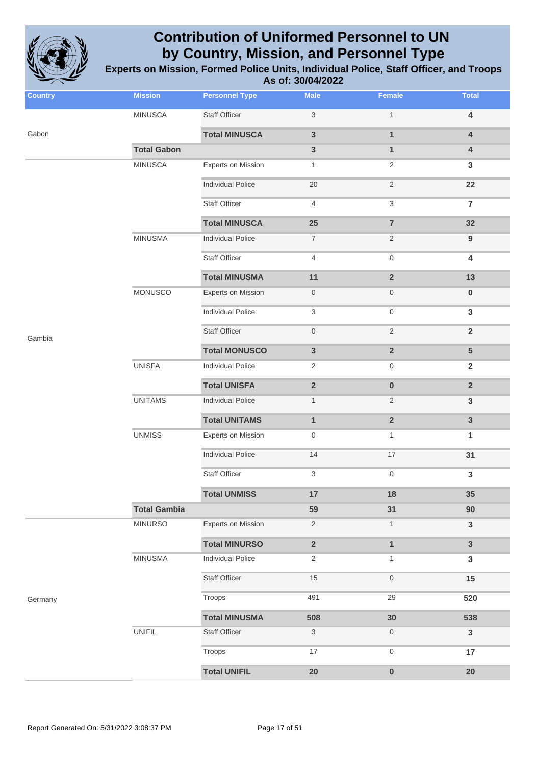# Contribution of Uniformed Personnel to UN by Country, Mission, and Personnel Type

**Experts on Mission, Formed Police Units, Individual Police, Staff Officer, and Troops**

**As of: 30/04/2022**

| Country | Mission | Personnel Type | Male | Female | Total |
|---|---|---|---|---|---|
| Gabon | MINUSCA | Staff Officer | 3 | 1 | 4 |
| | | **Total MINUSCA** | **3** | **1** | **4** |
| | **Total Gabon** | | **3** | **1** | **4** |
| Gambia | MINUSCA | Experts on Mission | 1 | 2 | 3 |
| | | Individual Police | 20 | 2 | 22 |
| | | Staff Officer | 4 | 3 | 7 |
| | | **Total MINUSCA** | **25** | **7** | **32** |
| | MINUSMA | Individual Police | 7 | 2 | 9 |
| | | Staff Officer | 4 | 0 | 4 |
| | | **Total MINUSMA** | **11** | **2** | **13** |
| | MONUSCO | Experts on Mission | 0 | 0 | 0 |
| | | Individual Police | 3 | 0 | 3 |
| | | Staff Officer | 0 | 2 | 2 |
| | | **Total MONUSCO** | **3** | **2** | **5** |
| | UNISFA | Individual Police | 2 | 0 | 2 |
| | | **Total UNISFA** | **2** | **0** | **2** |
| | UNITAMS | Individual Police | 1 | 2 | 3 |
| | | **Total UNITAMS** | **1** | **2** | **3** |
| | UNMISS | Experts on Mission | 0 | 1 | 1 |
| | | Individual Police | 14 | 17 | 31 |
| | | Staff Officer | 3 | 0 | 3 |
| | | **Total UNMISS** | **17** | **18** | **35** |
| | **Total Gambia** | | **59** | **31** | **90** |
| Germany | MINURSO | Experts on Mission | 2 | 1 | 3 |
| | | **Total MINURSO** | **2** | **1** | **3** |
| | MINUSMA | Individual Police | 2 | 1 | 3 |
| | | Staff Officer | 15 | 0 | 15 |
| | | Troops | 491 | 29 | 520 |
| | | **Total MINUSMA** | **508** | **30** | **538** |
| | UNIFIL | Staff Officer | 3 | 0 | 3 |
| | | Troops | 17 | 0 | 17 |
| | | **Total UNIFIL** | **20** | **0** | **20** |

Report Generated On: 5/31/2022 3:08:37 PM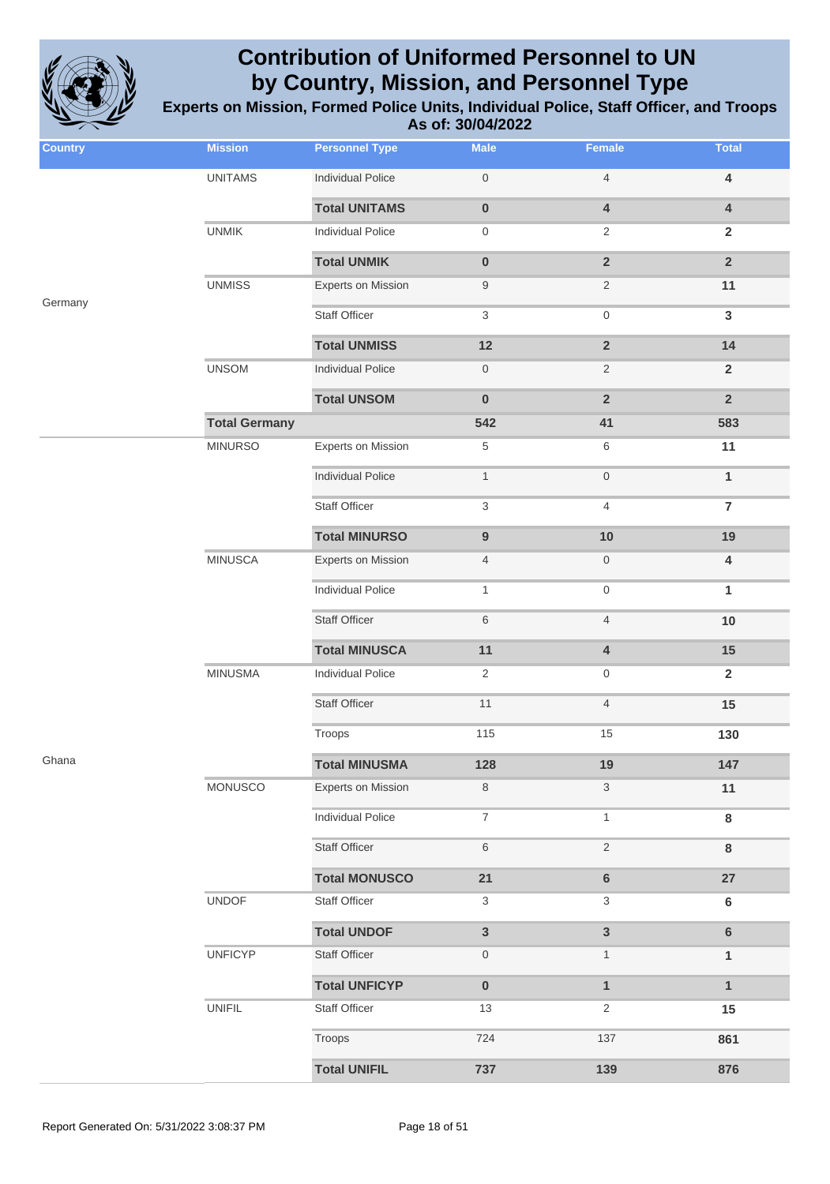# Contribution of Uniformed Personnel to UN by Country, Mission, and Personnel Type

## Experts on Mission, Formed Police Units, Individual Police, Staff Officer, and Troops

### As of: 30/04/2022

| Country | Mission | Personnel Type | Male | Female | Total |
|---|---|---|---|---|---|
| Germany | UNITAMS | Individual Police | 0 | 4 | 4 |
| | | **Total UNITAMS** | **0** | **4** | **4** |
| | UNMIK | Individual Police | 0 | 2 | 2 |
| | | **Total UNMIK** | **0** | **2** | **2** |
| | UNMISS | Experts on Mission | 9 | 2 | 11 |
| | | Staff Officer | 3 | 0 | 3 |
| | | **Total UNMISS** | **12** | **2** | **14** |
| | UNSOM | Individual Police | 0 | 2 | 2 |
| | | **Total UNSOM** | **0** | **2** | **2** |
| | **Total Germany** | | **542** | **41** | **583** |
| Ghana | MINURSO | Experts on Mission | 5 | 6 | 11 |
| | | Individual Police | 1 | 0 | 1 |
| | | Staff Officer | 3 | 4 | 7 |
| | | **Total MINURSO** | **9** | **10** | **19** |
| | MINUSCA | Experts on Mission | 4 | 0 | 4 |
| | | Individual Police | 1 | 0 | 1 |
| | | Staff Officer | 6 | 4 | 10 |
| | | **Total MINUSCA** | **11** | **4** | **15** |
| | MINUSMA | Individual Police | 2 | 0 | 2 |
| | | Staff Officer | 11 | 4 | 15 |
| | | Troops | 115 | 15 | 130 |
| | | **Total MINUSMA** | **128** | **19** | **147** |
| | MONUSCO | Experts on Mission | 8 | 3 | 11 |
| | | Individual Police | 7 | 1 | 8 |
| | | Staff Officer | 6 | 2 | 8 |
| | | **Total MONUSCO** | **21** | **6** | **27** |
| | UNDOF | Staff Officer | 3 | 3 | 6 |
| | | **Total UNDOF** | **3** | **3** | **6** |
| | UNFICYP | Staff Officer | 0 | 1 | 1 |
| | | **Total UNFICYP** | **0** | **1** | **1** |
| | UNIFIL | Staff Officer | 13 | 2 | 15 |
| | | Troops | 724 | 137 | 861 |
| | | **Total UNIFIL** | **737** | **139** | **876** |

Report Generated On: 5/31/2022 3:08:37 PM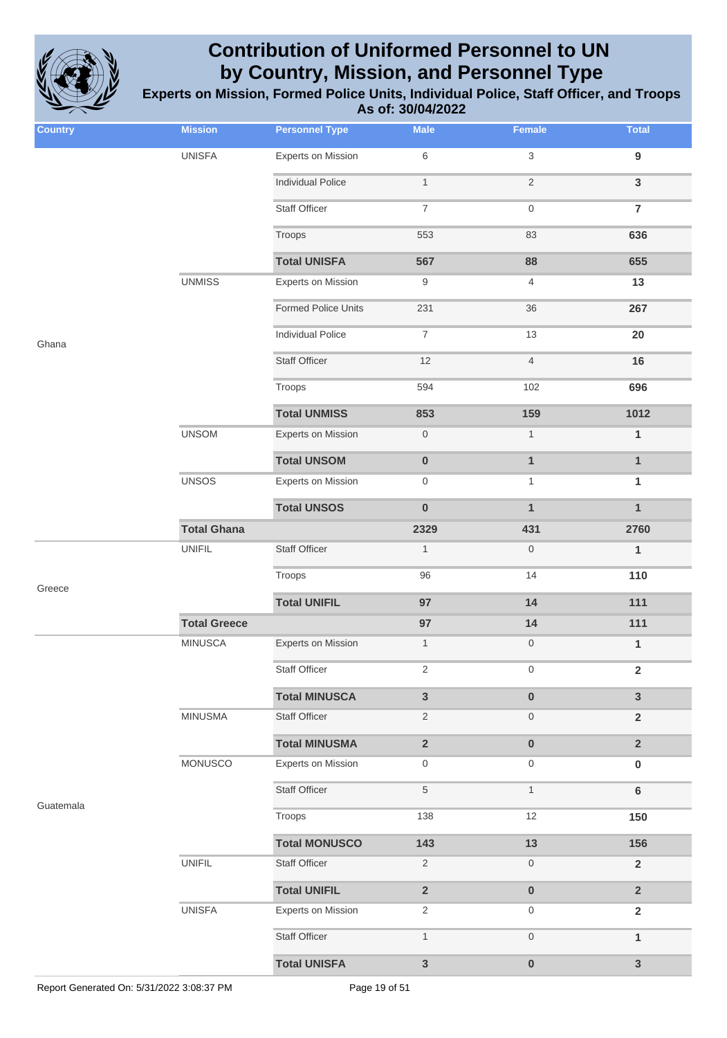# Contribution of Uniformed Personnel to UN by Country, Mission, and Personnel Type

**Experts on Mission, Formed Police Units, Individual Police, Staff Officer, and Troops**
**As of: 30/04/2022**

| Country | Mission | Personnel Type | Male | Female | Total |
|---|---|---|---|---|---|
| Ghana | UNISFA | Experts on Mission | 6 | 3 | 9 |
| | | Individual Police | 1 | 2 | 3 |
| | | Staff Officer | 7 | 0 | 7 |
| | | Troops | 553 | 83 | 636 |
| | | **Total UNISFA** | **567** | **88** | **655** |
| | UNMISS | Experts on Mission | 9 | 4 | 13 |
| | | Formed Police Units | 231 | 36 | 267 |
| | | Individual Police | 7 | 13 | 20 |
| | | Staff Officer | 12 | 4 | 16 |
| | | Troops | 594 | 102 | 696 |
| | | **Total UNMISS** | **853** | **159** | **1012** |
| | UNSOM | Experts on Mission | 0 | 1 | 1 |
| | | **Total UNSOM** | **0** | **1** | **1** |
| | UNSOS | Experts on Mission | 0 | 1 | 1 |
| | | **Total UNSOS** | **0** | **1** | **1** |
| | **Total Ghana** | | **2329** | **431** | **2760** |
| Greece | UNIFIL | Staff Officer | 1 | 0 | 1 |
| | | Troops | 96 | 14 | 110 |
| | | **Total UNIFIL** | **97** | **14** | **111** |
| | **Total Greece** | | **97** | **14** | **111** |
| Guatemala | MINUSCA | Experts on Mission | 1 | 0 | 1 |
| | | Staff Officer | 2 | 0 | 2 |
| | | **Total MINUSCA** | **3** | **0** | **3** |
| | MINUSMA | Staff Officer | 2 | 0 | 2 |
| | | **Total MINUSMA** | **2** | **0** | **2** |
| | MONUSCO | Experts on Mission | 0 | 0 | 0 |
| | | Staff Officer | 5 | 1 | 6 |
| | | Troops | 138 | 12 | 150 |
| | | **Total MONUSCO** | **143** | **13** | **156** |
| | UNIFIL | Staff Officer | 2 | 0 | 2 |
| | | **Total UNIFIL** | **2** | **0** | **2** |
| | UNISFA | Experts on Mission | 2 | 0 | 2 |
| | | Staff Officer | 1 | 0 | 1 |
| | | **Total UNISFA** | **3** | **0** | **3** |

Report Generated On: 5/31/2022 3:08:37 PM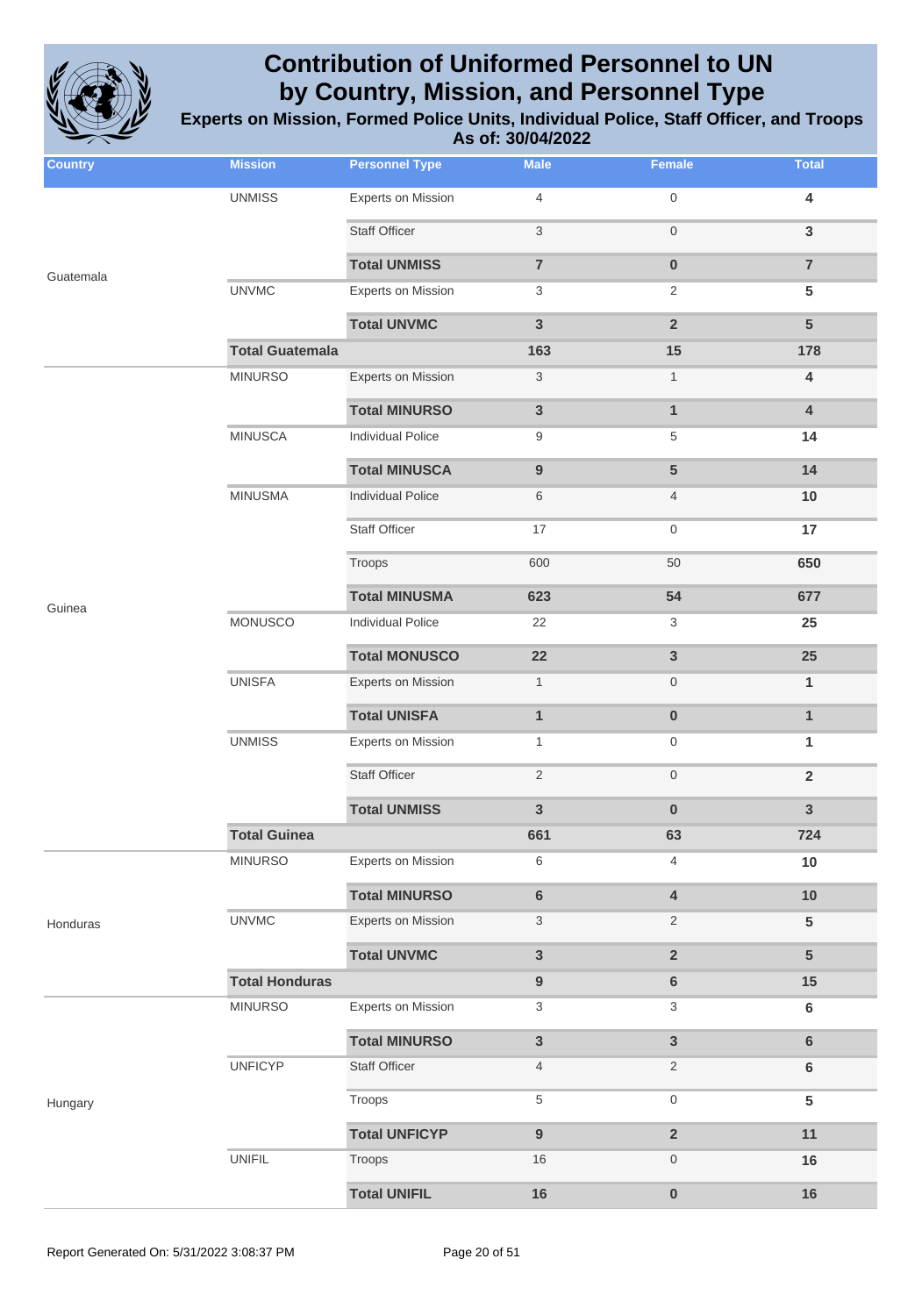# Contribution of Uniformed Personnel to UN by Country, Mission, and Personnel Type

**Experts on Mission, Formed Police Units, Individual Police, Staff Officer, and Troops**

**As of: 30/04/2022**

| Country | Mission | Personnel Type | Male | Female | Total |
|---|---|---|---|---|---|
| Guatemala | UNMISS | Experts on Mission | 4 | 0 | 4 |
| | | Staff Officer | 3 | 0 | 3 |
| | | **Total UNMISS** | **7** | **0** | **7** |
| | UNVMC | Experts on Mission | 3 | 2 | 5 |
| | | **Total UNVMC** | **3** | **2** | **5** |
| | **Total Guatemala** | | **163** | **15** | **178** |
| Guinea | MINURSO | Experts on Mission | 3 | 1 | 4 |
| | | **Total MINURSO** | **3** | **1** | **4** |
| | MINUSCA | Individual Police | 9 | 5 | 14 |
| | | **Total MINUSCA** | **9** | **5** | **14** |
| | MINUSMA | Individual Police | 6 | 4 | 10 |
| | | Staff Officer | 17 | 0 | 17 |
| | | Troops | 600 | 50 | 650 |
| | | **Total MINUSMA** | **623** | **54** | **677** |
| | MONUSCO | Individual Police | 22 | 3 | 25 |
| | | **Total MONUSCO** | **22** | **3** | **25** |
| | UNISFA | Experts on Mission | 1 | 0 | 1 |
| | | **Total UNISFA** | **1** | **0** | **1** |
| | UNMISS | Experts on Mission | 1 | 0 | 1 |
| | | Staff Officer | 2 | 0 | 2 |
| | | **Total UNMISS** | **3** | **0** | **3** |
| | **Total Guinea** | | **661** | **63** | **724** |
| Honduras | MINURSO | Experts on Mission | 6 | 4 | 10 |
| | | **Total MINURSO** | **6** | **4** | **10** |
| | UNVMC | Experts on Mission | 3 | 2 | 5 |
| | | **Total UNVMC** | **3** | **2** | **5** |
| | **Total Honduras** | | **9** | **6** | **15** |
| Hungary | MINURSO | Experts on Mission | 3 | 3 | 6 |
| | | **Total MINURSO** | **3** | **3** | **6** |
| | UNFICYP | Staff Officer | 4 | 2 | 6 |
| | | Troops | 5 | 0 | 5 |
| | | **Total UNFICYP** | **9** | **2** | **11** |
| | UNIFIL | Troops | 16 | 0 | 16 |
| | | **Total UNIFIL** | **16** | **0** | **16** |

Report Generated On: 5/31/2022 3:08:37 PM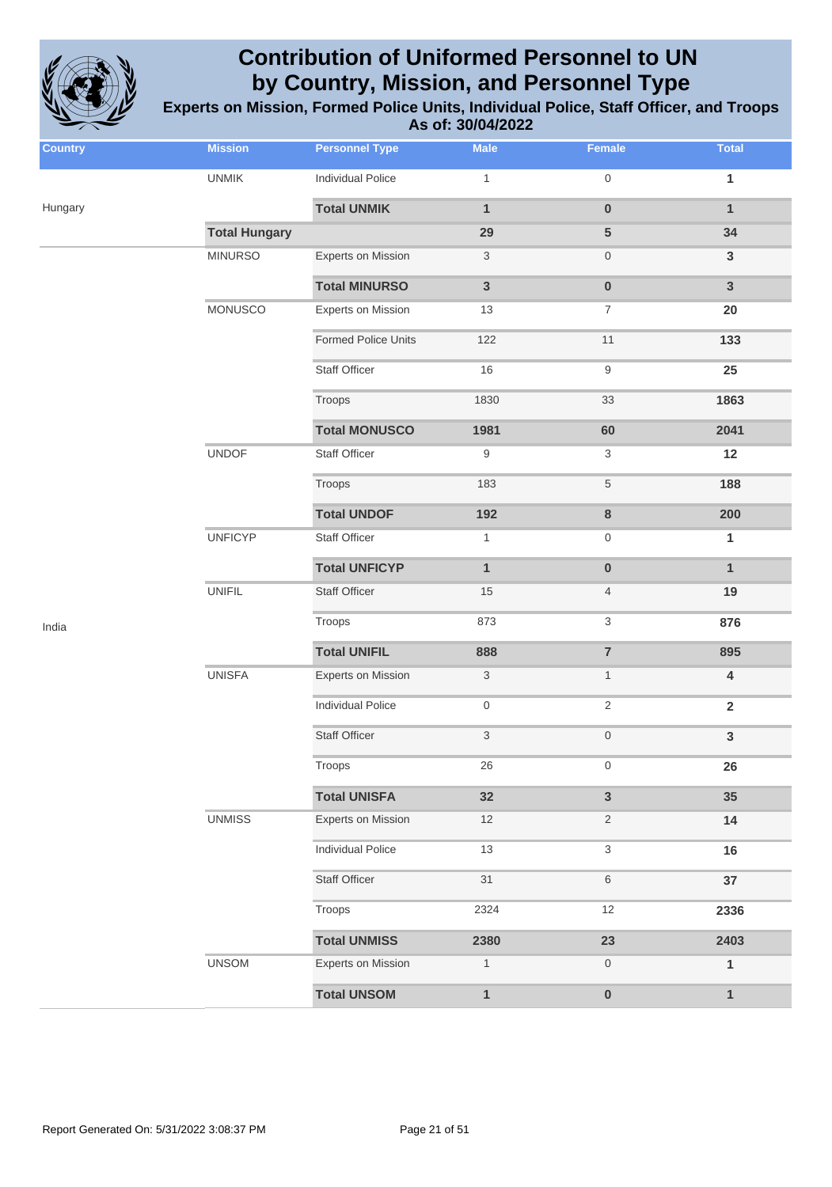# Contribution of Uniformed Personnel to UN by Country, Mission, and Personnel Type

**Experts on Mission, Formed Police Units, Individual Police, Staff Officer, and Troops**

**As of: 30/04/2022**

| Country | Mission | Personnel Type | Male | Female | Total |
|---|---|---|---|---|---|
| Hungary | UNMIK | Individual Police | 1 | 0 | 1 |
| | | **Total UNMIK** | **1** | **0** | **1** |
| | **Total Hungary** | | **29** | **5** | **34** |
| India | MINURSO | Experts on Mission | 3 | 0 | 3 |
| | | **Total MINURSO** | **3** | **0** | **3** |
| | MONUSCO | Experts on Mission | 13 | 7 | 20 |
| | | Formed Police Units | 122 | 11 | 133 |
| | | Staff Officer | 16 | 9 | 25 |
| | | Troops | 1830 | 33 | 1863 |
| | | **Total MONUSCO** | **1981** | **60** | **2041** |
| | UNDOF | Staff Officer | 9 | 3 | 12 |
| | | Troops | 183 | 5 | 188 |
| | | **Total UNDOF** | **192** | **8** | **200** |
| | UNFICYP | Staff Officer | 1 | 0 | 1 |
| | | **Total UNFICYP** | **1** | **0** | **1** |
| | UNIFIL | Staff Officer | 15 | 4 | 19 |
| | | Troops | 873 | 3 | 876 |
| | | **Total UNIFIL** | **888** | **7** | **895** |
| | UNISFA | Experts on Mission | 3 | 1 | 4 |
| | | Individual Police | 0 | 2 | 2 |
| | | Staff Officer | 3 | 0 | 3 |
| | | Troops | 26 | 0 | 26 |
| | | **Total UNISFA** | **32** | **3** | **35** |
| | UNMISS | Experts on Mission | 12 | 2 | 14 |
| | | Individual Police | 13 | 3 | 16 |
| | | Staff Officer | 31 | 6 | 37 |
| | | Troops | 2324 | 12 | 2336 |
| | | **Total UNMISS** | **2380** | **23** | **2403** |
| | UNSOM | Experts on Mission | 1 | 0 | 1 |
| | | **Total UNSOM** | **1** | **0** | **1** |

Report Generated On: 5/31/2022 3:08:37 PM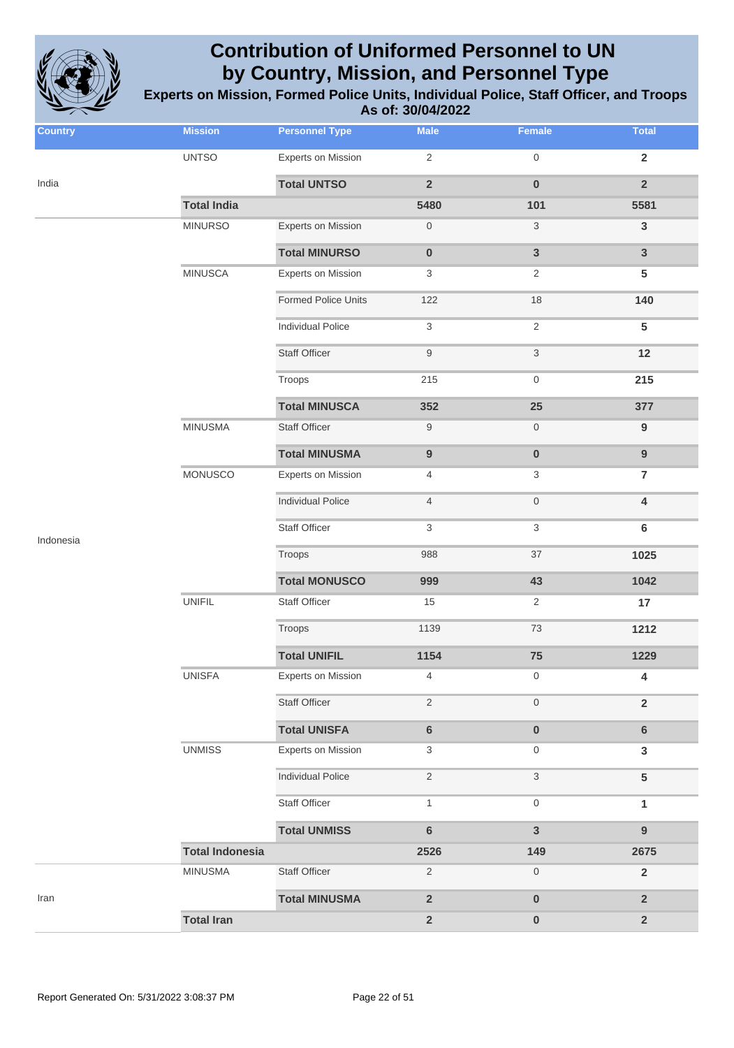# Contribution of Uniformed Personnel to UN by Country, Mission, and Personnel Type

**Experts on Mission, Formed Police Units, Individual Police, Staff Officer, and Troops**

**As of: 30/04/2022**

| Country | Mission | Personnel Type | Male | Female | Total |
|---|---|---|---|---|---|
| India | UNTSO | Experts on Mission | 2 | 0 | 2 |
| | | **Total UNTSO** | **2** | **0** | **2** |
| | **Total India** | | **5480** | **101** | **5581** |
| Indonesia | MINURSO | Experts on Mission | 0 | 3 | 3 |
| | | **Total MINURSO** | **0** | **3** | **3** |
| | MINUSCA | Experts on Mission | 3 | 2 | 5 |
| | | Formed Police Units | 122 | 18 | 140 |
| | | Individual Police | 3 | 2 | 5 |
| | | Staff Officer | 9 | 3 | 12 |
| | | Troops | 215 | 0 | 215 |
| | | **Total MINUSCA** | **352** | **25** | **377** |
| | MINUSMA | Staff Officer | 9 | 0 | 9 |
| | | **Total MINUSMA** | **9** | **0** | **9** |
| | MONUSCO | Experts on Mission | 4 | 3 | 7 |
| | | Individual Police | 4 | 0 | 4 |
| | | Staff Officer | 3 | 3 | 6 |
| | | Troops | 988 | 37 | 1025 |
| | | **Total MONUSCO** | **999** | **43** | **1042** |
| | UNIFIL | Staff Officer | 15 | 2 | 17 |
| | | Troops | 1139 | 73 | 1212 |
| | | **Total UNIFIL** | **1154** | **75** | **1229** |
| | UNISFA | Experts on Mission | 4 | 0 | 4 |
| | | Staff Officer | 2 | 0 | 2 |
| | | **Total UNISFA** | **6** | **0** | **6** |
| | UNMISS | Experts on Mission | 3 | 0 | 3 |
| | | Individual Police | 2 | 3 | 5 |
| | | Staff Officer | 1 | 0 | 1 |
| | | **Total UNMISS** | **6** | **3** | **9** |
| | **Total Indonesia** | | **2526** | **149** | **2675** |
| Iran | MINUSMA | Staff Officer | 2 | 0 | 2 |
| | | **Total MINUSMA** | **2** | **0** | **2** |
| | **Total Iran** | | **2** | **0** | **2** |

Report Generated On: 5/31/2022 3:08:37 PM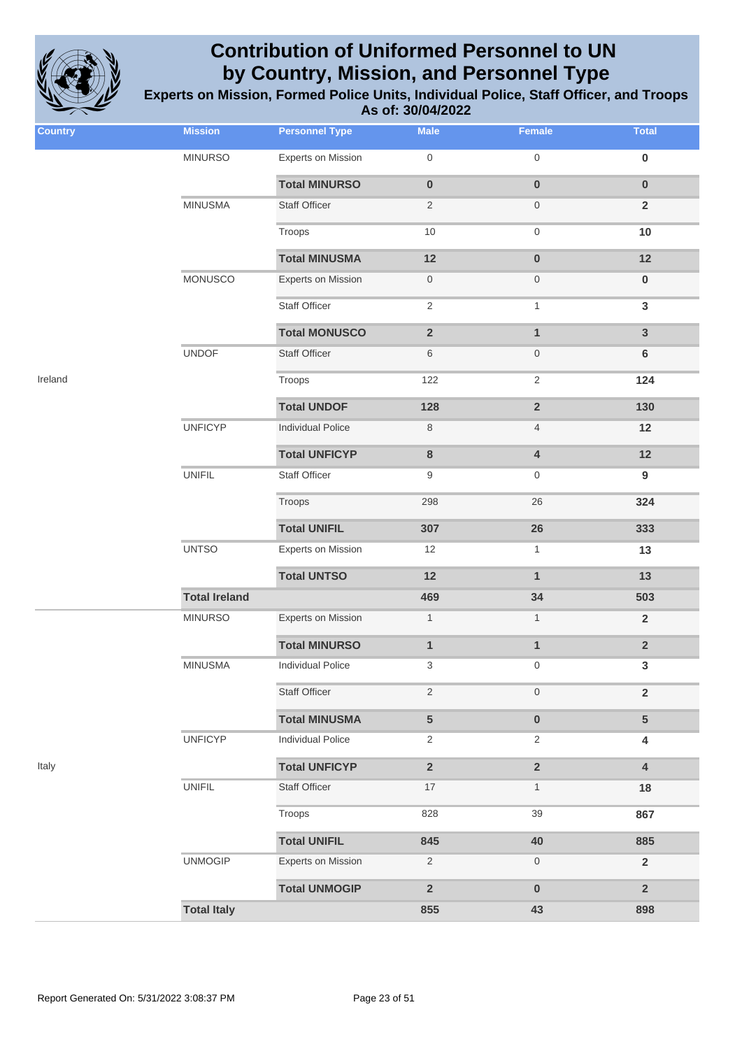# Contribution of Uniformed Personnel to UN by Country, Mission, and Personnel Type

## Experts on Mission, Formed Police Units, Individual Police, Staff Officer, and Troops

### As of: 30/04/2022

| Country | Mission | Personnel Type | Male | Female | Total |
|---|---|---|---|---|---|
| | MINURSO | Experts on Mission | 0 | 0 | **0** |
| | | **Total MINURSO** | **0** | **0** | **0** |
| | MINUSMA | Staff Officer | 2 | 0 | **2** |
| | | Troops | 10 | 0 | **10** |
| | | **Total MINUSMA** | **12** | **0** | **12** |
| | MONUSCO | Experts on Mission | 0 | 0 | **0** |
| | | Staff Officer | 2 | 1 | **3** |
| | | **Total MONUSCO** | **2** | **1** | **3** |
| | UNDOF | Staff Officer | 6 | 0 | **6** |
| Ireland | | Troops | 122 | 2 | **124** |
| | | **Total UNDOF** | **128** | **2** | **130** |
| | UNFICYP | Individual Police | 8 | 4 | **12** |
| | | **Total UNFICYP** | **8** | **4** | **12** |
| | UNIFIL | Staff Officer | 9 | 0 | **9** |
| | | Troops | 298 | 26 | **324** |
| | | **Total UNIFIL** | **307** | **26** | **333** |
| | UNTSO | Experts on Mission | 12 | 1 | **13** |
| | | **Total UNTSO** | **12** | **1** | **13** |
| | **Total Ireland** | | **469** | **34** | **503** |
| | MINURSO | Experts on Mission | 1 | 1 | **2** |
| | | **Total MINURSO** | **1** | **1** | **2** |
| | MINUSMA | Individual Police | 3 | 0 | **3** |
| | | Staff Officer | 2 | 0 | **2** |
| | | **Total MINUSMA** | **5** | **0** | **5** |
| | UNFICYP | Individual Police | 2 | 2 | **4** |
| Italy | | **Total UNFICYP** | **2** | **2** | **4** |
| | UNIFIL | Staff Officer | 17 | 1 | **18** |
| | | Troops | 828 | 39 | **867** |
| | | **Total UNIFIL** | **845** | **40** | **885** |
| | UNMOGIP | Experts on Mission | 2 | 0 | **2** |
| | | **Total UNMOGIP** | **2** | **0** | **2** |
| | **Total Italy** | | **855** | **43** | **898** |

Report Generated On: 5/31/2022 3:08:37 PM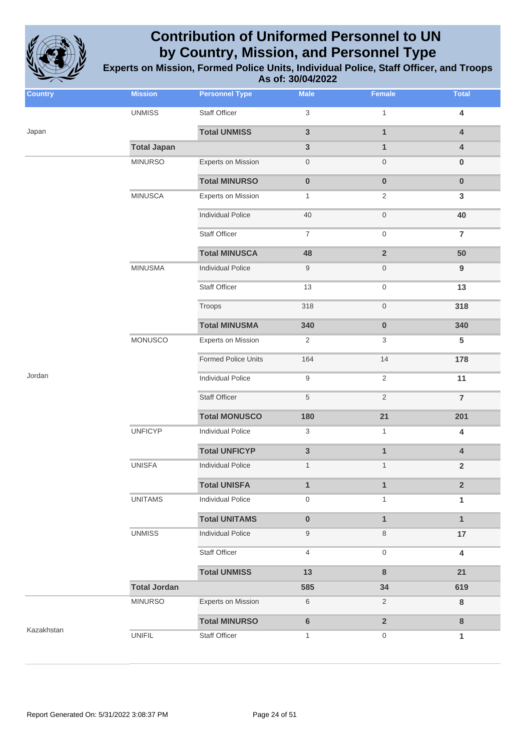# Contribution of Uniformed Personnel to UN by Country, Mission, and Personnel Type

## Experts on Mission, Formed Police Units, Individual Police, Staff Officer, and Troops

### As of: 30/04/2022

| Country | Mission | Personnel Type | Male | Female | Total |
|---|---|---|---|---|---|
| Japan | UNMISS | Staff Officer | 3 | 1 | **4** |
| | | **Total UNMISS** | **3** | **1** | **4** |
| | **Total Japan** | | **3** | **1** | **4** |
| Jordan | MINURSO | Experts on Mission | 0 | 0 | **0** |
| | | **Total MINURSO** | **0** | **0** | **0** |
| | MINUSCA | Experts on Mission | 1 | 2 | **3** |
| | | Individual Police | 40 | 0 | **40** |
| | | Staff Officer | 7 | 0 | **7** |
| | | **Total MINUSCA** | **48** | **2** | **50** |
| | MINUSMA | Individual Police | 9 | 0 | **9** |
| | | Staff Officer | 13 | 0 | **13** |
| | | Troops | 318 | 0 | **318** |
| | | **Total MINUSMA** | **340** | **0** | **340** |
| | MONUSCO | Experts on Mission | 2 | 3 | **5** |
| | | Formed Police Units | 164 | 14 | **178** |
| | | Individual Police | 9 | 2 | **11** |
| | | Staff Officer | 5 | 2 | **7** |
| | | **Total MONUSCO** | **180** | **21** | **201** |
| | UNFICYP | Individual Police | 3 | 1 | **4** |
| | | **Total UNFICYP** | **3** | **1** | **4** |
| | UNISFA | Individual Police | 1 | 1 | **2** |
| | | **Total UNISFA** | **1** | **1** | **2** |
| | UNITAMS | Individual Police | 0 | 1 | **1** |
| | | **Total UNITAMS** | **0** | **1** | **1** |
| | UNMISS | Individual Police | 9 | 8 | **17** |
| | | Staff Officer | 4 | 0 | **4** |
| | | **Total UNMISS** | **13** | **8** | **21** |
| | **Total Jordan** | | **585** | **34** | **619** |
| Kazakhstan | MINURSO | Experts on Mission | 6 | 2 | **8** |
| | | **Total MINURSO** | **6** | **2** | **8** |
| | UNIFIL | Staff Officer | 1 | 0 | **1** |

Report Generated On: 5/31/2022 3:08:37 PM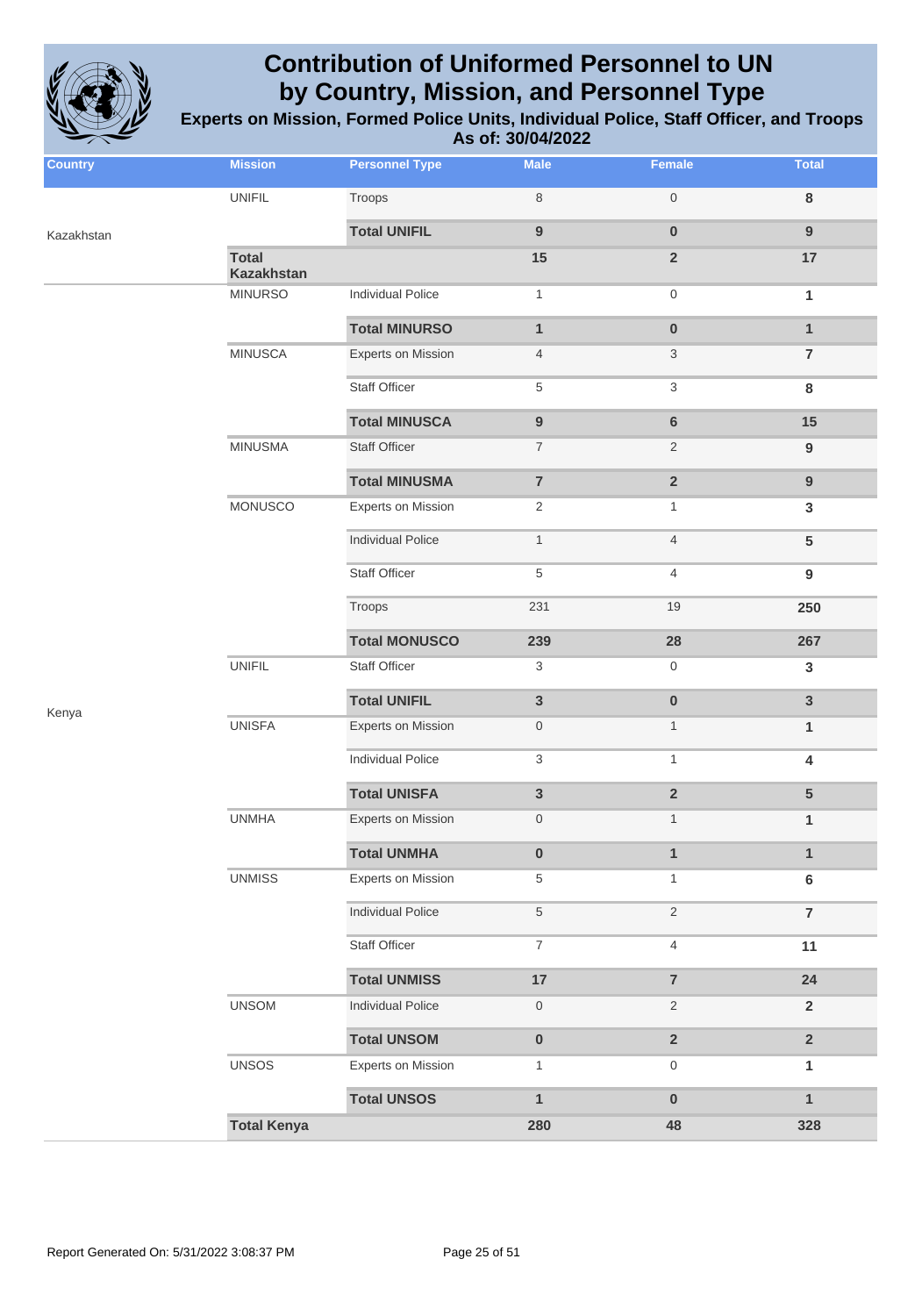# Contribution of Uniformed Personnel to UN by Country, Mission, and Personnel Type

## Experts on Mission, Formed Police Units, Individual Police, Staff Officer, and Troops

### As of: 30/04/2022

| Country | Mission | Personnel Type | Male | Female | Total |
|---|---|---|---|---|---|
| Kazakhstan | UNIFIL | Troops | 8 | 0 | 8 |
| | | **Total UNIFIL** | **9** | **0** | **9** |
| | **Total Kazakhstan** | | **15** | **2** | **17** |
| Kenya | MINURSO | Individual Police | 1 | 0 | 1 |
| | | **Total MINURSO** | **1** | **0** | **1** |
| | MINUSCA | Experts on Mission | 4 | 3 | 7 |
| | | Staff Officer | 5 | 3 | 8 |
| | | **Total MINUSCA** | **9** | **6** | **15** |
| | MINUSMA | Staff Officer | 7 | 2 | 9 |
| | | **Total MINUSMA** | **7** | **2** | **9** |
| | MONUSCO | Experts on Mission | 2 | 1 | 3 |
| | | Individual Police | 1 | 4 | 5 |
| | | Staff Officer | 5 | 4 | 9 |
| | | Troops | 231 | 19 | 250 |
| | | **Total MONUSCO** | **239** | **28** | **267** |
| | UNIFIL | Staff Officer | 3 | 0 | 3 |
| | | **Total UNIFIL** | **3** | **0** | **3** |
| | UNISFA | Experts on Mission | 0 | 1 | 1 |
| | | Individual Police | 3 | 1 | 4 |
| | | **Total UNISFA** | **3** | **2** | **5** |
| | UNMHA | Experts on Mission | 0 | 1 | 1 |
| | | **Total UNMHA** | **0** | **1** | **1** |
| | UNMISS | Experts on Mission | 5 | 1 | 6 |
| | | Individual Police | 5 | 2 | 7 |
| | | Staff Officer | 7 | 4 | 11 |
| | | **Total UNMISS** | **17** | **7** | **24** |
| | UNSOM | Individual Police | 0 | 2 | 2 |
| | | **Total UNSOM** | **0** | **2** | **2** |
| | UNSOS | Experts on Mission | 1 | 0 | 1 |
| | | **Total UNSOS** | **1** | **0** | **1** |
| | **Total Kenya** | | **280** | **48** | **328** |

Report Generated On: 5/31/2022 3:08:37 PM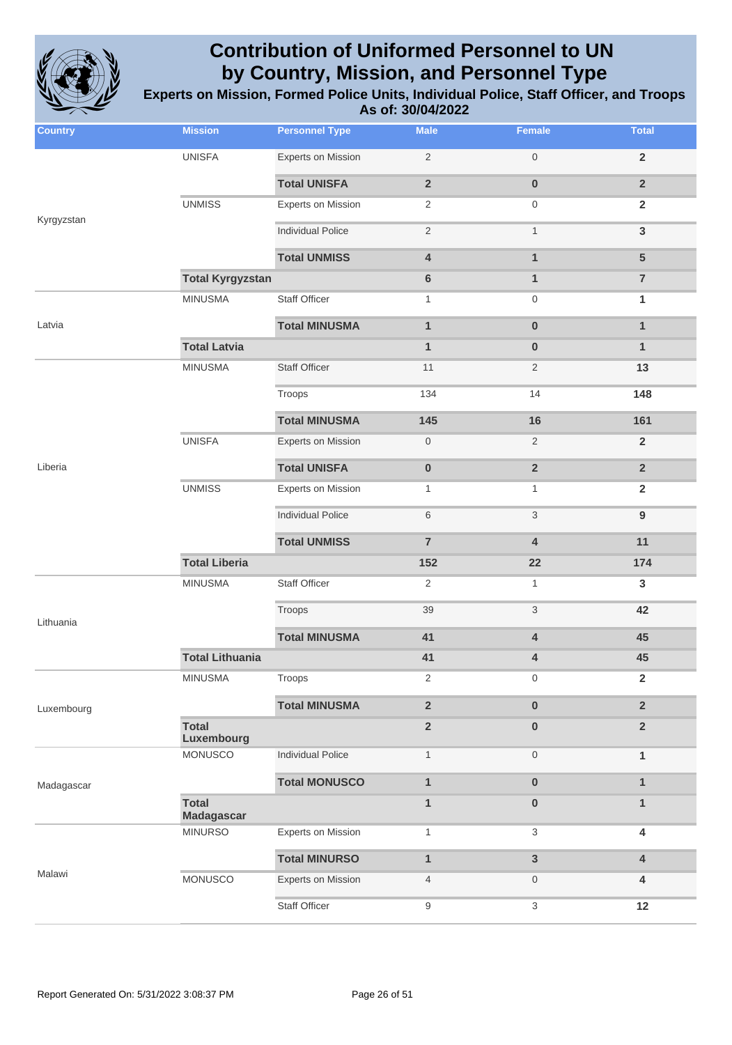# Contribution of Uniformed Personnel to UN by Country, Mission, and Personnel Type

**Experts on Mission, Formed Police Units, Individual Police, Staff Officer, and Troops**

**As of: 30/04/2022**

| Country | Mission | Personnel Type | Male | Female | Total |
|---|---|---|---|---|---|
| Kyrgyzstan | UNISFA | Experts on Mission | 2 | 0 | **2** |
| | | **Total UNISFA** | **2** | **0** | **2** |
| | UNMISS | Experts on Mission | 2 | 0 | **2** |
| | | Individual Police | 2 | 1 | **3** |
| | | **Total UNMISS** | **4** | **1** | **5** |
| | **Total Kyrgyzstan** | | **6** | **1** | **7** |
| Latvia | MINUSMA | Staff Officer | 1 | 0 | **1** |
| | | **Total MINUSMA** | **1** | **0** | **1** |
| | **Total Latvia** | | **1** | **0** | **1** |
| Liberia | MINUSMA | Staff Officer | 11 | 2 | **13** |
| | | Troops | 134 | 14 | **148** |
| | | **Total MINUSMA** | **145** | **16** | **161** |
| | UNISFA | Experts on Mission | 0 | 2 | **2** |
| | | **Total UNISFA** | **0** | **2** | **2** |
| | UNMISS | Experts on Mission | 1 | 1 | **2** |
| | | Individual Police | 6 | 3 | **9** |
| | | **Total UNMISS** | **7** | **4** | **11** |
| | **Total Liberia** | | **152** | **22** | **174** |
| Lithuania | MINUSMA | Staff Officer | 2 | 1 | **3** |
| | | Troops | 39 | 3 | **42** |
| | | **Total MINUSMA** | **41** | **4** | **45** |
| | **Total Lithuania** | | **41** | **4** | **45** |
| Luxembourg | MINUSMA | Troops | 2 | 0 | **2** |
| | | **Total MINUSMA** | **2** | **0** | **2** |
| | **Total Luxembourg** | | **2** | **0** | **2** |
| Madagascar | MONUSCO | Individual Police | 1 | 0 | **1** |
| | | **Total MONUSCO** | **1** | **0** | **1** |
| | **Total Madagascar** | | **1** | **0** | **1** |
| Malawi | MINURSO | Experts on Mission | 1 | 3 | **4** |
| | | **Total MINURSO** | **1** | **3** | **4** |
| | MONUSCO | Experts on Mission | 4 | 0 | **4** |
| | | Staff Officer | 9 | 3 | **12** |

Report Generated On: 5/31/2022 3:08:37 PM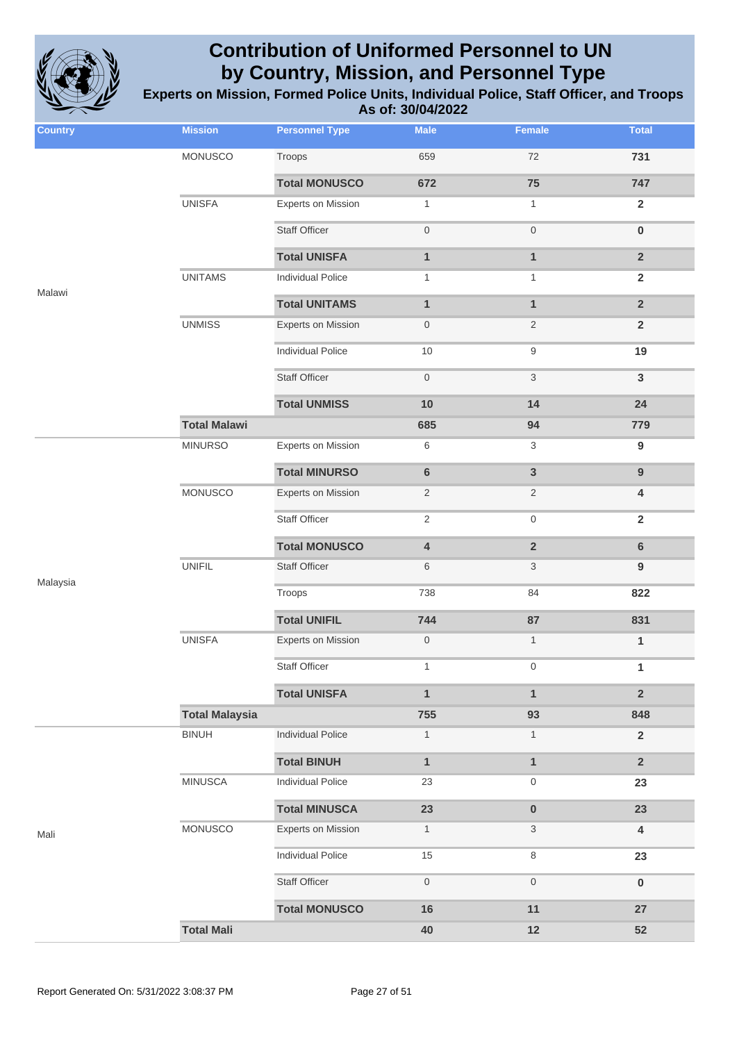# Contribution of Uniformed Personnel to UN by Country, Mission, and Personnel Type

**Experts on Mission, Formed Police Units, Individual Police, Staff Officer, and Troops**

**As of: 30/04/2022**

| Country | Mission | Personnel Type | Male | Female | Total |
|---|---|---|---|---|---|
| Malawi | MONUSCO | Troops | 659 | 72 | 731 |
| | | **Total MONUSCO** | **672** | **75** | **747** |
| | UNISFA | Experts on Mission | 1 | 1 | 2 |
| | | Staff Officer | 0 | 0 | 0 |
| | | **Total UNISFA** | **1** | **1** | **2** |
| | UNITAMS | Individual Police | 1 | 1 | 2 |
| | | **Total UNITAMS** | **1** | **1** | **2** |
| | UNMISS | Experts on Mission | 0 | 2 | 2 |
| | | Individual Police | 10 | 9 | 19 |
| | | Staff Officer | 0 | 3 | 3 |
| | | **Total UNMISS** | **10** | **14** | **24** |
| | **Total Malawi** | | **685** | **94** | **779** |
| Malaysia | MINURSO | Experts on Mission | 6 | 3 | 9 |
| | | **Total MINURSO** | **6** | **3** | **9** |
| | MONUSCO | Experts on Mission | 2 | 2 | 4 |
| | | Staff Officer | 2 | 0 | 2 |
| | | **Total MONUSCO** | **4** | **2** | **6** |
| | UNIFIL | Staff Officer | 6 | 3 | 9 |
| | | Troops | 738 | 84 | 822 |
| | | **Total UNIFIL** | **744** | **87** | **831** |
| | UNISFA | Experts on Mission | 0 | 1 | 1 |
| | | Staff Officer | 1 | 0 | 1 |
| | | **Total UNISFA** | **1** | **1** | **2** |
| | **Total Malaysia** | | **755** | **93** | **848** |
| Mali | BINUH | Individual Police | 1 | 1 | 2 |
| | | **Total BINUH** | **1** | **1** | **2** |
| | MINUSCA | Individual Police | 23 | 0 | 23 |
| | | **Total MINUSCA** | **23** | **0** | **23** |
| | MONUSCO | Experts on Mission | 1 | 3 | 4 |
| | | Individual Police | 15 | 8 | 23 |
| | | Staff Officer | 0 | 0 | 0 |
| | | **Total MONUSCO** | **16** | **11** | **27** |
| | **Total Mali** | | **40** | **12** | **52** |

Report Generated On: 5/31/2022 3:08:37 PM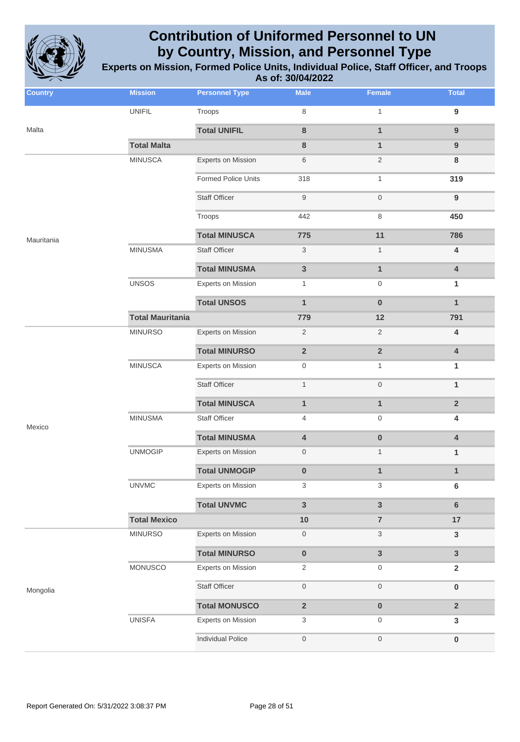# Contribution of Uniformed Personnel to UN by Country, Mission, and Personnel Type

**Experts on Mission, Formed Police Units, Individual Police, Staff Officer, and Troops**

**As of: 30/04/2022**

| Country | Mission | Personnel Type | Male | Female | Total |
|---|---|---|---|---|---|
| Malta | UNIFIL | Troops | 8 | 1 | 9 |
| | | **Total UNIFIL** | **8** | **1** | **9** |
| | **Total Malta** | | **8** | **1** | **9** |
| Mauritania | MINUSCA | Experts on Mission | 6 | 2 | 8 |
| | | Formed Police Units | 318 | 1 | 319 |
| | | Staff Officer | 9 | 0 | 9 |
| | | Troops | 442 | 8 | 450 |
| | | **Total MINUSCA** | **775** | **11** | **786** |
| | MINUSMA | Staff Officer | 3 | 1 | 4 |
| | | **Total MINUSMA** | **3** | **1** | **4** |
| | UNSOS | Experts on Mission | 1 | 0 | 1 |
| | | **Total UNSOS** | **1** | **0** | **1** |
| | **Total Mauritania** | | **779** | **12** | **791** |
| Mexico | MINURSO | Experts on Mission | 2 | 2 | 4 |
| | | **Total MINURSO** | **2** | **2** | **4** |
| | MINUSCA | Experts on Mission | 0 | 1 | 1 |
| | | Staff Officer | 1 | 0 | 1 |
| | | **Total MINUSCA** | **1** | **1** | **2** |
| | MINUSMA | Staff Officer | 4 | 0 | 4 |
| | | **Total MINUSMA** | **4** | **0** | **4** |
| | UNMOGIP | Experts on Mission | 0 | 1 | 1 |
| | | **Total UNMOGIP** | **0** | **1** | **1** |
| | UNVMC | Experts on Mission | 3 | 3 | 6 |
| | | **Total UNVMC** | **3** | **3** | **6** |
| | **Total Mexico** | | **10** | **7** | **17** |
| Mongolia | MINURSO | Experts on Mission | 0 | 3 | 3 |
| | | **Total MINURSO** | **0** | **3** | **3** |
| | MONUSCO | Experts on Mission | 2 | 0 | 2 |
| | | Staff Officer | 0 | 0 | 0 |
| | | **Total MONUSCO** | **2** | **0** | **2** |
| | UNISFA | Experts on Mission | 3 | 0 | 3 |
| | | Individual Police | 0 | 0 | 0 |

Report Generated On: 5/31/2022 3:08:37 PM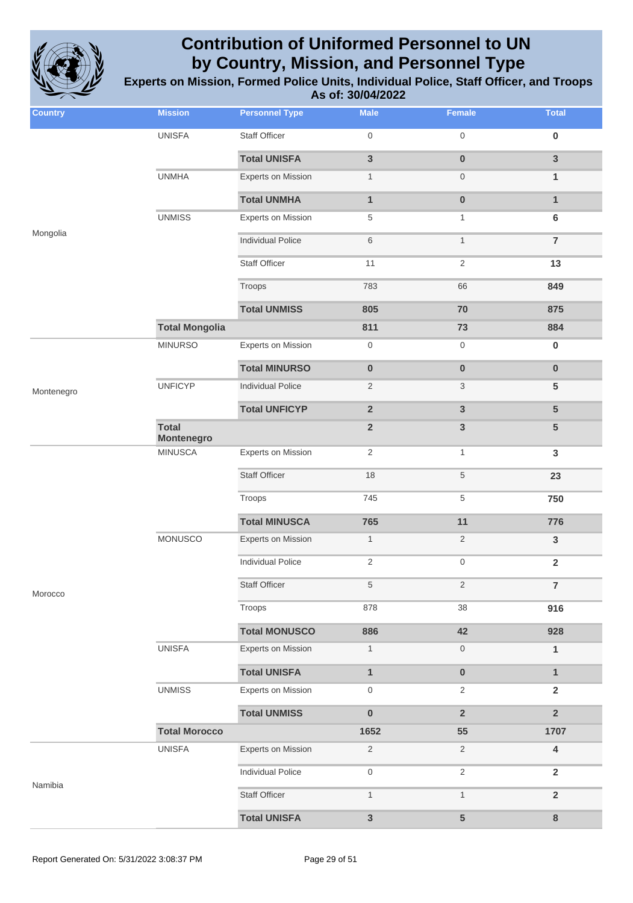# Contribution of Uniformed Personnel to UN by Country, Mission, and Personnel Type

**Experts on Mission, Formed Police Units, Individual Police, Staff Officer, and Troops**

**As of: 30/04/2022**

| Country | Mission | Personnel Type | Male | Female | Total |
|---|---|---|---|---|---|
| Mongolia | UNISFA | Staff Officer | 0 | 0 | **0** |
| | | **Total UNISFA** | **3** | **0** | **3** |
| | UNMHA | Experts on Mission | 1 | 0 | **1** |
| | | **Total UNMHA** | **1** | **0** | **1** |
| | UNMISS | Experts on Mission | 5 | 1 | **6** |
| | | Individual Police | 6 | 1 | **7** |
| | | Staff Officer | 11 | 2 | **13** |
| | | Troops | 783 | 66 | **849** |
| | | **Total UNMISS** | **805** | **70** | **875** |
| | **Total Mongolia** | | **811** | **73** | **884** |
| Montenegro | MINURSO | Experts on Mission | 0 | 0 | **0** |
| | | **Total MINURSO** | **0** | **0** | **0** |
| | UNFICYP | Individual Police | 2 | 3 | **5** |
| | | **Total UNFICYP** | **2** | **3** | **5** |
| | **Total Montenegro** | | **2** | **3** | **5** |
| Morocco | MINUSCA | Experts on Mission | 2 | 1 | **3** |
| | | Staff Officer | 18 | 5 | **23** |
| | | Troops | 745 | 5 | **750** |
| | | **Total MINUSCA** | **765** | **11** | **776** |
| | MONUSCO | Experts on Mission | 1 | 2 | **3** |
| | | Individual Police | 2 | 0 | **2** |
| | | Staff Officer | 5 | 2 | **7** |
| | | Troops | 878 | 38 | **916** |
| | | **Total MONUSCO** | **886** | **42** | **928** |
| | UNISFA | Experts on Mission | 1 | 0 | **1** |
| | | **Total UNISFA** | **1** | **0** | **1** |
| | UNMISS | Experts on Mission | 0 | 2 | **2** |
| | | **Total UNMISS** | **0** | **2** | **2** |
| | **Total Morocco** | | **1652** | **55** | **1707** |
| Namibia | UNISFA | Experts on Mission | 2 | 2 | **4** |
| | | Individual Police | 0 | 2 | **2** |
| | | Staff Officer | 1 | 1 | **2** |
| | | **Total UNISFA** | **3** | **5** | **8** |

Report Generated On: 5/31/2022 3:08:37 PM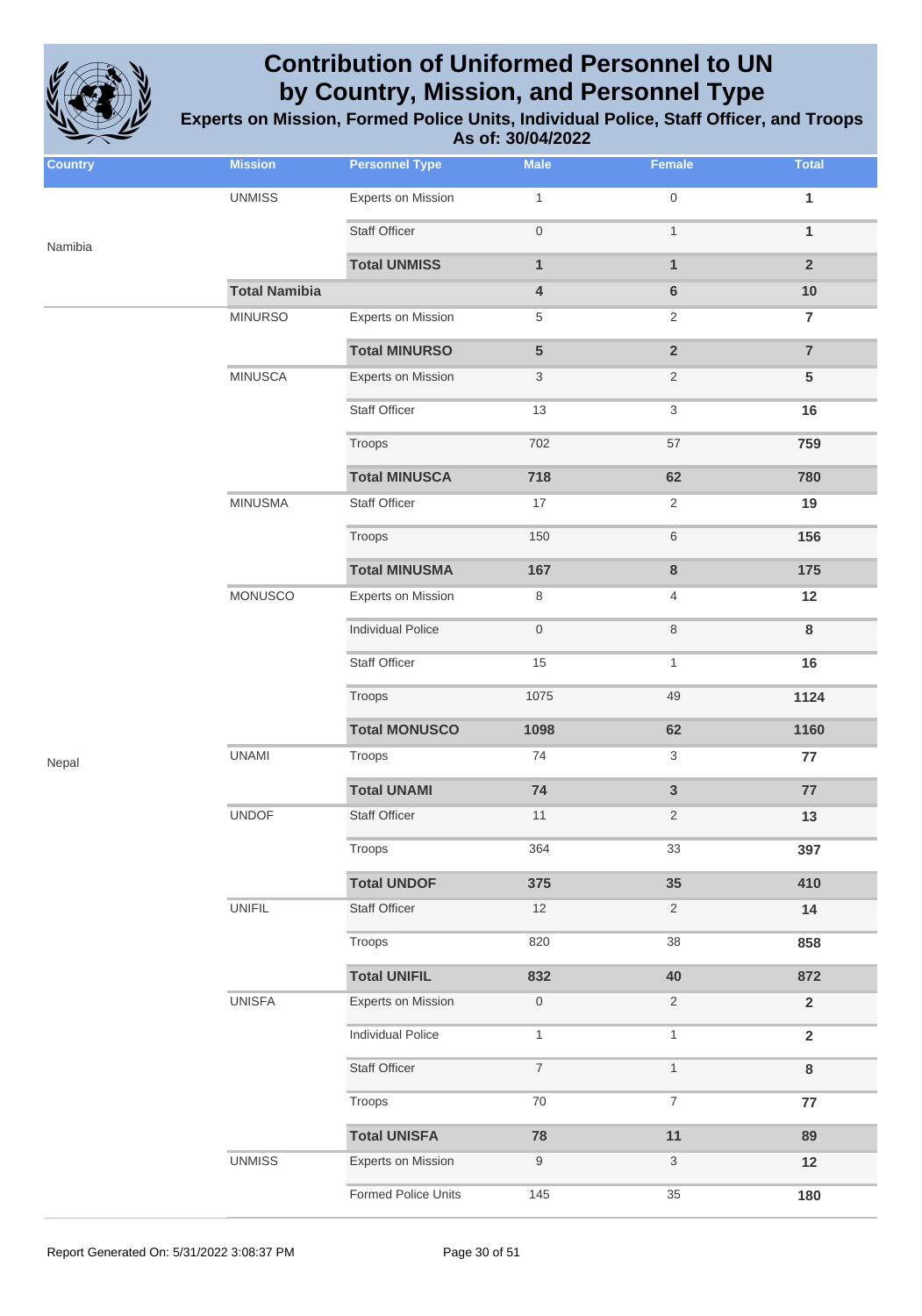# Contribution of Uniformed Personnel to UN by Country, Mission, and Personnel Type

**Experts on Mission, Formed Police Units, Individual Police, Staff Officer, and Troops**

**As of: 30/04/2022**

| Country | Mission | Personnel Type | Male | Female | Total |
|---|---|---|---|---|---|
| Namibia | UNMISS | Experts on Mission | 1 | 0 | **1** |
| | | Staff Officer | 0 | 1 | **1** |
| | | **Total UNMISS** | **1** | **1** | **2** |
| | **Total Namibia** | | **4** | **6** | **10** |
| Nepal | MINURSO | Experts on Mission | 5 | 2 | **7** |
| | | **Total MINURSO** | **5** | **2** | **7** |
| | MINUSCA | Experts on Mission | 3 | 2 | **5** |
| | | Staff Officer | 13 | 3 | **16** |
| | | Troops | 702 | 57 | **759** |
| | | **Total MINUSCA** | **718** | **62** | **780** |
| | MINUSMA | Staff Officer | 17 | 2 | **19** |
| | | Troops | 150 | 6 | **156** |
| | | **Total MINUSMA** | **167** | **8** | **175** |
| | MONUSCO | Experts on Mission | 8 | 4 | **12** |
| | | Individual Police | 0 | 8 | **8** |
| | | Staff Officer | 15 | 1 | **16** |
| | | Troops | 1075 | 49 | **1124** |
| | | **Total MONUSCO** | **1098** | **62** | **1160** |
| | UNAMI | Troops | 74 | 3 | **77** |
| | | **Total UNAMI** | **74** | **3** | **77** |
| | UNDOF | Staff Officer | 11 | 2 | **13** |
| | | Troops | 364 | 33 | **397** |
| | | **Total UNDOF** | **375** | **35** | **410** |
| | UNIFIL | Staff Officer | 12 | 2 | **14** |
| | | Troops | 820 | 38 | **858** |
| | | **Total UNIFIL** | **832** | **40** | **872** |
| | UNISFA | Experts on Mission | 0 | 2 | **2** |
| | | Individual Police | 1 | 1 | **2** |
| | | Staff Officer | 7 | 1 | **8** |
| | | Troops | 70 | 7 | **77** |
| | | **Total UNISFA** | **78** | **11** | **89** |
| | UNMISS | Experts on Mission | 9 | 3 | **12** |
| | | Formed Police Units | 145 | 35 | **180** |

Report Generated On: 5/31/2022 3:08:37 PM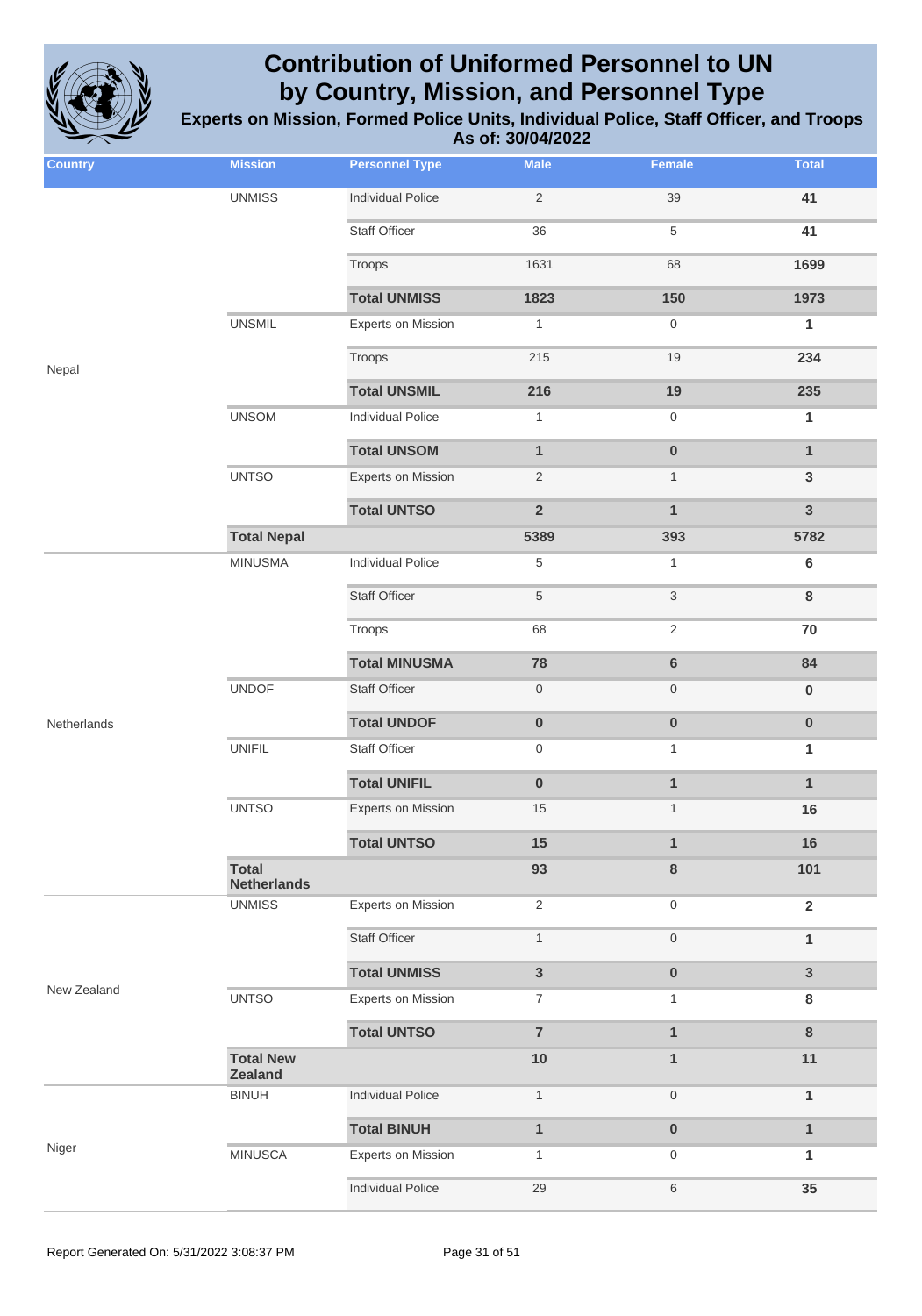# Contribution of Uniformed Personnel to UN by Country, Mission, and Personnel Type

**Experts on Mission, Formed Police Units, Individual Police, Staff Officer, and Troops**
**As of: 30/04/2022**

| Country | Mission | Personnel Type | Male | Female | Total |
|---|---|---|---|---|---|
| Nepal | UNMISS | Individual Police | 2 | 39 | **41** |
| | | Staff Officer | 36 | 5 | **41** |
| | | Troops | 1631 | 68 | **1699** |
| | | **Total UNMISS** | **1823** | **150** | **1973** |
| | UNSMIL | Experts on Mission | 1 | 0 | **1** |
| | | Troops | 215 | 19 | **234** |
| | | **Total UNSMIL** | **216** | **19** | **235** |
| | UNSOM | Individual Police | 1 | 0 | **1** |
| | | **Total UNSOM** | **1** | **0** | **1** |
| | UNTSO | Experts on Mission | 2 | 1 | **3** |
| | | **Total UNTSO** | **2** | **1** | **3** |
| | **Total Nepal** | | **5389** | **393** | **5782** |
| Netherlands | MINUSMA | Individual Police | 5 | 1 | **6** |
| | | Staff Officer | 5 | 3 | **8** |
| | | Troops | 68 | 2 | **70** |
| | | **Total MINUSMA** | **78** | **6** | **84** |
| | UNDOF | Staff Officer | 0 | 0 | **0** |
| | | **Total UNDOF** | **0** | **0** | **0** |
| | UNIFIL | Staff Officer | 0 | 1 | **1** |
| | | **Total UNIFIL** | **0** | **1** | **1** |
| | UNTSO | Experts on Mission | 15 | 1 | **16** |
| | | **Total UNTSO** | **15** | **1** | **16** |
| | **Total Netherlands** | | **93** | **8** | **101** |
| New Zealand | UNMISS | Experts on Mission | 2 | 0 | **2** |
| | | Staff Officer | 1 | 0 | **1** |
| | | **Total UNMISS** | **3** | **0** | **3** |
| | UNTSO | Experts on Mission | 7 | 1 | **8** |
| | | **Total UNTSO** | **7** | **1** | **8** |
| | **Total New Zealand** | | **10** | **1** | **11** |
| Niger | BINUH | Individual Police | 1 | 0 | **1** |
| | | **Total BINUH** | **1** | **0** | **1** |
| | MINUSCA | Experts on Mission | 1 | 0 | **1** |
| | | Individual Police | 29 | 6 | **35** |

Report Generated On: 5/31/2022 3:08:37 PM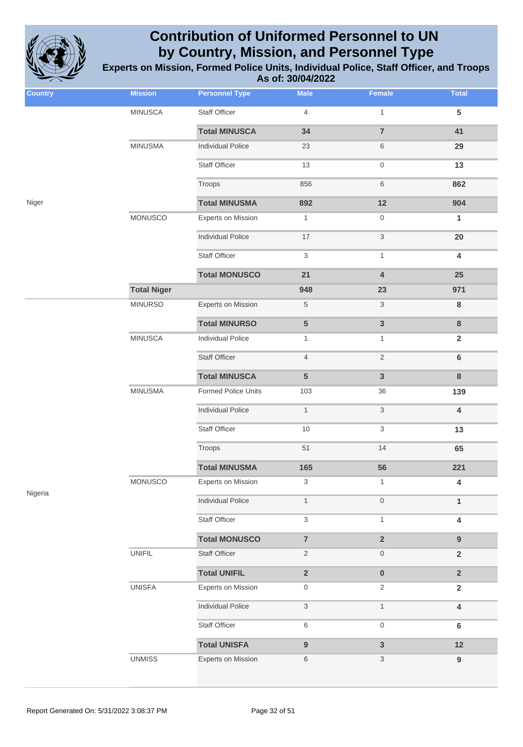# Contribution of Uniformed Personnel to UN by Country, Mission, and Personnel Type

**Experts on Mission, Formed Police Units, Individual Police, Staff Officer, and Troops**

**As of: 30/04/2022**

| Country | Mission | Personnel Type | Male | Female | Total |
|---|---|---|---|---|---|
| Niger | MINUSCA | Staff Officer | 4 | 1 | **5** |
| | | **Total MINUSCA** | **34** | **7** | **41** |
| | MINUSMA | Individual Police | 23 | 6 | **29** |
| | | Staff Officer | 13 | 0 | **13** |
| | | Troops | 856 | 6 | **862** |
| | | **Total MINUSMA** | **892** | **12** | **904** |
| | MONUSCO | Experts on Mission | 1 | 0 | **1** |
| | | Individual Police | 17 | 3 | **20** |
| | | Staff Officer | 3 | 1 | **4** |
| | | **Total MONUSCO** | **21** | **4** | **25** |
| | **Total Niger** | | **948** | **23** | **971** |
| Nigeria | MINURSO | Experts on Mission | 5 | 3 | **8** |
| | | **Total MINURSO** | **5** | **3** | **8** |
| | MINUSCA | Individual Police | 1 | 1 | **2** |
| | | Staff Officer | 4 | 2 | **6** |
| | | **Total MINUSCA** | **5** | **3** | **8** |
| | MINUSMA | Formed Police Units | 103 | 36 | **139** |
| | | Individual Police | 1 | 3 | **4** |
| | | Staff Officer | 10 | 3 | **13** |
| | | Troops | 51 | 14 | **65** |
| | | **Total MINUSMA** | **165** | **56** | **221** |
| | MONUSCO | Experts on Mission | 3 | 1 | **4** |
| | | Individual Police | 1 | 0 | **1** |
| | | Staff Officer | 3 | 1 | **4** |
| | | **Total MONUSCO** | **7** | **2** | **9** |
| | UNIFIL | Staff Officer | 2 | 0 | **2** |
| | | **Total UNIFIL** | **2** | **0** | **2** |
| | UNISFA | Experts on Mission | 0 | 2 | **2** |
| | | Individual Police | 3 | 1 | **4** |
| | | Staff Officer | 6 | 0 | **6** |
| | | **Total UNISFA** | **9** | **3** | **12** |
| | UNMISS | Experts on Mission | 6 | 3 | **9** |

Report Generated On: 5/31/2022 3:08:37 PM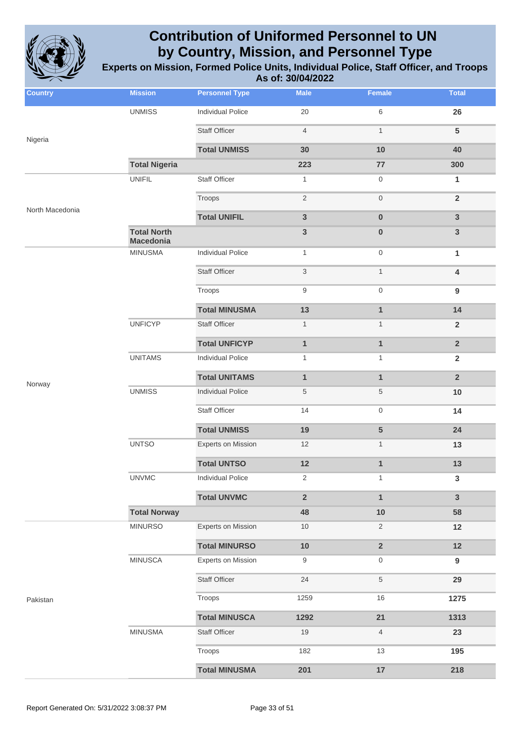# Contribution of Uniformed Personnel to UN by Country, Mission, and Personnel Type

## Experts on Mission, Formed Police Units, Individual Police, Staff Officer, and Troops

### As of: 30/04/2022

| Country | Mission | Personnel Type | Male | Female | Total |
|---|---|---|---|---|---|
| Nigeria | UNMISS | Individual Police | 20 | 6 | **26** |
| | | Staff Officer | 4 | 1 | **5** |
| | | **Total UNMISS** | **30** | **10** | **40** |
| | **Total Nigeria** | | **223** | **77** | **300** |
| North Macedonia | UNIFIL | Staff Officer | 1 | 0 | **1** |
| | | Troops | 2 | 0 | **2** |
| | | **Total UNIFIL** | **3** | **0** | **3** |
| | **Total North Macedonia** | | **3** | **0** | **3** |
| Norway | MINUSMA | Individual Police | 1 | 0 | **1** |
| | | Staff Officer | 3 | 1 | **4** |
| | | Troops | 9 | 0 | **9** |
| | | **Total MINUSMA** | **13** | **1** | **14** |
| | UNFICYP | Staff Officer | 1 | 1 | **2** |
| | | **Total UNFICYP** | **1** | **1** | **2** |
| | UNITAMS | Individual Police | 1 | 1 | **2** |
| | | **Total UNITAMS** | **1** | **1** | **2** |
| | UNMISS | Individual Police | 5 | 5 | **10** |
| | | Staff Officer | 14 | 0 | **14** |
| | | **Total UNMISS** | **19** | **5** | **24** |
| | UNTSO | Experts on Mission | 12 | 1 | **13** |
| | | **Total UNTSO** | **12** | **1** | **13** |
| | UNVMC | Individual Police | 2 | 1 | **3** |
| | | **Total UNVMC** | **2** | **1** | **3** |
| | **Total Norway** | | **48** | **10** | **58** |
| Pakistan | MINURSO | Experts on Mission | 10 | 2 | **12** |
| | | **Total MINURSO** | **10** | **2** | **12** |
| | MINUSCA | Experts on Mission | 9 | 0 | **9** |
| | | Staff Officer | 24 | 5 | **29** |
| | | Troops | 1259 | 16 | **1275** |
| | | **Total MINUSCA** | **1292** | **21** | **1313** |
| | MINUSMA | Staff Officer | 19 | 4 | **23** |
| | | Troops | 182 | 13 | **195** |
| | | **Total MINUSMA** | **201** | **17** | **218** |

Report Generated On: 5/31/2022 3:08:37 PM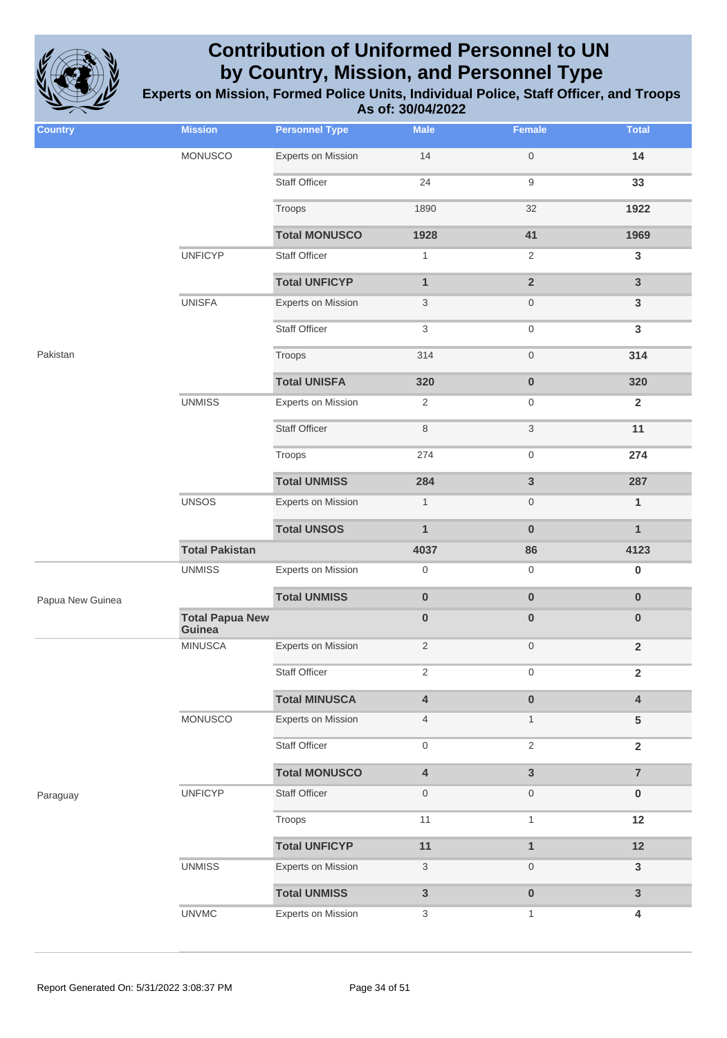# Contribution of Uniformed Personnel to UN by Country, Mission, and Personnel Type

**Experts on Mission, Formed Police Units, Individual Police, Staff Officer, and Troops**

**As of: 30/04/2022**

| Country | Mission | Personnel Type | Male | Female | Total |
|---|---|---|---|---|---|
| | MONUSCO | Experts on Mission | 14 | 0 | **14** |
| | | Staff Officer | 24 | 9 | **33** |
| | | Troops | 1890 | 32 | **1922** |
| | | **Total MONUSCO** | **1928** | **41** | **1969** |
| | UNFICYP | Staff Officer | 1 | 2 | **3** |
| | | **Total UNFICYP** | **1** | **2** | **3** |
| | UNISFA | Experts on Mission | 3 | 0 | **3** |
| | | Staff Officer | 3 | 0 | **3** |
| Pakistan | | Troops | 314 | 0 | **314** |
| | | **Total UNISFA** | **320** | **0** | **320** |
| | UNMISS | Experts on Mission | 2 | 0 | **2** |
| | | Staff Officer | 8 | 3 | **11** |
| | | Troops | 274 | 0 | **274** |
| | | **Total UNMISS** | **284** | **3** | **287** |
| | UNSOS | Experts on Mission | 1 | 0 | **1** |
| | | **Total UNSOS** | **1** | **0** | **1** |
| | **Total Pakistan** | | **4037** | **86** | **4123** |
| | UNMISS | Experts on Mission | 0 | 0 | **0** |
| Papua New Guinea | | **Total UNMISS** | **0** | **0** | **0** |
| | **Total Papua New Guinea** | | **0** | **0** | **0** |
| | MINUSCA | Experts on Mission | 2 | 0 | **2** |
| | | Staff Officer | 2 | 0 | **2** |
| | | **Total MINUSCA** | **4** | **0** | **4** |
| | MONUSCO | Experts on Mission | 4 | 1 | **5** |
| | | Staff Officer | 0 | 2 | **2** |
| | | **Total MONUSCO** | **4** | **3** | **7** |
| Paraguay | UNFICYP | Staff Officer | 0 | 0 | **0** |
| | | Troops | 11 | 1 | **12** |
| | | **Total UNFICYP** | **11** | **1** | **12** |
| | UNMISS | Experts on Mission | 3 | 0 | **3** |
| | | **Total UNMISS** | **3** | **0** | **3** |
| | UNVMC | Experts on Mission | 3 | 1 | **4** |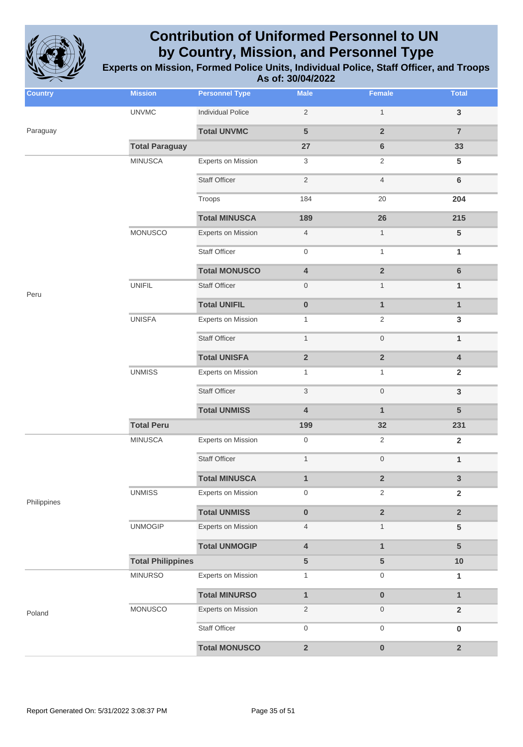# Contribution of Uniformed Personnel to UN by Country, Mission, and Personnel Type

**Experts on Mission, Formed Police Units, Individual Police, Staff Officer, and Troops**

**As of: 30/04/2022**

| Country | Mission | Personnel Type | Male | Female | Total |
|---|---|---|---|---|---|
| Paraguay | UNVMC | Individual Police | 2 | 1 | **3** |
| | | **Total UNVMC** | **5** | **2** | **7** |
| | **Total Paraguay** | | **27** | **6** | **33** |
| Peru | MINUSCA | Experts on Mission | 3 | 2 | **5** |
| | | Staff Officer | 2 | 4 | **6** |
| | | Troops | 184 | 20 | **204** |
| | | **Total MINUSCA** | **189** | **26** | **215** |
| | MONUSCO | Experts on Mission | 4 | 1 | **5** |
| | | Staff Officer | 0 | 1 | **1** |
| | | **Total MONUSCO** | **4** | **2** | **6** |
| | UNIFIL | Staff Officer | 0 | 1 | **1** |
| | | **Total UNIFIL** | **0** | **1** | **1** |
| | UNISFA | Experts on Mission | 1 | 2 | **3** |
| | | Staff Officer | 1 | 0 | **1** |
| | | **Total UNISFA** | **2** | **2** | **4** |
| | UNMISS | Experts on Mission | 1 | 1 | **2** |
| | | Staff Officer | 3 | 0 | **3** |
| | | **Total UNMISS** | **4** | **1** | **5** |
| | **Total Peru** | | **199** | **32** | **231** |
| Philippines | MINUSCA | Experts on Mission | 0 | 2 | **2** |
| | | Staff Officer | 1 | 0 | **1** |
| | | **Total MINUSCA** | **1** | **2** | **3** |
| | UNMISS | Experts on Mission | 0 | 2 | **2** |
| | | **Total UNMISS** | **0** | **2** | **2** |
| | UNMOGIP | Experts on Mission | 4 | 1 | **5** |
| | | **Total UNMOGIP** | **4** | **1** | **5** |
| | **Total Philippines** | | **5** | **5** | **10** |
| Poland | MINURSO | Experts on Mission | 1 | 0 | **1** |
| | | **Total MINURSO** | **1** | **0** | **1** |
| | MONUSCO | Experts on Mission | 2 | 0 | **2** |
| | | Staff Officer | 0 | 0 | **0** |
| | | **Total MONUSCO** | **2** | **0** | **2** |

Report Generated On: 5/31/2022 3:08:37 PM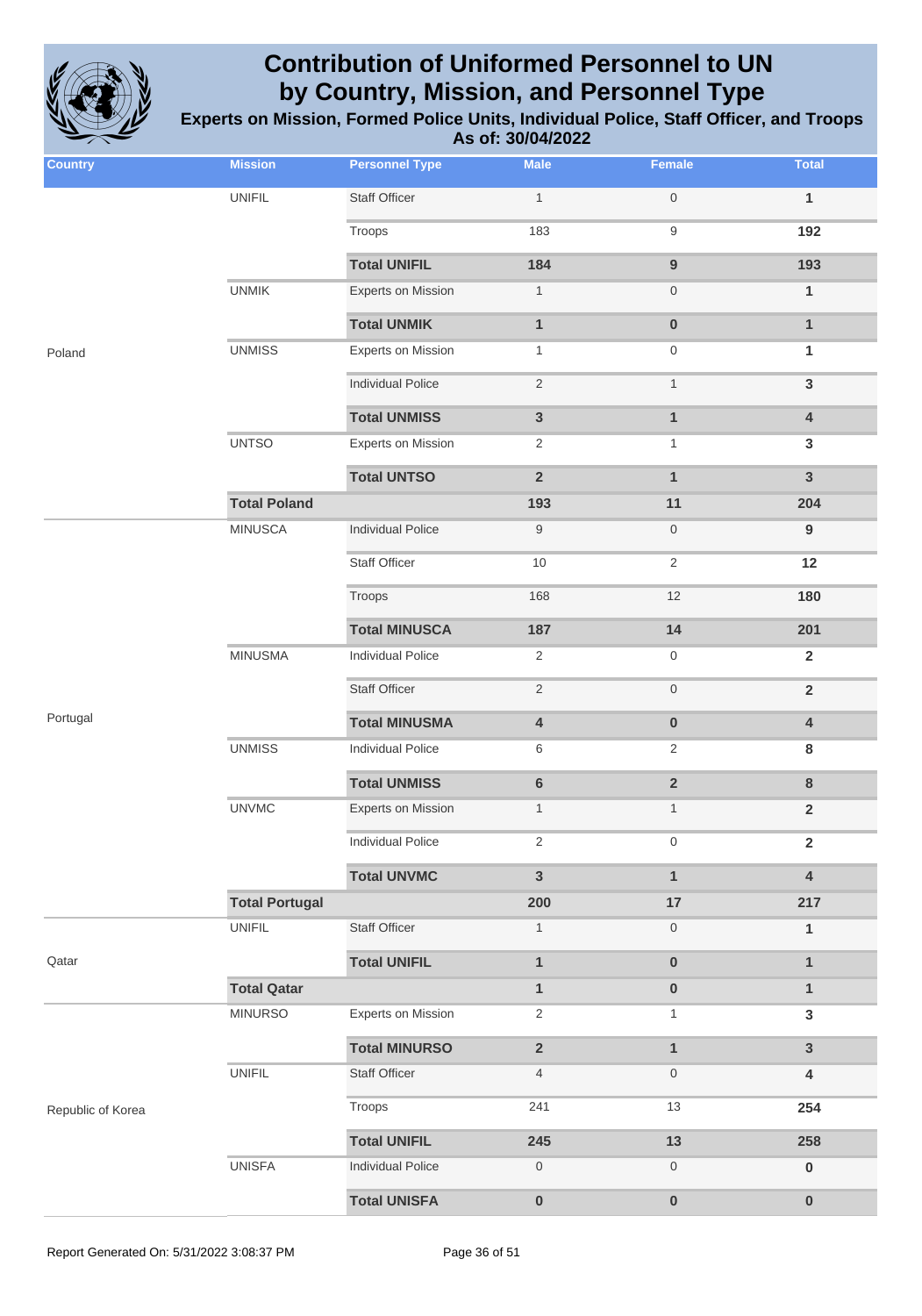# Contribution of Uniformed Personnel to UN by Country, Mission, and Personnel Type

**Experts on Mission, Formed Police Units, Individual Police, Staff Officer, and Troops**

**As of: 30/04/2022**

| Country | Mission | Personnel Type | Male | Female | Total |
|---|---|---|---|---|---|
| Poland | UNIFIL | Staff Officer | 1 | 0 | 1 |
| | | Troops | 183 | 9 | 192 |
| | | **Total UNIFIL** | **184** | **9** | **193** |
| | UNMIK | Experts on Mission | 1 | 0 | 1 |
| | | **Total UNMIK** | **1** | **0** | **1** |
| | UNMISS | Experts on Mission | 1 | 0 | 1 |
| | | Individual Police | 2 | 1 | 3 |
| | | **Total UNMISS** | **3** | **1** | **4** |
| | UNTSO | Experts on Mission | 2 | 1 | 3 |
| | | **Total UNTSO** | **2** | **1** | **3** |
| | **Total Poland** | | **193** | **11** | **204** |
| Portugal | MINUSCA | Individual Police | 9 | 0 | 9 |
| | | Staff Officer | 10 | 2 | 12 |
| | | Troops | 168 | 12 | 180 |
| | | **Total MINUSCA** | **187** | **14** | **201** |
| | MINUSMA | Individual Police | 2 | 0 | 2 |
| | | Staff Officer | 2 | 0 | 2 |
| | | **Total MINUSMA** | **4** | **0** | **4** |
| | UNMISS | Individual Police | 6 | 2 | 8 |
| | | **Total UNMISS** | **6** | **2** | **8** |
| | UNVMC | Experts on Mission | 1 | 1 | 2 |
| | | Individual Police | 2 | 0 | 2 |
| | | **Total UNVMC** | **3** | **1** | **4** |
| | **Total Portugal** | | **200** | **17** | **217** |
| Qatar | UNIFIL | Staff Officer | 1 | 0 | 1 |
| | | **Total UNIFIL** | **1** | **0** | **1** |
| | **Total Qatar** | | **1** | **0** | **1** |
| Republic of Korea | MINURSO | Experts on Mission | 2 | 1 | 3 |
| | | **Total MINURSO** | **2** | **1** | **3** |
| | UNIFIL | Staff Officer | 4 | 0 | 4 |
| | | Troops | 241 | 13 | 254 |
| | | **Total UNIFIL** | **245** | **13** | **258** |
| | UNISFA | Individual Police | 0 | 0 | 0 |
| | | **Total UNISFA** | **0** | **0** | **0** |

Report Generated On: 5/31/2022 3:08:37 PM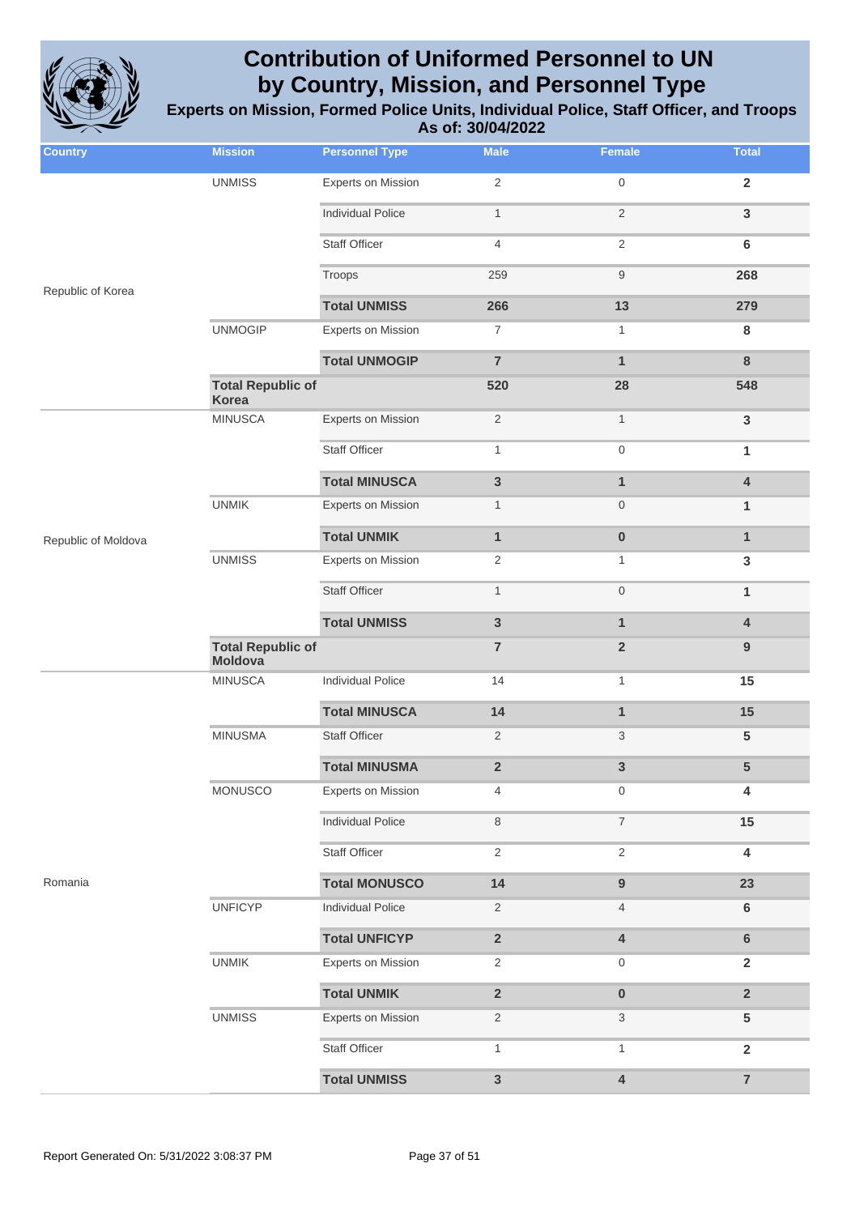# Contribution of Uniformed Personnel to UN by Country, Mission, and Personnel Type

## Experts on Mission, Formed Police Units, Individual Police, Staff Officer, and Troops

### As of: 30/04/2022

| Country | Mission | Personnel Type | Male | Female | Total |
|---|---|---|---|---|---|
| Republic of Korea | UNMISS | Experts on Mission | 2 | 0 | **2** |
| | | Individual Police | 1 | 2 | **3** |
| | | Staff Officer | 4 | 2 | **6** |
| | | Troops | 259 | 9 | **268** |
| | | **Total UNMISS** | **266** | **13** | **279** |
| | UNMOGIP | Experts on Mission | 7 | 1 | **8** |
| | | **Total UNMOGIP** | **7** | **1** | **8** |
| | **Total Republic of Korea** | | **520** | **28** | **548** |
| Republic of Moldova | MINUSCA | Experts on Mission | 2 | 1 | **3** |
| | | Staff Officer | 1 | 0 | **1** |
| | | **Total MINUSCA** | **3** | **1** | **4** |
| | UNMIK | Experts on Mission | 1 | 0 | **1** |
| | | **Total UNMIK** | **1** | **0** | **1** |
| | UNMISS | Experts on Mission | 2 | 1 | **3** |
| | | Staff Officer | 1 | 0 | **1** |
| | | **Total UNMISS** | **3** | **1** | **4** |
| | **Total Republic of Moldova** | | **7** | **2** | **9** |
| Romania | MINUSCA | Individual Police | 14 | 1 | **15** |
| | | **Total MINUSCA** | **14** | **1** | **15** |
| | MINUSMA | Staff Officer | 2 | 3 | **5** |
| | | **Total MINUSMA** | **2** | **3** | **5** |
| | MONUSCO | Experts on Mission | 4 | 0 | **4** |
| | | Individual Police | 8 | 7 | **15** |
| | | Staff Officer | 2 | 2 | **4** |
| | | **Total MONUSCO** | **14** | **9** | **23** |
| | UNFICYP | Individual Police | 2 | 4 | **6** |
| | | **Total UNFICYP** | **2** | **4** | **6** |
| | UNMIK | Experts on Mission | 2 | 0 | **2** |
| | | **Total UNMIK** | **2** | **0** | **2** |
| | UNMISS | Experts on Mission | 2 | 3 | **5** |
| | | Staff Officer | 1 | 1 | **2** |
| | | **Total UNMISS** | **3** | **4** | **7** |

Report Generated On: 5/31/2022 3:08:37 PM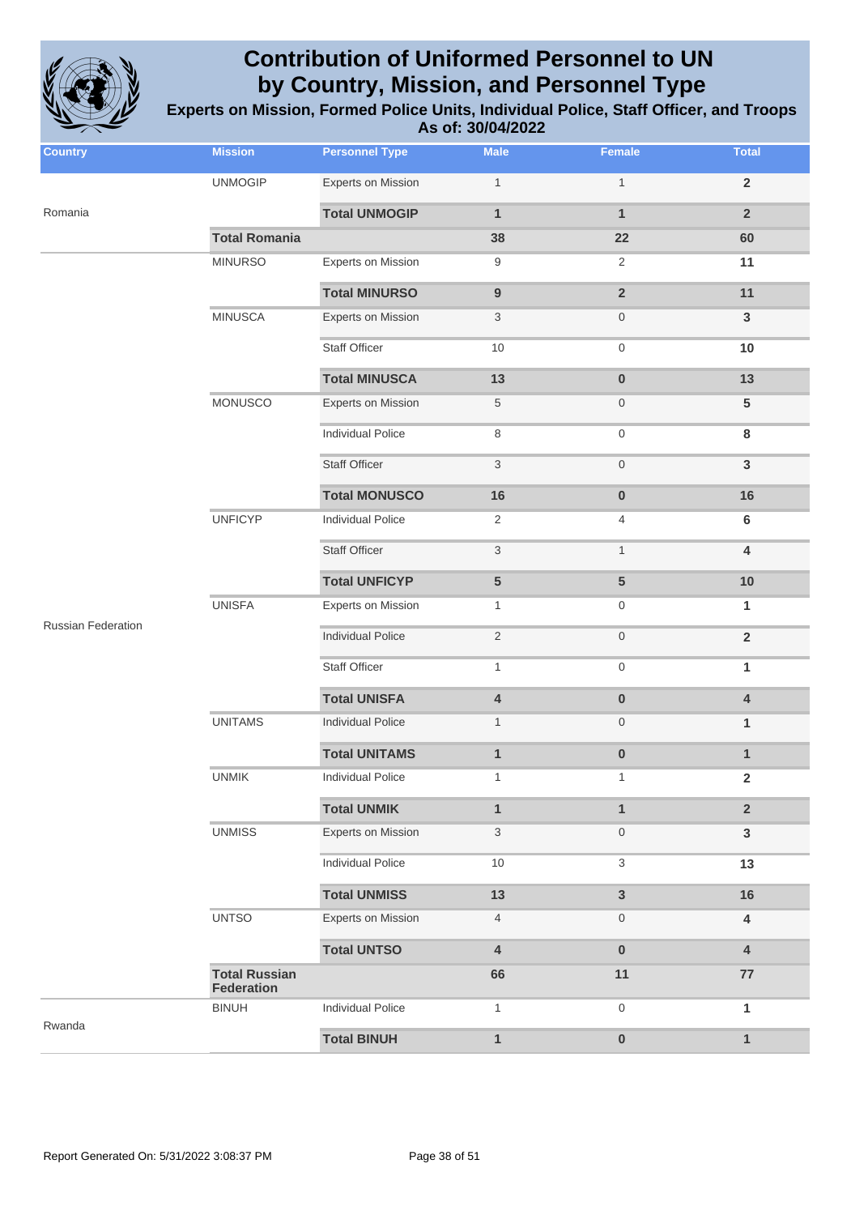# Contribution of Uniformed Personnel to UN by Country, Mission, and Personnel Type

## Experts on Mission, Formed Police Units, Individual Police, Staff Officer, and Troops

### As of: 30/04/2022

| Country | Mission | Personnel Type | Male | Female | Total |
|---|---|---|---|---|---|
| Romania | UNMOGIP | Experts on Mission | 1 | 1 | 2 |
| | | **Total UNMOGIP** | **1** | **1** | **2** |
| | **Total Romania** | | **38** | **22** | **60** |
| Russian Federation | MINURSO | Experts on Mission | 9 | 2 | 11 |
| | | **Total MINURSO** | **9** | **2** | **11** |
| | MINUSCA | Experts on Mission | 3 | 0 | 3 |
| | | Staff Officer | 10 | 0 | 10 |
| | | **Total MINUSCA** | **13** | **0** | **13** |
| | MONUSCO | Experts on Mission | 5 | 0 | 5 |
| | | Individual Police | 8 | 0 | 8 |
| | | Staff Officer | 3 | 0 | 3 |
| | | **Total MONUSCO** | **16** | **0** | **16** |
| | UNFICYP | Individual Police | 2 | 4 | 6 |
| | | Staff Officer | 3 | 1 | 4 |
| | | **Total UNFICYP** | **5** | **5** | **10** |
| | UNISFA | Experts on Mission | 1 | 0 | 1 |
| | | Individual Police | 2 | 0 | 2 |
| | | Staff Officer | 1 | 0 | 1 |
| | | **Total UNISFA** | **4** | **0** | **4** |
| | UNITAMS | Individual Police | 1 | 0 | 1 |
| | | **Total UNITAMS** | **1** | **0** | **1** |
| | UNMIK | Individual Police | 1 | 1 | 2 |
| | | **Total UNMIK** | **1** | **1** | **2** |
| | UNMISS | Experts on Mission | 3 | 0 | 3 |
| | | Individual Police | 10 | 3 | 13 |
| | | **Total UNMISS** | **13** | **3** | **16** |
| | UNTSO | Experts on Mission | 4 | 0 | 4 |
| | | **Total UNTSO** | **4** | **0** | **4** |
| | **Total Russian Federation** | | **66** | **11** | **77** |
| Rwanda | BINUH | Individual Police | 1 | 0 | 1 |
| | | **Total BINUH** | **1** | **0** | **1** |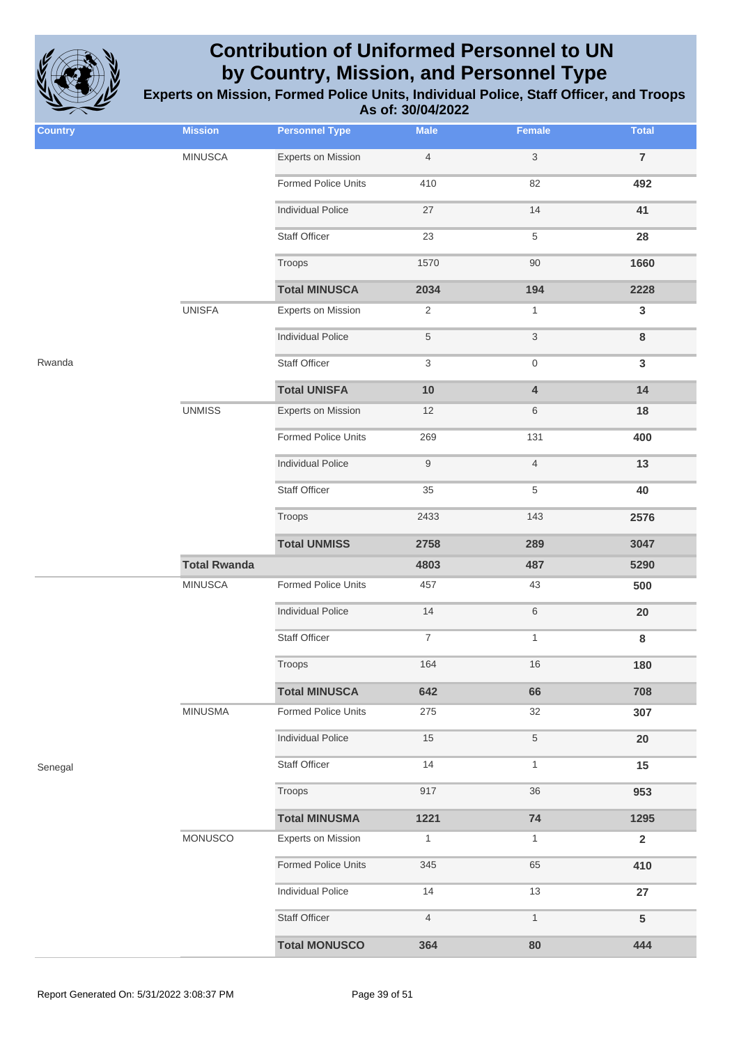# Contribution of Uniformed Personnel to UN by Country, Mission, and Personnel Type

**Experts on Mission, Formed Police Units, Individual Police, Staff Officer, and Troops**
**As of: 30/04/2022**

| Country | Mission | Personnel Type | Male | Female | Total |
|---|---|---|---|---|---|
| Rwanda | MINUSCA | Experts on Mission | 4 | 3 | **7** |
| | | Formed Police Units | 410 | 82 | **492** |
| | | Individual Police | 27 | 14 | **41** |
| | | Staff Officer | 23 | 5 | **28** |
| | | Troops | 1570 | 90 | **1660** |
| | | **Total MINUSCA** | **2034** | **194** | **2228** |
| | UNISFA | Experts on Mission | 2 | 1 | **3** |
| | | Individual Police | 5 | 3 | **8** |
| | | Staff Officer | 3 | 0 | **3** |
| | | **Total UNISFA** | **10** | **4** | **14** |
| | UNMISS | Experts on Mission | 12 | 6 | **18** |
| | | Formed Police Units | 269 | 131 | **400** |
| | | Individual Police | 9 | 4 | **13** |
| | | Staff Officer | 35 | 5 | **40** |
| | | Troops | 2433 | 143 | **2576** |
| | | **Total UNMISS** | **2758** | **289** | **3047** |
| | **Total Rwanda** | | **4803** | **487** | **5290** |
| Senegal | MINUSCA | Formed Police Units | 457 | 43 | **500** |
| | | Individual Police | 14 | 6 | **20** |
| | | Staff Officer | 7 | 1 | **8** |
| | | Troops | 164 | 16 | **180** |
| | | **Total MINUSCA** | **642** | **66** | **708** |
| | MINUSMA | Formed Police Units | 275 | 32 | **307** |
| | | Individual Police | 15 | 5 | **20** |
| | | Staff Officer | 14 | 1 | **15** |
| | | Troops | 917 | 36 | **953** |
| | | **Total MINUSMA** | **1221** | **74** | **1295** |
| | MONUSCO | Experts on Mission | 1 | 1 | **2** |
| | | Formed Police Units | 345 | 65 | **410** |
| | | Individual Police | 14 | 13 | **27** |
| | | Staff Officer | 4 | 1 | **5** |
| | | **Total MONUSCO** | **364** | **80** | **444** |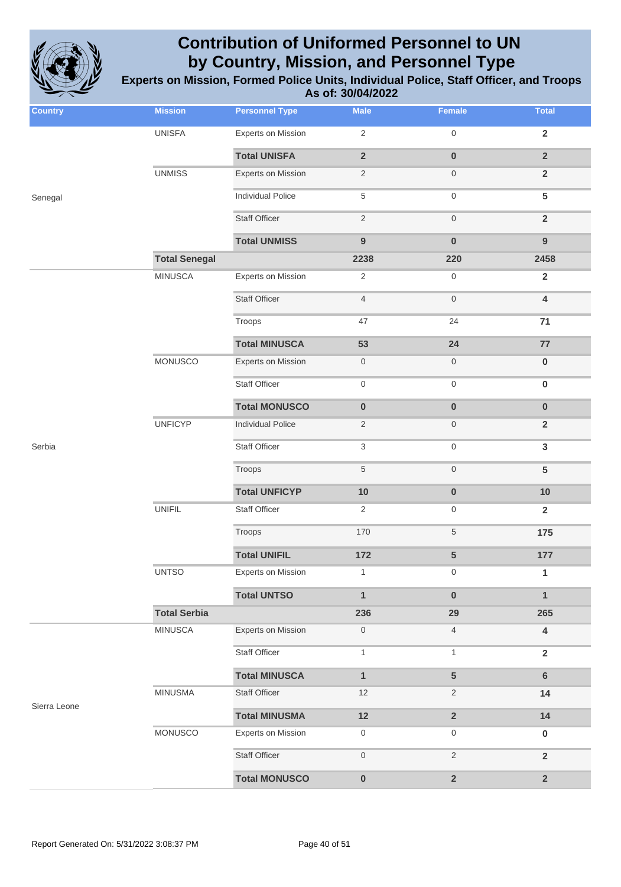# Contribution of Uniformed Personnel to UN by Country, Mission, and Personnel Type

## Experts on Mission, Formed Police Units, Individual Police, Staff Officer, and Troops

### As of: 30/04/2022

| Country | Mission | Personnel Type | Male | Female | Total |
|---|---|---|---|---|---|
| Senegal | UNISFA | Experts on Mission | 2 | 0 | **2** |
| | | **Total UNISFA** | **2** | **0** | **2** |
| | UNMISS | Experts on Mission | 2 | 0 | **2** |
| | | Individual Police | 5 | 0 | **5** |
| | | Staff Officer | 2 | 0 | **2** |
| | | **Total UNMISS** | **9** | **0** | **9** |
| | **Total Senegal** | | **2238** | **220** | **2458** |
| Serbia | MINUSCA | Experts on Mission | 2 | 0 | **2** |
| | | Staff Officer | 4 | 0 | **4** |
| | | Troops | 47 | 24 | **71** |
| | | **Total MINUSCA** | **53** | **24** | **77** |
| | MONUSCO | Experts on Mission | 0 | 0 | **0** |
| | | Staff Officer | 0 | 0 | **0** |
| | | **Total MONUSCO** | **0** | **0** | **0** |
| | UNFICYP | Individual Police | 2 | 0 | **2** |
| | | Staff Officer | 3 | 0 | **3** |
| | | Troops | 5 | 0 | **5** |
| | | **Total UNFICYP** | **10** | **0** | **10** |
| | UNIFIL | Staff Officer | 2 | 0 | **2** |
| | | Troops | 170 | 5 | **175** |
| | | **Total UNIFIL** | **172** | **5** | **177** |
| | UNTSO | Experts on Mission | 1 | 0 | **1** |
| | | **Total UNTSO** | **1** | **0** | **1** |
| | **Total Serbia** | | **236** | **29** | **265** |
| Sierra Leone | MINUSCA | Experts on Mission | 0 | 4 | **4** |
| | | Staff Officer | 1 | 1 | **2** |
| | | **Total MINUSCA** | **1** | **5** | **6** |
| | MINUSMA | Staff Officer | 12 | 2 | **14** |
| | | **Total MINUSMA** | **12** | **2** | **14** |
| | MONUSCO | Experts on Mission | 0 | 0 | **0** |
| | | Staff Officer | 0 | 2 | **2** |
| | | **Total MONUSCO** | **0** | **2** | **2** |

Report Generated On: 5/31/2022 3:08:37 PM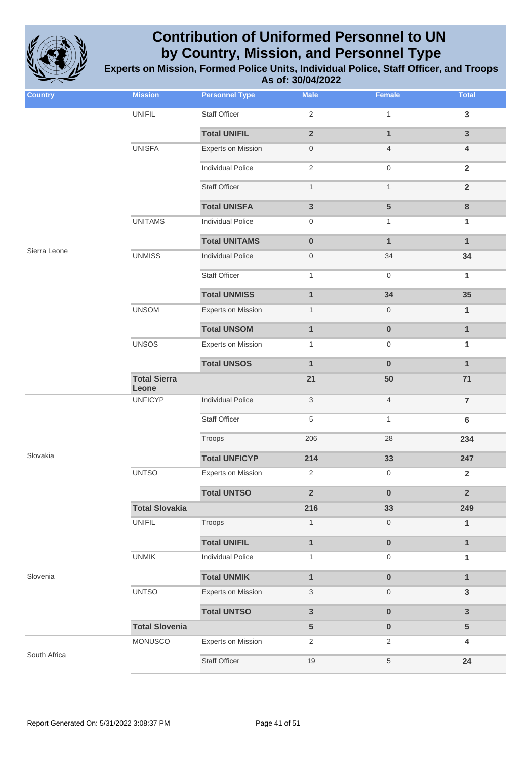# Contribution of Uniformed Personnel to UN by Country, Mission, and Personnel Type

**Experts on Mission, Formed Police Units, Individual Police, Staff Officer, and Troops**
**As of: 30/04/2022**

| Country | Mission | Personnel Type | Male | Female | Total |
|---|---|---|---|---|---|
| Sierra Leone | UNIFIL | Staff Officer | 2 | 1 | 3 |
| | | **Total UNIFIL** | **2** | **1** | **3** |
| | UNISFA | Experts on Mission | 0 | 4 | 4 |
| | | Individual Police | 2 | 0 | 2 |
| | | Staff Officer | 1 | 1 | 2 |
| | | **Total UNISFA** | **3** | **5** | **8** |
| | UNITAMS | Individual Police | 0 | 1 | 1 |
| | | **Total UNITAMS** | **0** | **1** | **1** |
| | UNMISS | Individual Police | 0 | 34 | 34 |
| | | Staff Officer | 1 | 0 | 1 |
| | | **Total UNMISS** | **1** | **34** | **35** |
| | UNSOM | Experts on Mission | 1 | 0 | 1 |
| | | **Total UNSOM** | **1** | **0** | **1** |
| | UNSOS | Experts on Mission | 1 | 0 | 1 |
| | | **Total UNSOS** | **1** | **0** | **1** |
| | **Total Sierra Leone** | | **21** | **50** | **71** |
| Slovakia | UNFICYP | Individual Police | 3 | 4 | 7 |
| | | Staff Officer | 5 | 1 | 6 |
| | | Troops | 206 | 28 | 234 |
| | | **Total UNFICYP** | **214** | **33** | **247** |
| | UNTSO | Experts on Mission | 2 | 0 | 2 |
| | | **Total UNTSO** | **2** | **0** | **2** |
| | **Total Slovakia** | | **216** | **33** | **249** |
| Slovenia | UNIFIL | Troops | 1 | 0 | 1 |
| | | **Total UNIFIL** | **1** | **0** | **1** |
| | UNMIK | Individual Police | 1 | 0 | 1 |
| | | **Total UNMIK** | **1** | **0** | **1** |
| | UNTSO | Experts on Mission | 3 | 0 | 3 |
| | | **Total UNTSO** | **3** | **0** | **3** |
| | **Total Slovenia** | | **5** | **0** | **5** |
| South Africa | MONUSCO | Experts on Mission | 2 | 2 | 4 |
| | | Staff Officer | 19 | 5 | 24 |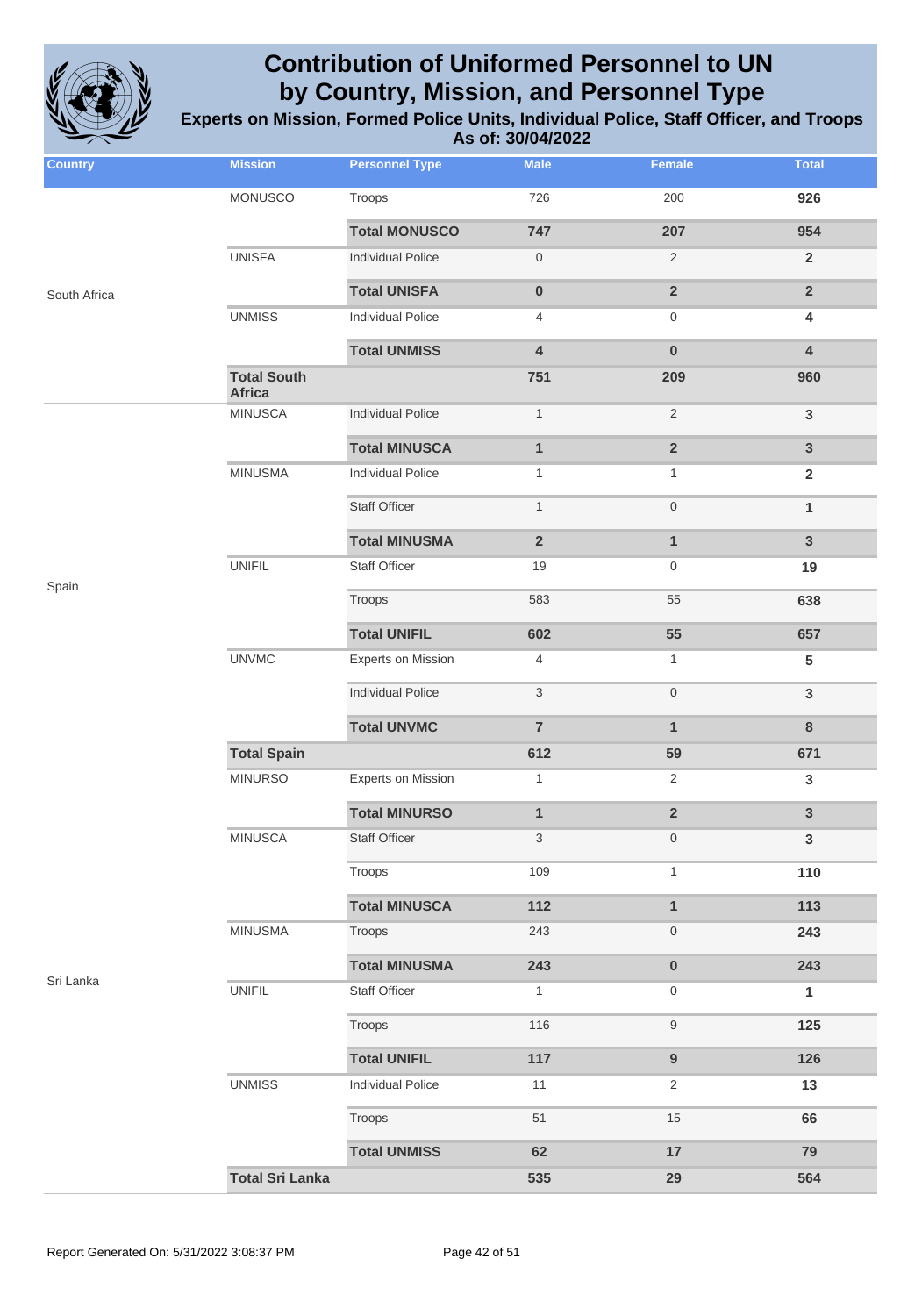# Contribution of Uniformed Personnel to UN by Country, Mission, and Personnel Type

**Experts on Mission, Formed Police Units, Individual Police, Staff Officer, and Troops**

**As of: 30/04/2022**

| Country | Mission | Personnel Type | Male | Female | Total |
|---|---|---|---|---|---|
| South Africa | MONUSCO | Troops | 726 | 200 | **926** |
| | | **Total MONUSCO** | **747** | **207** | **954** |
| | UNISFA | Individual Police | 0 | 2 | **2** |
| | | **Total UNISFA** | **0** | **2** | **2** |
| | UNMISS | Individual Police | 4 | 0 | **4** |
| | | **Total UNMISS** | **4** | **0** | **4** |
| | **Total South Africa** | | **751** | **209** | **960** |
| Spain | MINUSCA | Individual Police | 1 | 2 | **3** |
| | | **Total MINUSCA** | **1** | **2** | **3** |
| | MINUSMA | Individual Police | 1 | 1 | **2** |
| | | Staff Officer | 1 | 0 | **1** |
| | | **Total MINUSMA** | **2** | **1** | **3** |
| | UNIFIL | Staff Officer | 19 | 0 | **19** |
| | | Troops | 583 | 55 | **638** |
| | | **Total UNIFIL** | **602** | **55** | **657** |
| | UNVMC | Experts on Mission | 4 | 1 | **5** |
| | | Individual Police | 3 | 0 | **3** |
| | | **Total UNVMC** | **7** | **1** | **8** |
| | **Total Spain** | | **612** | **59** | **671** |
| Sri Lanka | MINURSO | Experts on Mission | 1 | 2 | **3** |
| | | **Total MINURSO** | **1** | **2** | **3** |
| | MINUSCA | Staff Officer | 3 | 0 | **3** |
| | | Troops | 109 | 1 | **110** |
| | | **Total MINUSCA** | **112** | **1** | **113** |
| | MINUSMA | Troops | 243 | 0 | **243** |
| | | **Total MINUSMA** | **243** | **0** | **243** |
| | UNIFIL | Staff Officer | 1 | 0 | **1** |
| | | Troops | 116 | 9 | **125** |
| | | **Total UNIFIL** | **117** | **9** | **126** |
| | UNMISS | Individual Police | 11 | 2 | **13** |
| | | Troops | 51 | 15 | **66** |
| | | **Total UNMISS** | **62** | **17** | **79** |
| | **Total Sri Lanka** | | **535** | **29** | **564** |

Report Generated On: 5/31/2022 3:08:37 PM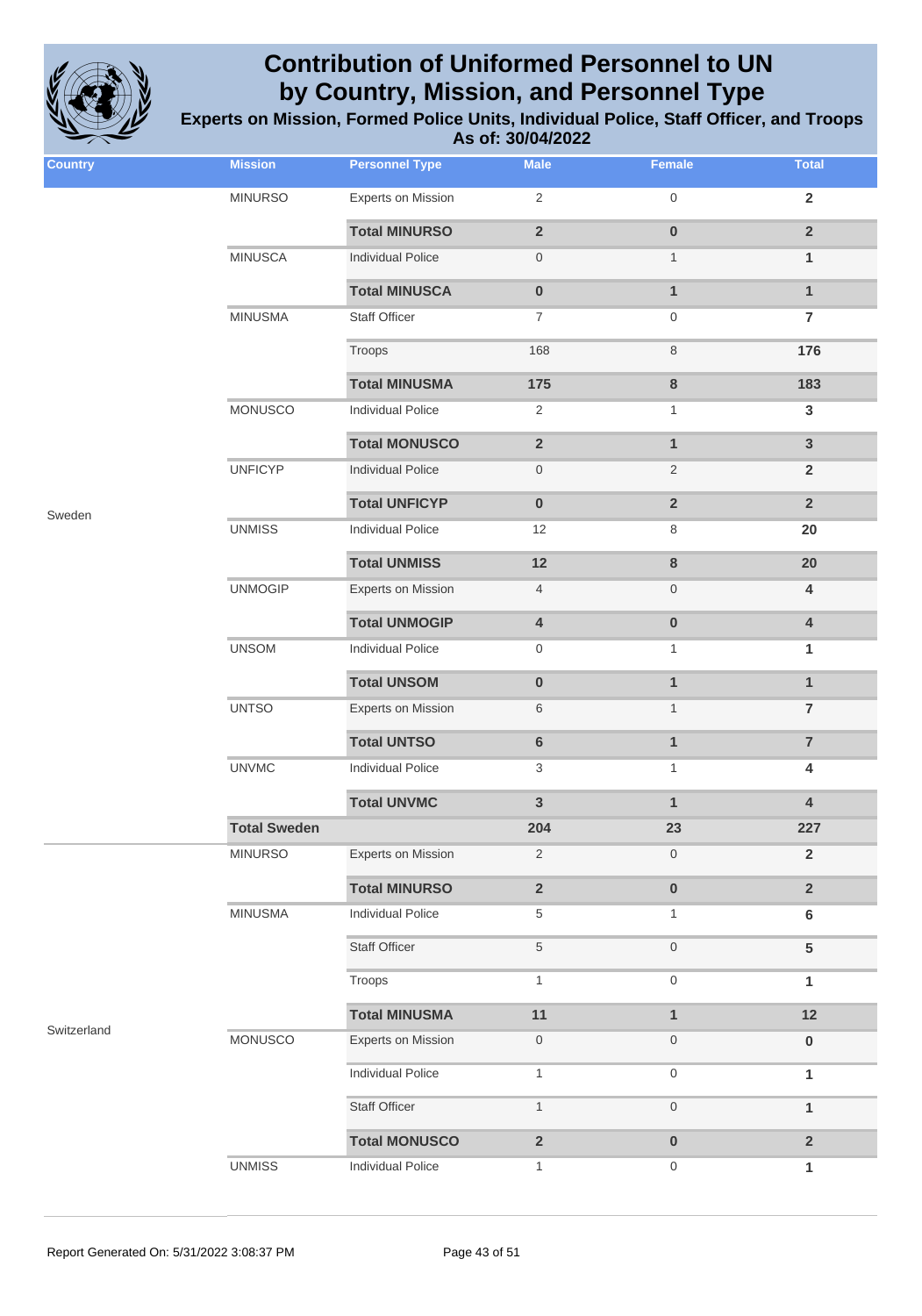# Contribution of Uniformed Personnel to UN by Country, Mission, and Personnel Type

**Experts on Mission, Formed Police Units, Individual Police, Staff Officer, and Troops**

**As of: 30/04/2022**

| Country | Mission | Personnel Type | Male | Female | Total |
|---|---|---|---|---|---|
| Sweden | MINURSO | Experts on Mission | 2 | 0 | **2** |
| | | **Total MINURSO** | **2** | **0** | **2** |
| | MINUSCA | Individual Police | 0 | 1 | **1** |
| | | **Total MINUSCA** | **0** | **1** | **1** |
| | MINUSMA | Staff Officer | 7 | 0 | **7** |
| | | Troops | 168 | 8 | **176** |
| | | **Total MINUSMA** | **175** | **8** | **183** |
| | MONUSCO | Individual Police | 2 | 1 | **3** |
| | | **Total MONUSCO** | **2** | **1** | **3** |
| | UNFICYP | Individual Police | 0 | 2 | **2** |
| | | **Total UNFICYP** | **0** | **2** | **2** |
| | UNMISS | Individual Police | 12 | 8 | **20** |
| | | **Total UNMISS** | **12** | **8** | **20** |
| | UNMOGIP | Experts on Mission | 4 | 0 | **4** |
| | | **Total UNMOGIP** | **4** | **0** | **4** |
| | UNSOM | Individual Police | 0 | 1 | **1** |
| | | **Total UNSOM** | **0** | **1** | **1** |
| | UNTSO | Experts on Mission | 6 | 1 | **7** |
| | | **Total UNTSO** | **6** | **1** | **7** |
| | UNVMC | Individual Police | 3 | 1 | **4** |
| | | **Total UNVMC** | **3** | **1** | **4** |
| | **Total Sweden** | | **204** | **23** | **227** |
| Switzerland | MINURSO | Experts on Mission | 2 | 0 | **2** |
| | | **Total MINURSO** | **2** | **0** | **2** |
| | MINUSMA | Individual Police | 5 | 1 | **6** |
| | | Staff Officer | 5 | 0 | **5** |
| | | Troops | 1 | 0 | **1** |
| | | **Total MINUSMA** | **11** | **1** | **12** |
| | MONUSCO | Experts on Mission | 0 | 0 | **0** |
| | | Individual Police | 1 | 0 | **1** |
| | | Staff Officer | 1 | 0 | **1** |
| | | **Total MONUSCO** | **2** | **0** | **2** |
| | UNMISS | Individual Police | 1 | 0 | **1** |

Report Generated On: 5/31/2022 3:08:37 PM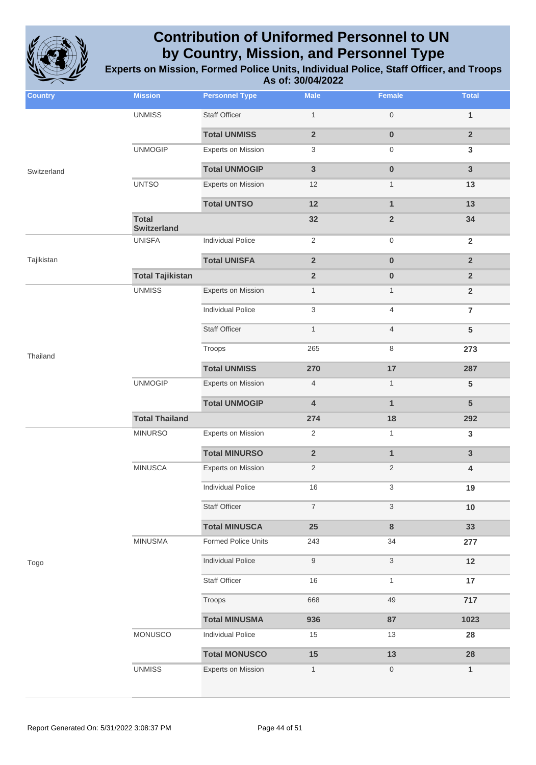# Contribution of Uniformed Personnel to UN by Country, Mission, and Personnel Type

## Experts on Mission, Formed Police Units, Individual Police, Staff Officer, and Troops

### As of: 30/04/2022

| Country | Mission | Personnel Type | Male | Female | Total |
|---|---|---|---|---|---|
| Switzerland | UNMISS | Staff Officer | 1 | 0 | 1 |
| | | **Total UNMISS** | **2** | **0** | **2** |
| | UNMOGIP | Experts on Mission | 3 | 0 | 3 |
| | | **Total UNMOGIP** | **3** | **0** | **3** |
| | UNTSO | Experts on Mission | 12 | 1 | 13 |
| | | **Total UNTSO** | **12** | **1** | **13** |
| | **Total Switzerland** | | **32** | **2** | **34** |
| Tajikistan | UNISFA | Individual Police | 2 | 0 | 2 |
| | | **Total UNISFA** | **2** | **0** | **2** |
| | **Total Tajikistan** | | **2** | **0** | **2** |
| Thailand | UNMISS | Experts on Mission | 1 | 1 | 2 |
| | | Individual Police | 3 | 4 | 7 |
| | | Staff Officer | 1 | 4 | 5 |
| | | Troops | 265 | 8 | 273 |
| | | **Total UNMISS** | **270** | **17** | **287** |
| | UNMOGIP | Experts on Mission | 4 | 1 | 5 |
| | | **Total UNMOGIP** | **4** | **1** | **5** |
| | **Total Thailand** | | **274** | **18** | **292** |
| Togo | MINURSO | Experts on Mission | 2 | 1 | 3 |
| | | **Total MINURSO** | **2** | **1** | **3** |
| | MINUSCA | Experts on Mission | 2 | 2 | 4 |
| | | Individual Police | 16 | 3 | 19 |
| | | Staff Officer | 7 | 3 | 10 |
| | | **Total MINUSCA** | **25** | **8** | **33** |
| | MINUSMA | Formed Police Units | 243 | 34 | 277 |
| | | Individual Police | 9 | 3 | 12 |
| | | Staff Officer | 16 | 1 | 17 |
| | | Troops | 668 | 49 | 717 |
| | | **Total MINUSMA** | **936** | **87** | **1023** |
| | MONUSCO | Individual Police | 15 | 13 | 28 |
| | | **Total MONUSCO** | **15** | **13** | **28** |
| | UNMISS | Experts on Mission | 1 | 0 | 1 |

Report Generated On: 5/31/2022 3:08:37 PM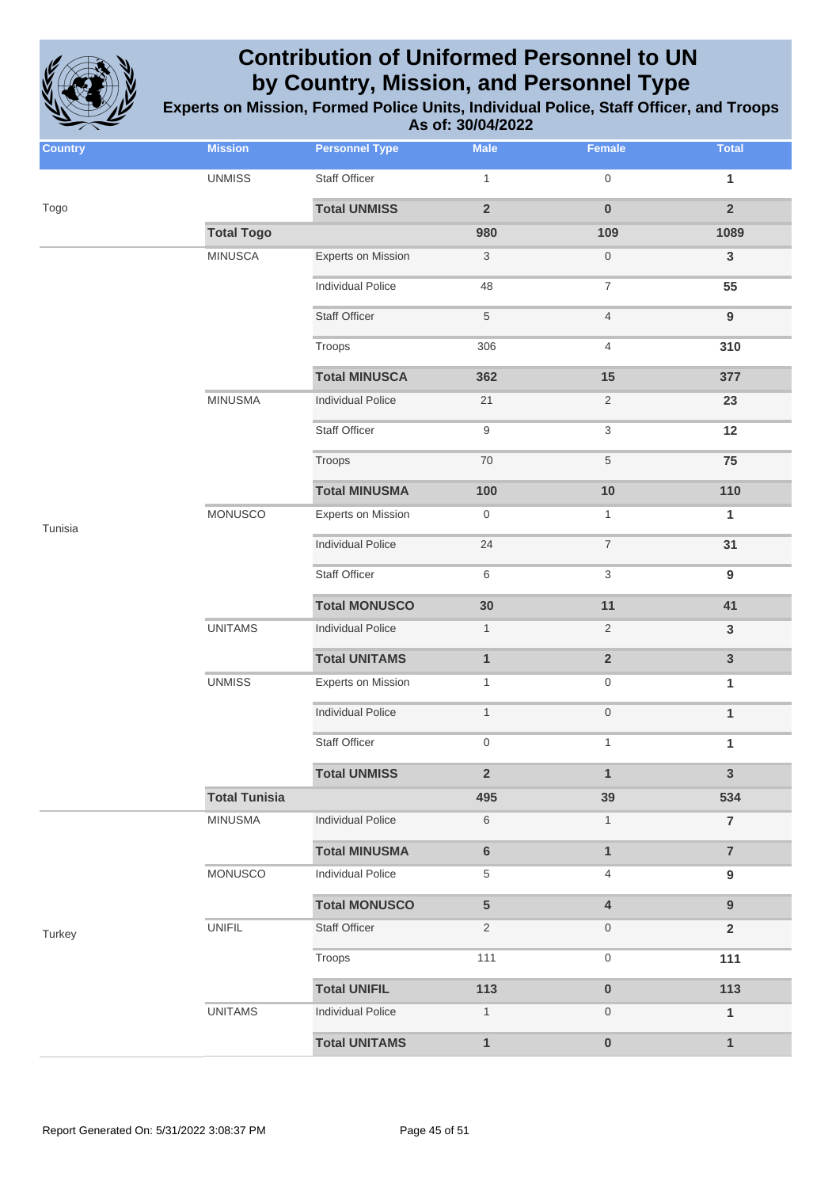# Contribution of Uniformed Personnel to UN by Country, Mission, and Personnel Type

## Experts on Mission, Formed Police Units, Individual Police, Staff Officer, and Troops

### As of: 30/04/2022

| Country | Mission | Personnel Type | Male | Female | Total |
|---|---|---|---|---|---|
| Togo | UNMISS | Staff Officer | 1 | 0 | 1 |
| | | **Total UNMISS** | **2** | **0** | **2** |
| | **Total Togo** | | **980** | **109** | **1089** |
| Tunisia | MINUSCA | Experts on Mission | 3 | 0 | 3 |
| | | Individual Police | 48 | 7 | 55 |
| | | Staff Officer | 5 | 4 | 9 |
| | | Troops | 306 | 4 | 310 |
| | | **Total MINUSCA** | **362** | **15** | **377** |
| | MINUSMA | Individual Police | 21 | 2 | 23 |
| | | Staff Officer | 9 | 3 | 12 |
| | | Troops | 70 | 5 | 75 |
| | | **Total MINUSMA** | **100** | **10** | **110** |
| | MONUSCO | Experts on Mission | 0 | 1 | 1 |
| | | Individual Police | 24 | 7 | 31 |
| | | Staff Officer | 6 | 3 | 9 |
| | | **Total MONUSCO** | **30** | **11** | **41** |
| | UNITAMS | Individual Police | 1 | 2 | 3 |
| | | **Total UNITAMS** | **1** | **2** | **3** |
| | UNMISS | Experts on Mission | 1 | 0 | 1 |
| | | Individual Police | 1 | 0 | 1 |
| | | Staff Officer | 0 | 1 | 1 |
| | | **Total UNMISS** | **2** | **1** | **3** |
| | **Total Tunisia** | | **495** | **39** | **534** |
| Turkey | MINUSMA | Individual Police | 6 | 1 | 7 |
| | | **Total MINUSMA** | **6** | **1** | **7** |
| | MONUSCO | Individual Police | 5 | 4 | 9 |
| | | **Total MONUSCO** | **5** | **4** | **9** |
| | UNIFIL | Staff Officer | 2 | 0 | 2 |
| | | Troops | 111 | 0 | 111 |
| | | **Total UNIFIL** | **113** | **0** | **113** |
| | UNITAMS | Individual Police | 1 | 0 | 1 |
| | | **Total UNITAMS** | **1** | **0** | **1** |

Report Generated On: 5/31/2022 3:08:37 PM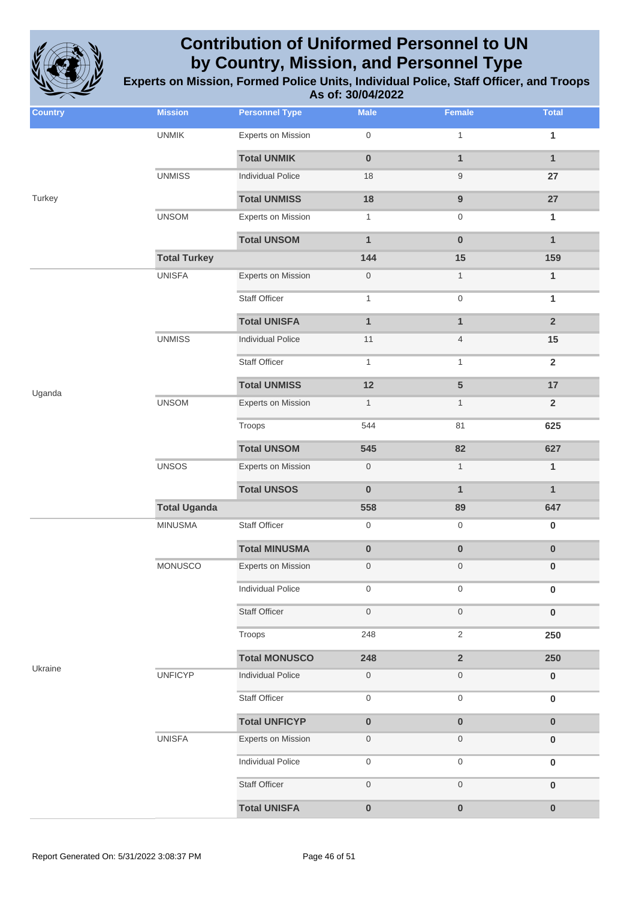# Contribution of Uniformed Personnel to UN by Country, Mission, and Personnel Type

**Experts on Mission, Formed Police Units, Individual Police, Staff Officer, and Troops**

**As of: 30/04/2022**

| Country | Mission | Personnel Type | Male | Female | Total |
|---|---|---|---|---|---|
| Turkey | UNMIK | Experts on Mission | 0 | 1 | 1 |
| | | **Total UNMIK** | **0** | **1** | **1** |
| | UNMISS | Individual Police | 18 | 9 | 27 |
| | | **Total UNMISS** | **18** | **9** | **27** |
| | UNSOM | Experts on Mission | 1 | 0 | 1 |
| | | **Total UNSOM** | **1** | **0** | **1** |
| | **Total Turkey** | | **144** | **15** | **159** |
| Uganda | UNISFA | Experts on Mission | 0 | 1 | 1 |
| | | Staff Officer | 1 | 0 | 1 |
| | | **Total UNISFA** | **1** | **1** | **2** |
| | UNMISS | Individual Police | 11 | 4 | 15 |
| | | Staff Officer | 1 | 1 | 2 |
| | | **Total UNMISS** | **12** | **5** | **17** |
| | UNSOM | Experts on Mission | 1 | 1 | 2 |
| | | Troops | 544 | 81 | 625 |
| | | **Total UNSOM** | **545** | **82** | **627** |
| | UNSOS | Experts on Mission | 0 | 1 | 1 |
| | | **Total UNSOS** | **0** | **1** | **1** |
| | **Total Uganda** | | **558** | **89** | **647** |
| Ukraine | MINUSMA | Staff Officer | 0 | 0 | 0 |
| | | **Total MINUSMA** | **0** | **0** | **0** |
| | MONUSCO | Experts on Mission | 0 | 0 | 0 |
| | | Individual Police | 0 | 0 | 0 |
| | | Staff Officer | 0 | 0 | 0 |
| | | Troops | 248 | 2 | 250 |
| | | **Total MONUSCO** | **248** | **2** | **250** |
| | UNFICYP | Individual Police | 0 | 0 | 0 |
| | | Staff Officer | 0 | 0 | 0 |
| | | **Total UNFICYP** | **0** | **0** | **0** |
| | UNISFA | Experts on Mission | 0 | 0 | 0 |
| | | Individual Police | 0 | 0 | 0 |
| | | Staff Officer | 0 | 0 | 0 |
| | | **Total UNISFA** | **0** | **0** | **0** |

Report Generated On: 5/31/2022 3:08:37 PM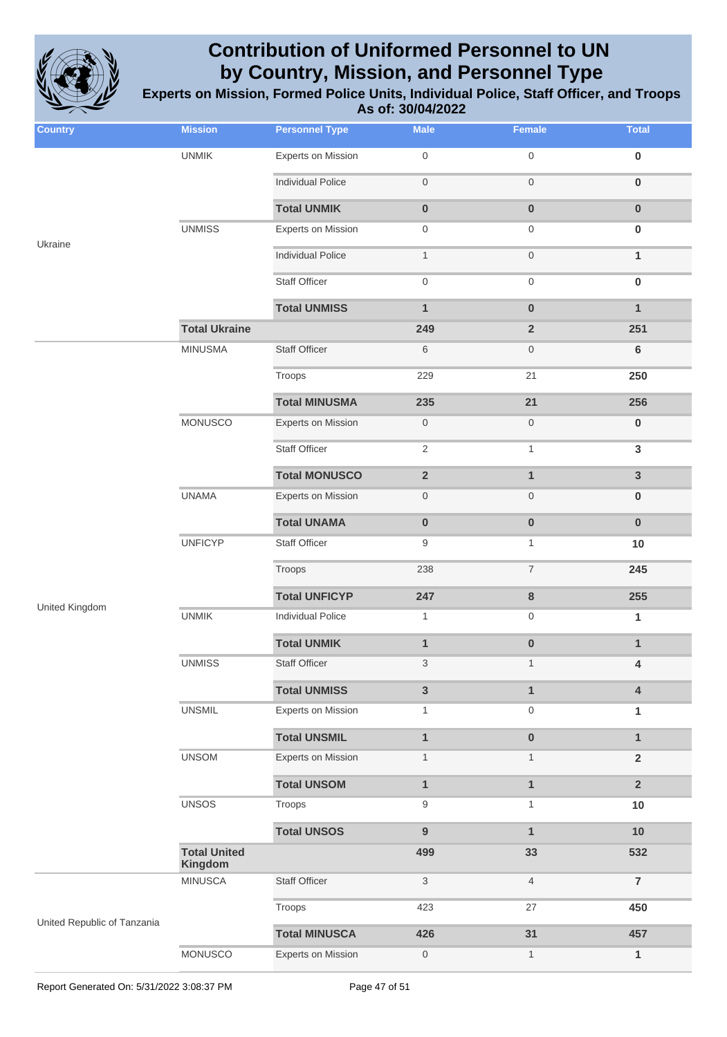# Contribution of Uniformed Personnel to UN by Country, Mission, and Personnel Type

**Experts on Mission, Formed Police Units, Individual Police, Staff Officer, and Troops**

**As of: 30/04/2022**

| Country | Mission | Personnel Type | Male | Female | Total |
|---|---|---|---|---|---|
| Ukraine | UNMIK | Experts on Mission | 0 | 0 | **0** |
| | | Individual Police | 0 | 0 | **0** |
| | | **Total UNMIK** | **0** | **0** | **0** |
| | UNMISS | Experts on Mission | 0 | 0 | **0** |
| | | Individual Police | 1 | 0 | **1** |
| | | Staff Officer | 0 | 0 | **0** |
| | | **Total UNMISS** | **1** | **0** | **1** |
| | **Total Ukraine** | | **249** | **2** | **251** |
| United Kingdom | MINUSMA | Staff Officer | 6 | 0 | **6** |
| | | Troops | 229 | 21 | **250** |
| | | **Total MINUSMA** | **235** | **21** | **256** |
| | MONUSCO | Experts on Mission | 0 | 0 | **0** |
| | | Staff Officer | 2 | 1 | **3** |
| | | **Total MONUSCO** | **2** | **1** | **3** |
| | UNAMA | Experts on Mission | 0 | 0 | **0** |
| | | **Total UNAMA** | **0** | **0** | **0** |
| | UNFICYP | Staff Officer | 9 | 1 | **10** |
| | | Troops | 238 | 7 | **245** |
| | | **Total UNFICYP** | **247** | **8** | **255** |
| | UNMIK | Individual Police | 1 | 0 | **1** |
| | | **Total UNMIK** | **1** | **0** | **1** |
| | UNMISS | Staff Officer | 3 | 1 | **4** |
| | | **Total UNMISS** | **3** | **1** | **4** |
| | UNSMIL | Experts on Mission | 1 | 0 | **1** |
| | | **Total UNSMIL** | **1** | **0** | **1** |
| | UNSOM | Experts on Mission | 1 | 1 | **2** |
| | | **Total UNSOM** | **1** | **1** | **2** |
| | UNSOS | Troops | 9 | 1 | **10** |
| | | **Total UNSOS** | **9** | **1** | **10** |
| | **Total United Kingdom** | | **499** | **33** | **532** |
| United Republic of Tanzania | MINUSCA | Staff Officer | 3 | 4 | **7** |
| | | Troops | 423 | 27 | **450** |
| | | **Total MINUSCA** | **426** | **31** | **457** |
| | MONUSCO | Experts on Mission | 0 | 1 | **1** |

Report Generated On: 5/31/2022 3:08:37 PM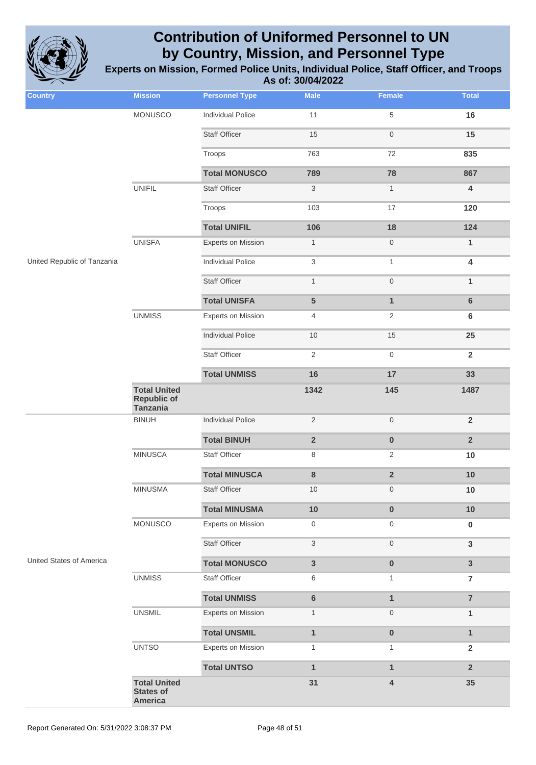# Contribution of Uniformed Personnel to UN by Country, Mission, and Personnel Type

**Experts on Mission, Formed Police Units, Individual Police, Staff Officer, and Troops**

**As of: 30/04/2022**

| Country | Mission | Personnel Type | Male | Female | Total |
|---|---|---|---|---|---|
| | MONUSCO | Individual Police | 11 | 5 | **16** |
| | | Staff Officer | 15 | 0 | **15** |
| | | Troops | 763 | 72 | **835** |
| | | **Total MONUSCO** | **789** | **78** | **867** |
| | UNIFIL | Staff Officer | 3 | 1 | **4** |
| | | Troops | 103 | 17 | **120** |
| | | **Total UNIFIL** | **106** | **18** | **124** |
| | UNISFA | Experts on Mission | 1 | 0 | **1** |
| United Republic of Tanzania | | Individual Police | 3 | 1 | **4** |
| | | Staff Officer | 1 | 0 | **1** |
| | | **Total UNISFA** | **5** | **1** | **6** |
| | UNMISS | Experts on Mission | 4 | 2 | **6** |
| | | Individual Police | 10 | 15 | **25** |
| | | Staff Officer | 2 | 0 | **2** |
| | | **Total UNMISS** | **16** | **17** | **33** |
| | **Total United Republic of Tanzania** | | **1342** | **145** | **1487** |
| | BINUH | Individual Police | 2 | 0 | **2** |
| | | **Total BINUH** | **2** | **0** | **2** |
| | MINUSCA | Staff Officer | 8 | 2 | **10** |
| | | **Total MINUSCA** | **8** | **2** | **10** |
| | MINUSMA | Staff Officer | 10 | 0 | **10** |
| | | **Total MINUSMA** | **10** | **0** | **10** |
| | MONUSCO | Experts on Mission | 0 | 0 | **0** |
| | | Staff Officer | 3 | 0 | **3** |
| United States of America | | **Total MONUSCO** | **3** | **0** | **3** |
| | UNMISS | Staff Officer | 6 | 1 | **7** |
| | | **Total UNMISS** | **6** | **1** | **7** |
| | UNSMIL | Experts on Mission | 1 | 0 | **1** |
| | | **Total UNSMIL** | **1** | **0** | **1** |
| | UNTSO | Experts on Mission | 1 | 1 | **2** |
| | | **Total UNTSO** | **1** | **1** | **2** |
| | **Total United States of America** | | **31** | **4** | **35** |

Report Generated On: 5/31/2022 3:08:37 PM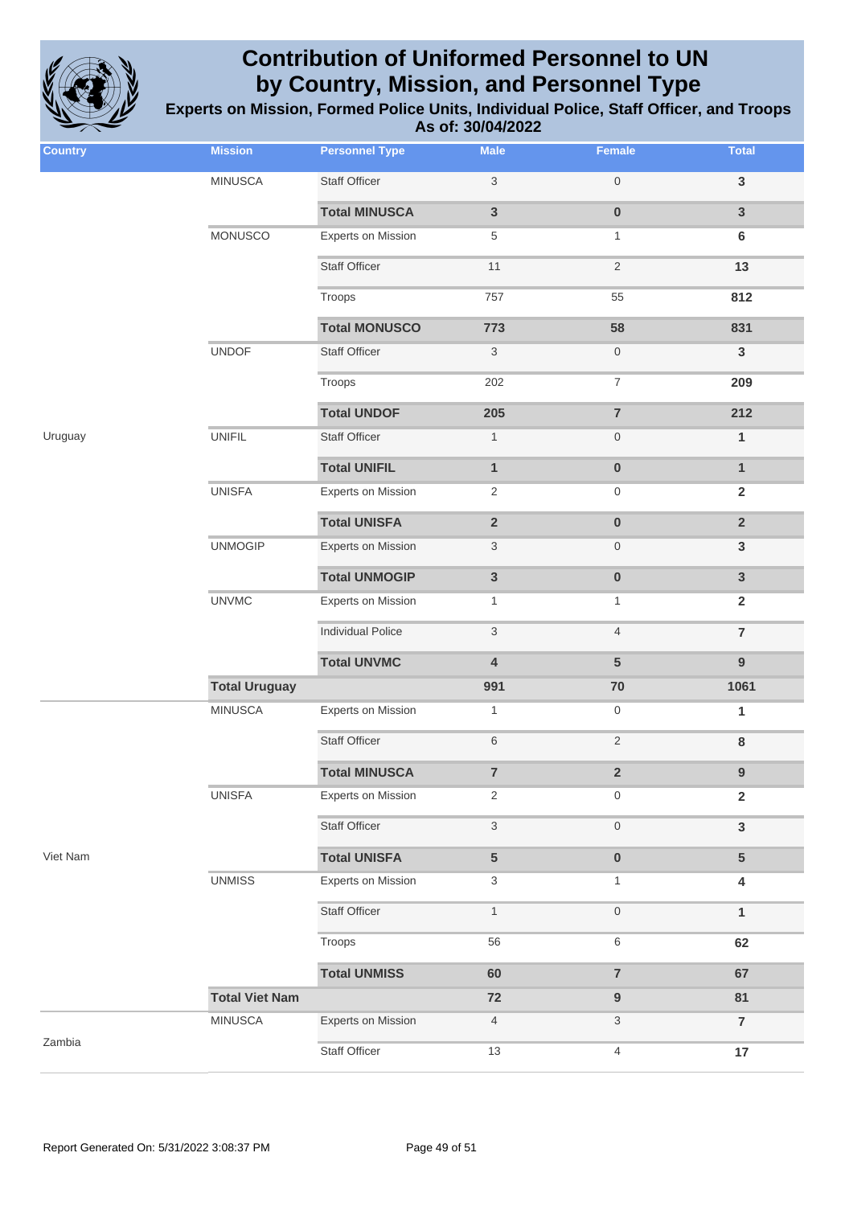# Contribution of Uniformed Personnel to UN by Country, Mission, and Personnel Type

**Experts on Mission, Formed Police Units, Individual Police, Staff Officer, and Troops**
**As of: 30/04/2022**

| Country | Mission | Personnel Type | Male | Female | Total |
|---|---|---|---|---|---|
| | MINUSCA | Staff Officer | 3 | 0 | 3 |
| | | **Total MINUSCA** | **3** | **0** | **3** |
| | MONUSCO | Experts on Mission | 5 | 1 | 6 |
| | | Staff Officer | 11 | 2 | 13 |
| | | Troops | 757 | 55 | 812 |
| | | **Total MONUSCO** | **773** | **58** | **831** |
| | UNDOF | Staff Officer | 3 | 0 | 3 |
| | | Troops | 202 | 7 | 209 |
| | | **Total UNDOF** | **205** | **7** | **212** |
| Uruguay | UNIFIL | Staff Officer | 1 | 0 | 1 |
| | | **Total UNIFIL** | **1** | **0** | **1** |
| | UNISFA | Experts on Mission | 2 | 0 | 2 |
| | | **Total UNISFA** | **2** | **0** | **2** |
| | UNMOGIP | Experts on Mission | 3 | 0 | 3 |
| | | **Total UNMOGIP** | **3** | **0** | **3** |
| | UNVMC | Experts on Mission | 1 | 1 | 2 |
| | | Individual Police | 3 | 4 | 7 |
| | | **Total UNVMC** | **4** | **5** | **9** |
| | **Total Uruguay** | | **991** | **70** | **1061** |
| | MINUSCA | Experts on Mission | 1 | 0 | 1 |
| | | Staff Officer | 6 | 2 | 8 |
| | | **Total MINUSCA** | **7** | **2** | **9** |
| | UNISFA | Experts on Mission | 2 | 0 | 2 |
| | | Staff Officer | 3 | 0 | 3 |
| Viet Nam | | **Total UNISFA** | **5** | **0** | **5** |
| | UNMISS | Experts on Mission | 3 | 1 | 4 |
| | | Staff Officer | 1 | 0 | 1 |
| | | Troops | 56 | 6 | 62 |
| | | **Total UNMISS** | **60** | **7** | **67** |
| | **Total Viet Nam** | | **72** | **9** | **81** |
| Zambia | MINUSCA | Experts on Mission | 4 | 3 | 7 |
| | | Staff Officer | 13 | 4 | 17 |

Report Generated On: 5/31/2022 3:08:37 PM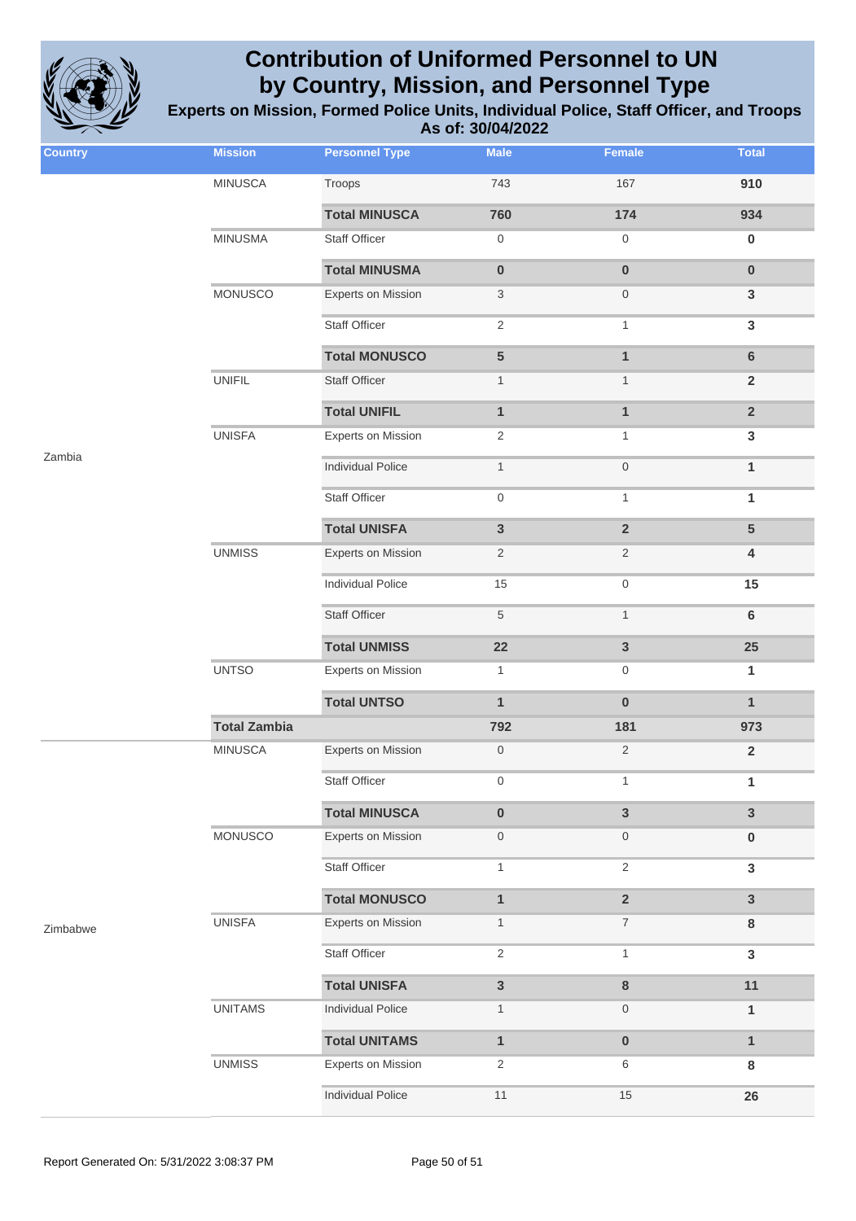# Contribution of Uniformed Personnel to UN by Country, Mission, and Personnel Type

**Experts on Mission, Formed Police Units, Individual Police, Staff Officer, and Troops**
**As of: 30/04/2022**

| Country | Mission | Personnel Type | Male | Female | Total |
|---|---|---|---|---|---|
| Zambia | MINUSCA | Troops | 743 | 167 | 910 |
| | | **Total MINUSCA** | **760** | **174** | **934** |
| | MINUSMA | Staff Officer | 0 | 0 | 0 |
| | | **Total MINUSMA** | **0** | **0** | **0** |
| | MONUSCO | Experts on Mission | 3 | 0 | 3 |
| | | Staff Officer | 2 | 1 | 3 |
| | | **Total MONUSCO** | **5** | **1** | **6** |
| | UNIFIL | Staff Officer | 1 | 1 | 2 |
| | | **Total UNIFIL** | **1** | **1** | **2** |
| | UNISFA | Experts on Mission | 2 | 1 | 3 |
| | | Individual Police | 1 | 0 | 1 |
| | | Staff Officer | 0 | 1 | 1 |
| | | **Total UNISFA** | **3** | **2** | **5** |
| | UNMISS | Experts on Mission | 2 | 2 | 4 |
| | | Individual Police | 15 | 0 | 15 |
| | | Staff Officer | 5 | 1 | 6 |
| | | **Total UNMISS** | **22** | **3** | **25** |
| | UNTSO | Experts on Mission | 1 | 0 | 1 |
| | | **Total UNTSO** | **1** | **0** | **1** |
| | **Total Zambia** | | **792** | **181** | **973** |
| Zimbabwe | MINUSCA | Experts on Mission | 0 | 2 | 2 |
| | | Staff Officer | 0 | 1 | 1 |
| | | **Total MINUSCA** | **0** | **3** | **3** |
| | MONUSCO | Experts on Mission | 0 | 0 | 0 |
| | | Staff Officer | 1 | 2 | 3 |
| | | **Total MONUSCO** | **1** | **2** | **3** |
| | UNISFA | Experts on Mission | 1 | 7 | 8 |
| | | Staff Officer | 2 | 1 | 3 |
| | | **Total UNISFA** | **3** | **8** | **11** |
| | UNITAMS | Individual Police | 1 | 0 | 1 |
| | | **Total UNITAMS** | **1** | **0** | **1** |
| | UNMISS | Experts on Mission | 2 | 6 | 8 |
| | | Individual Police | 11 | 15 | 26 |

Report Generated On: 5/31/2022 3:08:37 PM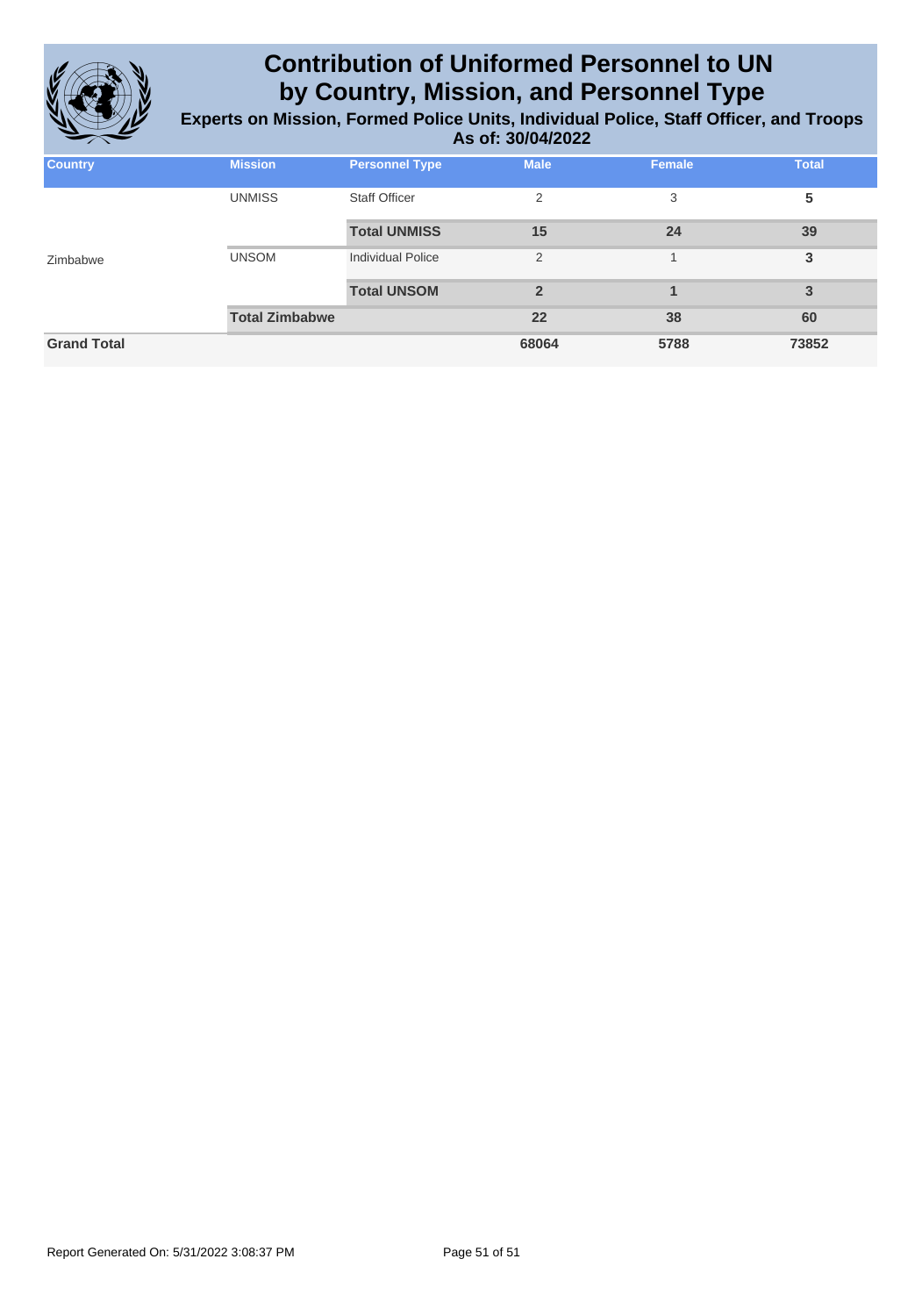# Contribution of Uniformed Personnel to UN by Country, Mission, and Personnel Type

**Experts on Mission, Formed Police Units, Individual Police, Staff Officer, and Troops**

**As of: 30/04/2022**

| Country | Mission | Personnel Type | Male | Female | Total |
|---|---|---|---|---|---|
| | UNMISS | Staff Officer | 2 | 3 | **5** |
| | | **Total UNMISS** | **15** | **24** | **39** |
| Zimbabwe | UNSOM | Individual Police | 2 | 1 | **3** |
| | | **Total UNSOM** | **2** | **1** | **3** |
| | **Total Zimbabwe** | | **22** | **38** | **60** |
| **Grand Total** | | | **68064** | **5788** | **73852** |

Report Generated On: 5/31/2022 3:08:37 PM